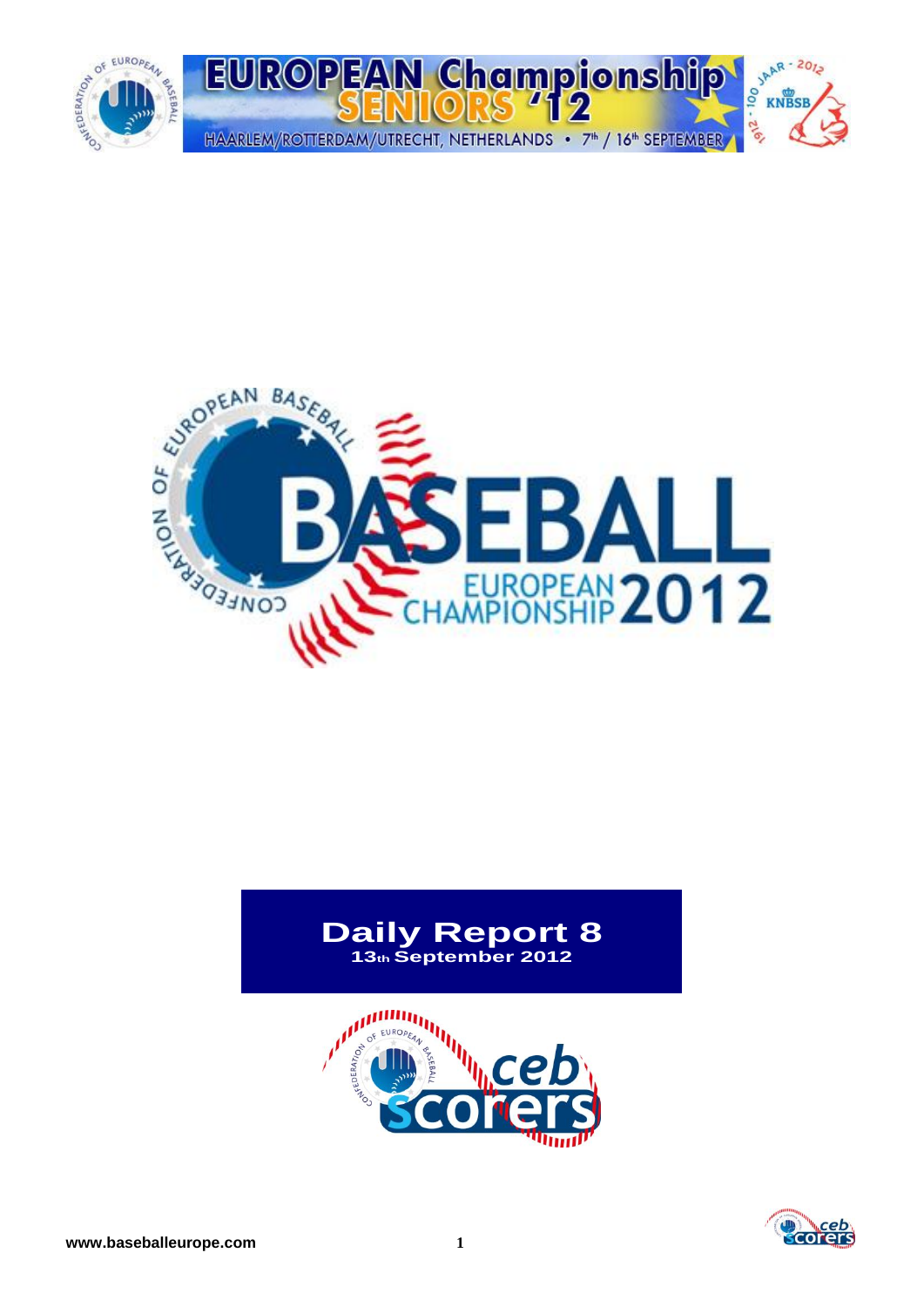# Daily Report 8

**13th September 2012**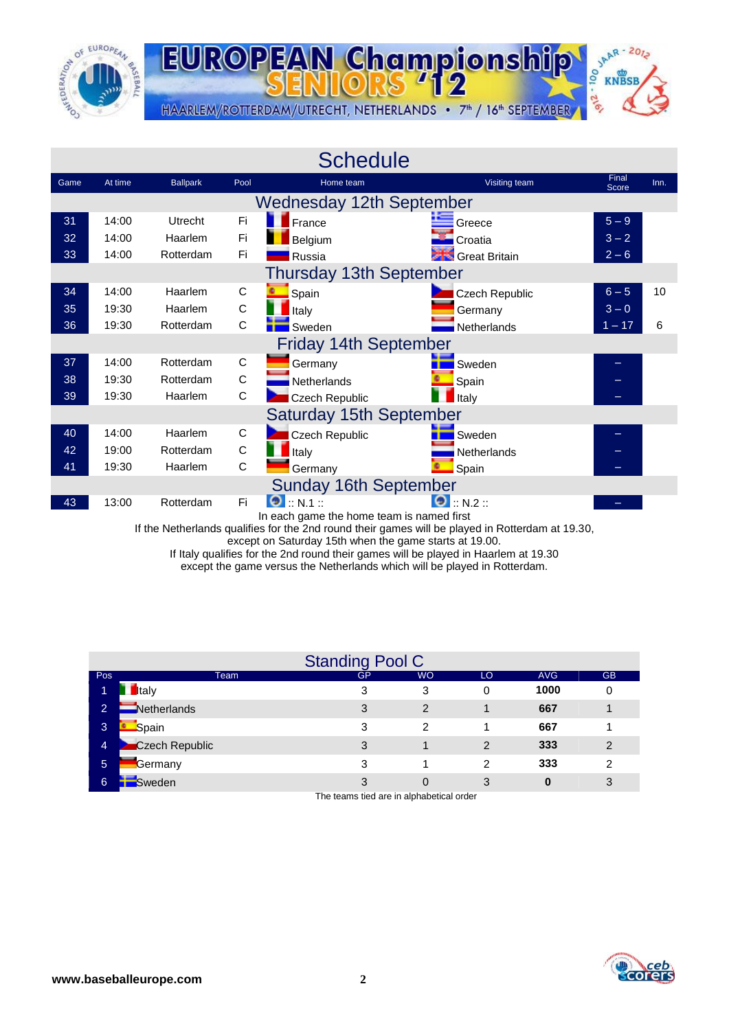# EUROPEAN Championship SENIORS '12

HAARLEM/ROTTERDAM/UTRECHT, NETHERLANDS • 7th / 16th SEPTEMBER

## Schedule

| Game | At time | Ballpark | Pool | Home team | Visiting team | Final Score | Inn. |
|---|---|---|---|---|---|---|---|
| **Wednesday 12th September** | | | | | | | |
| 31 | 14:00 | Utrecht | Fi | France | Greece | 5 – 9 | |
| 32 | 14:00 | Haarlem | Fi | Belgium | Croatia | 3 – 2 | |
| 33 | 14:00 | Rotterdam | Fi | Russia | Great Britain | 2 – 6 | |
| **Thursday 13th September** | | | | | | | |
| 34 | 14:00 | Haarlem | C | Spain | Czech Republic | 6 – 5 | 10 |
| 35 | 19:30 | Haarlem | C | Italy | Germany | 3 – 0 | |
| 36 | 19:30 | Rotterdam | C | Sweden | Netherlands | 1 – 17 | 6 |
| **Friday 14th September** | | | | | | | |
| 37 | 14:00 | Rotterdam | C | Germany | Sweden | – | |
| 38 | 19:30 | Rotterdam | C | Netherlands | Spain | – | |
| 39 | 19:30 | Haarlem | C | Czech Republic | Italy | – | |
| **Saturday 15th September** | | | | | | | |
| 40 | 14:00 | Haarlem | C | Czech Republic | Sweden | – | |
| 42 | 19:00 | Rotterdam | C | Italy | Netherlands | – | |
| 41 | 19:30 | Haarlem | C | Germany | Spain | – | |
| **Sunday 16th September** | | | | | | | |
| 43 | 13:00 | Rotterdam | Fi | :: N.1 :: | :: N.2 :: | – | |

In each game the home team is named first

If the Netherlands qualifies for the 2nd round their games will be played in Rotterdam at 19.30, except on Saturday 15th when the game starts at 19.00.

If Italy qualifies for the 2nd round their games will be played in Haarlem at 19.30 except the game versus the Netherlands which will be played in Rotterdam.

## Standing Pool C

| Pos | Team | GP | WO | LO | AVG | GB |
|---|---|---|---|---|---|---|
| 1 | Italy | 3 | 3 | 0 | **1000** | 0 |
| 2 | Netherlands | 3 | 2 | 1 | **667** | 1 |
| 3 | Spain | 3 | 2 | 1 | **667** | 1 |
| 4 | Czech Republic | 3 | 1 | 2 | **333** | 2 |
| 5 | Germany | 3 | 1 | 2 | **333** | 2 |
| 6 | Sweden | 3 | 0 | 3 | **0** | 3 |

The teams tied are in alphabetical order

**www.baseballeurope.com**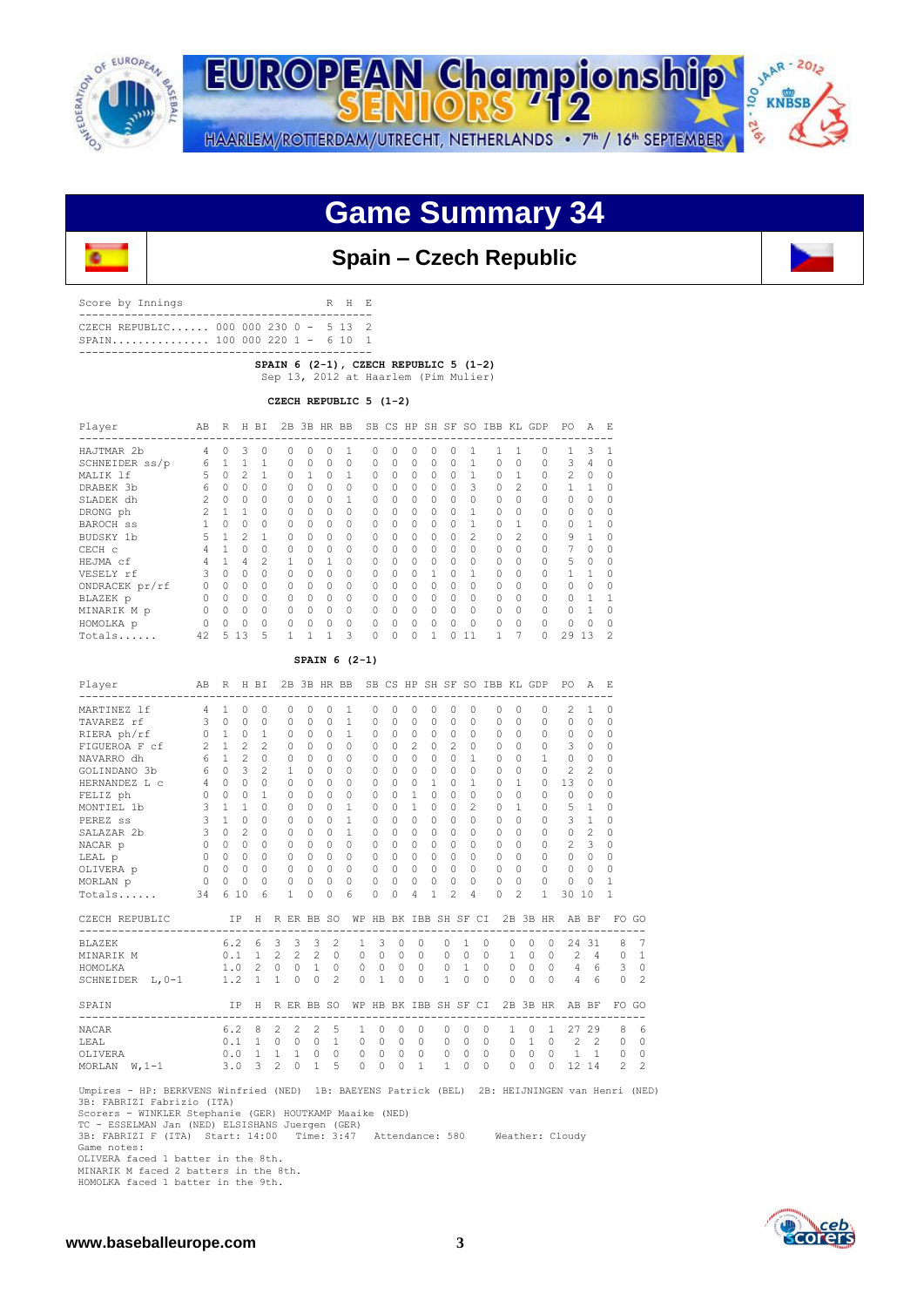# Game Summary 34

## Spain – Czech Republic

Score by Innings

| | | R | H | E |
|---|---|---|---|---|
| CZECH REPUBLIC...... | 000 000 230 0 - | 5 | 13 | 2 |
| SPAIN.............. | 100 000 220 1 - | 6 | 10 | 1 |

**SPAIN 6 (2-1), CZECH REPUBLIC 5 (1-2)**
Sep 13, 2012 at Haarlem (Pim Mulier)

**CZECH REPUBLIC 5 (1-2)**

| Player | AB | R | H | BI | 2B | 3B | HR | BB | SB | CS | HP | SH | SF | SO | IBB | KL | GDP | PO | A | E |
|---|---|---|---|---|---|---|---|---|---|---|---|---|---|---|---|---|---|---|---|---|
| HAJTMAR 2b | 4 | 0 | 3 | 0 | 0 | 0 | 0 | 1 | 0 | 0 | 0 | 0 | 0 | 1 | 1 | 1 | 0 | 1 | 3 | 1 |
| SCHNEIDER ss/p | 6 | 1 | 1 | 1 | 0 | 0 | 0 | 0 | 0 | 0 | 0 | 0 | 0 | 1 | 0 | 0 | 0 | 3 | 4 | 0 |
| MALIK lf | 5 | 0 | 2 | 1 | 0 | 1 | 0 | 1 | 0 | 0 | 0 | 0 | 0 | 1 | 0 | 1 | 0 | 2 | 0 | 0 |
| DRABEK 3b | 6 | 0 | 0 | 0 | 0 | 0 | 0 | 0 | 0 | 0 | 0 | 0 | 0 | 3 | 0 | 2 | 0 | 1 | 1 | 0 |
| SLADEK dh | 2 | 0 | 0 | 0 | 0 | 0 | 0 | 1 | 0 | 0 | 0 | 0 | 0 | 0 | 0 | 0 | 0 | 0 | 0 | 0 |
| DRONG ph | 2 | 1 | 1 | 0 | 0 | 0 | 0 | 0 | 0 | 0 | 0 | 0 | 0 | 1 | 0 | 0 | 0 | 0 | 0 | 0 |
| BAROCH ss | 1 | 0 | 0 | 0 | 0 | 0 | 0 | 0 | 0 | 0 | 0 | 0 | 0 | 1 | 0 | 1 | 0 | 0 | 1 | 0 |
| BUDSKY 1b | 5 | 1 | 2 | 1 | 0 | 0 | 0 | 0 | 0 | 0 | 0 | 0 | 0 | 2 | 0 | 2 | 0 | 9 | 1 | 0 |
| CECH c | 4 | 1 | 0 | 0 | 0 | 0 | 0 | 0 | 0 | 0 | 0 | 0 | 0 | 0 | 0 | 0 | 0 | 7 | 0 | 0 |
| HEJMA cf | 4 | 1 | 4 | 2 | 1 | 0 | 1 | 0 | 0 | 0 | 0 | 0 | 0 | 0 | 0 | 0 | 0 | 5 | 0 | 0 |
| VESELY rf | 3 | 0 | 0 | 0 | 0 | 0 | 0 | 0 | 0 | 0 | 0 | 1 | 0 | 1 | 0 | 0 | 0 | 1 | 1 | 0 |
| ONDRACEK pr/rf | 0 | 0 | 0 | 0 | 0 | 0 | 0 | 0 | 0 | 0 | 0 | 0 | 0 | 0 | 0 | 0 | 0 | 0 | 0 | 0 |
| BLAZEK p | 0 | 0 | 0 | 0 | 0 | 0 | 0 | 0 | 0 | 0 | 0 | 0 | 0 | 0 | 0 | 0 | 0 | 0 | 1 | 1 |
| MINARIK M p | 0 | 0 | 0 | 0 | 0 | 0 | 0 | 0 | 0 | 0 | 0 | 0 | 0 | 0 | 0 | 0 | 0 | 0 | 1 | 0 |
| HOMOLKA p | 0 | 0 | 0 | 0 | 0 | 0 | 0 | 0 | 0 | 0 | 0 | 0 | 0 | 0 | 0 | 0 | 0 | 0 | 0 | 0 |
| Totals...... | 42 | 5 | 13 | 5 | 1 | 1 | 1 | 3 | 0 | 0 | 0 | 1 | 0 | 11 | 1 | 7 | 0 | 29 | 13 | 2 |

**SPAIN 6 (2-1)**

| Player | AB | R | H | BI | 2B | 3B | HR | BB | SB | CS | HP | SH | SF | SO | IBB | KL | GDP | PO | A | E |
|---|---|---|---|---|---|---|---|---|---|---|---|---|---|---|---|---|---|---|---|---|
| MARTINEZ lf | 4 | 1 | 0 | 0 | 0 | 0 | 0 | 1 | 0 | 0 | 0 | 0 | 0 | 0 | 0 | 0 | 0 | 2 | 1 | 0 |
| TAVAREZ rf | 3 | 0 | 0 | 0 | 0 | 0 | 0 | 1 | 0 | 0 | 0 | 0 | 0 | 0 | 0 | 0 | 0 | 0 | 0 | 0 |
| RIERA ph/rf | 0 | 1 | 0 | 1 | 0 | 0 | 0 | 1 | 0 | 0 | 0 | 0 | 0 | 0 | 0 | 0 | 0 | 0 | 0 | 0 |
| FIGUEROA F cf | 2 | 1 | 2 | 2 | 0 | 0 | 0 | 0 | 0 | 0 | 2 | 0 | 2 | 0 | 0 | 0 | 0 | 3 | 0 | 0 |
| NAVARRO dh | 6 | 1 | 2 | 0 | 0 | 0 | 0 | 0 | 0 | 0 | 0 | 0 | 0 | 1 | 0 | 0 | 1 | 0 | 0 | 0 |
| GOLINDANO 3b | 6 | 0 | 3 | 2 | 1 | 0 | 0 | 0 | 0 | 0 | 0 | 0 | 0 | 0 | 0 | 0 | 0 | 2 | 2 | 0 |
| HERNANDEZ L c | 4 | 0 | 0 | 0 | 0 | 0 | 0 | 0 | 0 | 0 | 0 | 1 | 0 | 1 | 0 | 1 | 0 | 13 | 0 | 0 |
| FELIZ ph | 0 | 0 | 0 | 1 | 0 | 0 | 0 | 0 | 0 | 0 | 1 | 0 | 0 | 0 | 0 | 0 | 0 | 0 | 0 | 0 |
| MONTIEL 1b | 3 | 1 | 1 | 0 | 0 | 0 | 0 | 1 | 0 | 0 | 1 | 0 | 0 | 2 | 0 | 1 | 0 | 5 | 1 | 0 |
| PEREZ ss | 3 | 1 | 0 | 0 | 0 | 0 | 0 | 1 | 0 | 0 | 0 | 0 | 0 | 0 | 0 | 0 | 0 | 3 | 1 | 0 |
| SALAZAR 2b | 3 | 0 | 2 | 0 | 0 | 0 | 0 | 1 | 0 | 0 | 0 | 0 | 0 | 0 | 0 | 0 | 0 | 0 | 2 | 0 |
| NACAR p | 0 | 0 | 0 | 0 | 0 | 0 | 0 | 0 | 0 | 0 | 0 | 0 | 0 | 0 | 0 | 0 | 0 | 2 | 3 | 0 |
| LEAL p | 0 | 0 | 0 | 0 | 0 | 0 | 0 | 0 | 0 | 0 | 0 | 0 | 0 | 0 | 0 | 0 | 0 | 0 | 0 | 0 |
| OLIVERA p | 0 | 0 | 0 | 0 | 0 | 0 | 0 | 0 | 0 | 0 | 0 | 0 | 0 | 0 | 0 | 0 | 0 | 0 | 0 | 0 |
| MORLAN p | 0 | 0 | 0 | 0 | 0 | 0 | 0 | 0 | 0 | 0 | 0 | 0 | 0 | 0 | 0 | 0 | 0 | 0 | 0 | 1 |
| Totals...... | 34 | 6 | 10 | 6 | 1 | 0 | 0 | 6 | 0 | 0 | 4 | 1 | 2 | 4 | 0 | 2 | 1 | 30 | 10 | 1 |

| CZECH REPUBLIC | IP | H | R | ER | BB | SO | WP | HB | BK | IBB | SH | SF | CI | 2B | 3B | HR | AB | BF | FO | GO |
|---|---|---|---|---|---|---|---|---|---|---|---|---|---|---|---|---|---|---|---|---|
| BLAZEK | 6.2 | 6 | 3 | 3 | 3 | 2 | 1 | 3 | 0 | 0 | 0 | 1 | 0 | 0 | 0 | 0 | 24 | 31 | 8 | 7 |
| MINARIK M | 0.1 | 1 | 2 | 2 | 2 | 0 | 0 | 0 | 0 | 0 | 0 | 0 | 0 | 1 | 0 | 0 | 2 | 4 | 0 | 1 |
| HOMOLKA | 1.0 | 2 | 0 | 0 | 1 | 0 | 0 | 0 | 0 | 0 | 0 | 1 | 0 | 0 | 0 | 0 | 4 | 6 | 3 | 0 |
| SCHNEIDER L,0-1 | 1.2 | 1 | 1 | 0 | 0 | 2 | 0 | 1 | 0 | 0 | 1 | 0 | 0 | 0 | 0 | 0 | 4 | 6 | 0 | 2 |

| SPAIN | IP | H | R | ER | BB | SO | WP | HB | BK | IBB | SH | SF | CI | 2B | 3B | HR | AB | BF | FO | GO |
|---|---|---|---|---|---|---|---|---|---|---|---|---|---|---|---|---|---|---|---|---|
| NACAR | 6.2 | 8 | 2 | 2 | 2 | 5 | 1 | 0 | 0 | 0 | 0 | 0 | 0 | 1 | 0 | 1 | 27 | 29 | 8 | 6 |
| LEAL | 0.1 | 1 | 0 | 0 | 0 | 1 | 0 | 0 | 0 | 0 | 0 | 0 | 0 | 0 | 1 | 0 | 2 | 2 | 0 | 0 |
| OLIVERA | 0.0 | 1 | 1 | 1 | 0 | 0 | 0 | 0 | 0 | 0 | 0 | 0 | 0 | 0 | 0 | 0 | 1 | 1 | 0 | 0 |
| MORLAN W,1-1 | 3.0 | 3 | 2 | 0 | 1 | 5 | 0 | 0 | 0 | 1 | 1 | 0 | 0 | 0 | 0 | 0 | 12 | 14 | 2 | 2 |

Umpires - HP: BERKVENS Winfried (NED) 1B: BAEYENS Patrick (BEL) 2B: HEIJNINGEN van Henri (NED)
3B: FABRIZI Fabrizio (ITA)
Scorers - WINKLER Stephanie (GER) HOUTKAMP Maaike (NED)
TC - ESSELMAN Jan (NED) ELSISHANS Juergen (GER)
3B: FABRIZI F (ITA) Start: 14:00 Time: 3:47 Attendance: 580 Weather: Cloudy
Game notes:
OLIVERA faced 1 batter in the 8th.
MINARIK M faced 2 batters in the 8th.
HOMOLKA faced 1 batter in the 9th.

www.baseballeurope.com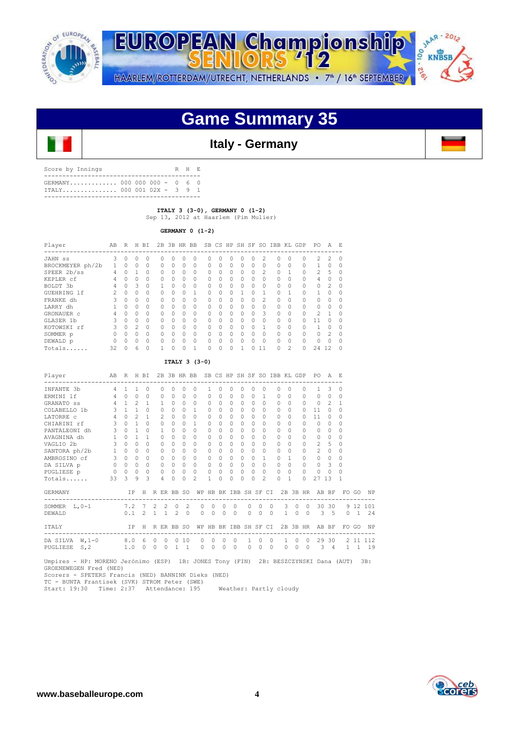# Game Summary 35

## Italy - Germany

| Score by Innings | | R | H | E |
|---|---|---|---|---|
| GERMANY | 000 000 000 - | 0 | 6 | 0 |
| ITALY | 000 001 02X - | 3 | 9 | 1 |

**ITALY 3 (3-0), GERMANY 0 (1-2)**
Sep 13, 2012 at Haarlem (Pim Mulier)

**GERMANY 0 (1-2)**

| Player | AB | R | H | BI | 2B | 3B | HR | BB | SB | CS | HP | SH | SF | SO | IBB | KL | GDP | PO | A | E |
|---|---|---|---|---|---|---|---|---|---|---|---|---|---|---|---|---|---|---|---|---|
| JAHN ss | 3 | 0 | 0 | 0 | 0 | 0 | 0 | 0 | 0 | 0 | 0 | 0 | 0 | 2 | 0 | 0 | 0 | 2 | 2 | 0 |
| BROCKMEYER ph/2b | 1 | 0 | 0 | 0 | 0 | 0 | 0 | 0 | 0 | 0 | 0 | 0 | 0 | 0 | 0 | 0 | 0 | 1 | 0 | 0 |
| SPEER 2b/ss | 4 | 0 | 1 | 0 | 0 | 0 | 0 | 0 | 0 | 0 | 0 | 0 | 0 | 2 | 0 | 1 | 0 | 2 | 5 | 0 |
| KEPLER cf | 4 | 0 | 0 | 0 | 0 | 0 | 0 | 0 | 0 | 0 | 0 | 0 | 0 | 0 | 0 | 0 | 0 | 4 | 0 | 0 |
| BOLDT 3b | 4 | 0 | 3 | 0 | 1 | 0 | 0 | 0 | 0 | 0 | 0 | 0 | 0 | 0 | 0 | 0 | 0 | 0 | 2 | 0 |
| GUEHRING lf | 2 | 0 | 0 | 0 | 0 | 0 | 0 | 1 | 0 | 0 | 0 | 1 | 0 | 1 | 0 | 1 | 0 | 1 | 0 | 0 |
| FRANKE dh | 3 | 0 | 0 | 0 | 0 | 0 | 0 | 0 | 0 | 0 | 0 | 0 | 0 | 2 | 0 | 0 | 0 | 0 | 0 | 0 |
| LARRY dh | 1 | 0 | 0 | 0 | 0 | 0 | 0 | 0 | 0 | 0 | 0 | 0 | 0 | 0 | 0 | 0 | 0 | 0 | 0 | 0 |
| GRONAUER c | 4 | 0 | 0 | 0 | 0 | 0 | 0 | 0 | 0 | 0 | 0 | 0 | 0 | 3 | 0 | 0 | 0 | 2 | 1 | 0 |
| GLASER 1b | 3 | 0 | 0 | 0 | 0 | 0 | 0 | 0 | 0 | 0 | 0 | 0 | 0 | 0 | 0 | 0 | 0 | 11 | 0 | 0 |
| KOTOWSKI rf | 3 | 0 | 2 | 0 | 0 | 0 | 0 | 0 | 0 | 0 | 0 | 0 | 0 | 1 | 0 | 0 | 0 | 1 | 0 | 0 |
| SOMMER p | 0 | 0 | 0 | 0 | 0 | 0 | 0 | 0 | 0 | 0 | 0 | 0 | 0 | 0 | 0 | 0 | 0 | 0 | 2 | 0 |
| DEWALD p | 0 | 0 | 0 | 0 | 0 | 0 | 0 | 0 | 0 | 0 | 0 | 0 | 0 | 0 | 0 | 0 | 0 | 0 | 0 | 0 |
| Totals...... | 32 | 0 | 6 | 0 | 1 | 0 | 0 | 1 | 0 | 0 | 0 | 1 | 0 | 11 | 0 | 2 | 0 | 24 | 12 | 0 |

**ITALY 3 (3-0)**

| Player | AB | R | H | BI | 2B | 3B | HR | BB | SB | CS | HP | SH | SF | SO | IBB | KL | GDP | PO | A | E |
|---|---|---|---|---|---|---|---|---|---|---|---|---|---|---|---|---|---|---|---|---|
| INFANTE 3b | 4 | 1 | 1 | 0 | 0 | 0 | 0 | 0 | 1 | 0 | 0 | 0 | 0 | 0 | 0 | 0 | 0 | 1 | 3 | 0 |
| ERMINI lf | 4 | 0 | 0 | 0 | 0 | 0 | 0 | 0 | 0 | 0 | 0 | 0 | 0 | 1 | 0 | 0 | 0 | 0 | 0 | 0 |
| GRANATO ss | 4 | 1 | 2 | 1 | 1 | 0 | 0 | 0 | 0 | 0 | 0 | 0 | 0 | 0 | 0 | 0 | 0 | 0 | 2 | 1 |
| COLABELLO 1b | 3 | 1 | 1 | 0 | 0 | 0 | 0 | 1 | 0 | 0 | 0 | 0 | 0 | 0 | 0 | 0 | 0 | 11 | 0 | 0 |
| LATORRE c | 4 | 0 | 2 | 1 | 2 | 0 | 0 | 0 | 0 | 0 | 0 | 0 | 0 | 0 | 0 | 0 | 0 | 11 | 0 | 0 |
| CHIARINI rf | 3 | 0 | 1 | 0 | 0 | 0 | 0 | 1 | 0 | 0 | 0 | 0 | 0 | 0 | 0 | 0 | 0 | 0 | 0 | 0 |
| PANTALEONI dh | 3 | 0 | 1 | 0 | 1 | 0 | 0 | 0 | 0 | 0 | 0 | 0 | 0 | 0 | 0 | 0 | 0 | 0 | 0 | 0 |
| AVAGNINA dh | 1 | 0 | 1 | 1 | 0 | 0 | 0 | 0 | 0 | 0 | 0 | 0 | 0 | 0 | 0 | 0 | 0 | 0 | 0 | 0 |
| VAGLIO 2b | 3 | 0 | 0 | 0 | 0 | 0 | 0 | 0 | 0 | 0 | 0 | 0 | 0 | 0 | 0 | 0 | 0 | 2 | 5 | 0 |
| SANTORA ph/2b | 1 | 0 | 0 | 0 | 0 | 0 | 0 | 0 | 0 | 0 | 0 | 0 | 0 | 0 | 0 | 0 | 0 | 2 | 0 | 0 |
| AMBROSINO cf | 3 | 0 | 0 | 0 | 0 | 0 | 0 | 0 | 0 | 0 | 0 | 0 | 0 | 1 | 0 | 1 | 0 | 0 | 0 | 0 |
| DA SILVA p | 0 | 0 | 0 | 0 | 0 | 0 | 0 | 0 | 0 | 0 | 0 | 0 | 0 | 0 | 0 | 0 | 0 | 0 | 3 | 0 |
| PUGLIESE p | 0 | 0 | 0 | 0 | 0 | 0 | 0 | 0 | 0 | 0 | 0 | 0 | 0 | 0 | 0 | 0 | 0 | 0 | 0 | 0 |
| Totals...... | 33 | 3 | 9 | 3 | 4 | 0 | 0 | 2 | 1 | 0 | 0 | 0 | 0 | 2 | 0 | 1 | 0 | 27 | 13 | 1 |

| GERMANY | IP | H | R | ER | BB | SO | WP | HB | BK | IBB | SH | SF | CI | 2B | 3B | HR | AB | BF | FO | GO | NP |
|---|---|---|---|---|---|---|---|---|---|---|---|---|---|---|---|---|---|---|---|---|---|
| SOMMER L,0-1 | 7.2 | 7 | 2 | 2 | 0 | 2 | 0 | 0 | 0 | 0 | 0 | 0 | 0 | 3 | 0 | 0 | 30 | 30 | 9 | 12 | 101 |
| DEWALD | 0.1 | 2 | 1 | 1 | 2 | 0 | 0 | 0 | 0 | 0 | 0 | 0 | 0 | 1 | 0 | 0 | 3 | 5 | 0 | 1 | 24 |

| ITALY | IP | H | R | ER | BB | SO | WP | HB | BK | IBB | SH | SF | CI | 2B | 3B | HR | AB | BF | FO | GO | NP |
|---|---|---|---|---|---|---|---|---|---|---|---|---|---|---|---|---|---|---|---|---|---|
| DA SILVA W,1-0 | 8.0 | 6 | 0 | 0 | 0 | 10 | 0 | 0 | 0 | 0 | 1 | 0 | 0 | 1 | 0 | 0 | 29 | 30 | 2 | 11 | 112 |
| PUGLIESE S,2 | 1.0 | 0 | 0 | 0 | 1 | 1 | 0 | 0 | 0 | 0 | 0 | 0 | 0 | 0 | 0 | 0 | 3 | 4 | 1 | 1 | 19 |

Umpires - HP: MORENO Jerónimo (ESP) 1B: JONES Tony (FIN) 2B: BESZCZYNSKI Dana (AUT) 3B: GROENEWEGEN Fred (NED)
Scorers - SPETERS Francis (NED) BANNINK Dieks (NED)
TC - BUNTA Frantisek (SVK) STROM Peter (SWE)
Start: 19:30 Time: 2:37 Attendance: 195 Weather: Partly cloudy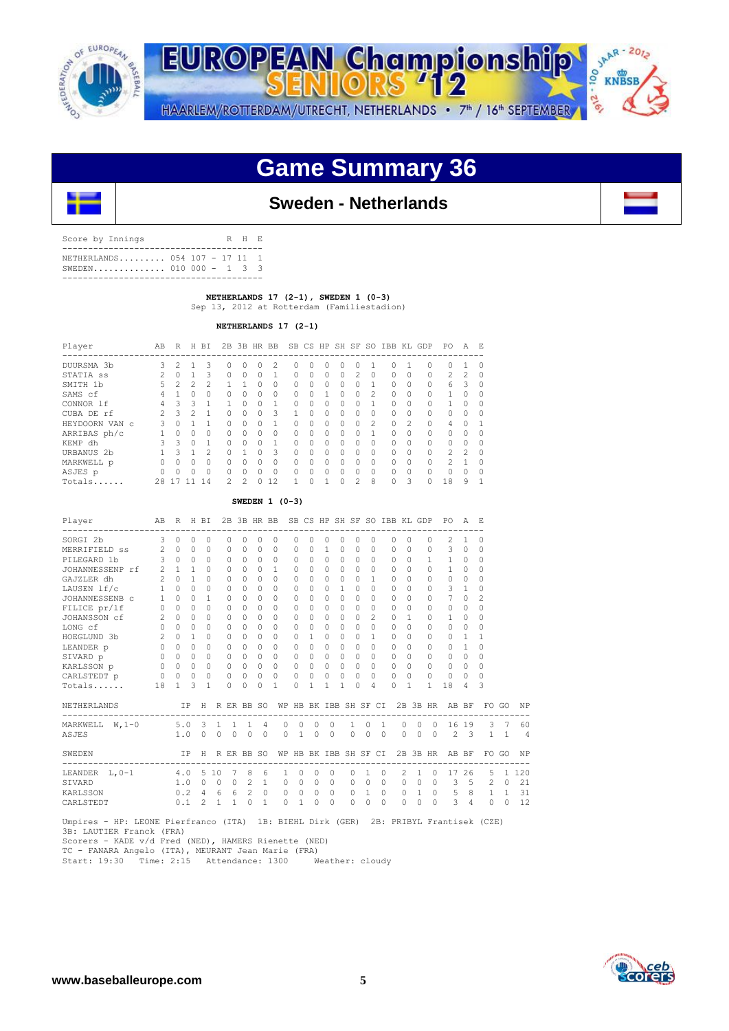# Game Summary 36

## Sweden - Netherlands

| Score by Innings | | R | H | E |
|---|---|---|---|---|
| NETHERLANDS | 054 107 | 17 | 11 | 1 |
| SWEDEN | 010 000 | 1 | 3 | 3 |

**NETHERLANDS 17 (2-1), SWEDEN 1 (0-3)**
Sep 13, 2012 at Rotterdam (Familiestadion)

**NETHERLANDS 17 (2-1)**

| Player | AB | R | H | BI | 2B | 3B | HR | BB | SB | CS | HP | SH | SF | SO | IBB | KL | GDP | PO | A | E |
|---|---|---|---|---|---|---|---|---|---|---|---|---|---|---|---|---|---|---|---|---|
| DUURSMA 3b | 3 | 2 | 1 | 3 | 0 | 0 | 0 | 2 | 0 | 0 | 0 | 0 | 0 | 1 | 0 | 1 | 0 | 0 | 1 | 0 |
| STATIA ss | 2 | 0 | 1 | 3 | 0 | 0 | 0 | 1 | 0 | 0 | 0 | 0 | 2 | 0 | 0 | 0 | 0 | 2 | 2 | 0 |
| SMITH 1b | 5 | 2 | 2 | 2 | 1 | 1 | 0 | 0 | 0 | 0 | 0 | 0 | 0 | 1 | 0 | 0 | 0 | 6 | 3 | 0 |
| SAMS cf | 4 | 1 | 0 | 0 | 0 | 0 | 0 | 0 | 0 | 0 | 1 | 0 | 0 | 2 | 0 | 0 | 0 | 1 | 0 | 0 |
| CONNOR lf | 4 | 3 | 3 | 1 | 1 | 0 | 0 | 1 | 0 | 0 | 0 | 0 | 0 | 1 | 0 | 0 | 0 | 1 | 0 | 0 |
| CUBA DE rf | 2 | 3 | 2 | 1 | 0 | 0 | 0 | 3 | 1 | 0 | 0 | 0 | 0 | 0 | 0 | 0 | 0 | 0 | 0 | 0 |
| HEYDOORN VAN c | 3 | 0 | 1 | 1 | 0 | 0 | 0 | 1 | 0 | 0 | 0 | 0 | 0 | 2 | 0 | 2 | 0 | 4 | 0 | 1 |
| ARRIBAS ph/c | 1 | 0 | 0 | 0 | 0 | 0 | 0 | 0 | 0 | 0 | 0 | 0 | 0 | 1 | 0 | 0 | 0 | 0 | 0 | 0 |
| KEMP dh | 3 | 3 | 0 | 1 | 0 | 0 | 0 | 1 | 0 | 0 | 0 | 0 | 0 | 0 | 0 | 0 | 0 | 0 | 0 | 0 |
| URBANUS 2b | 1 | 3 | 1 | 2 | 0 | 1 | 0 | 3 | 0 | 0 | 0 | 0 | 0 | 0 | 0 | 0 | 0 | 2 | 2 | 0 |
| MARKWELL p | 0 | 0 | 0 | 0 | 0 | 0 | 0 | 0 | 0 | 0 | 0 | 0 | 0 | 0 | 0 | 0 | 0 | 2 | 1 | 0 |
| ASJES p | 0 | 0 | 0 | 0 | 0 | 0 | 0 | 0 | 0 | 0 | 0 | 0 | 0 | 0 | 0 | 0 | 0 | 0 | 0 | 0 |
| Totals...... | 28 | 17 | 11 | 14 | 2 | 2 | 0 | 12 | 1 | 0 | 1 | 0 | 2 | 8 | 0 | 3 | 0 | 18 | 9 | 1 |

**SWEDEN 1 (0-3)**

| Player | AB | R | H | BI | 2B | 3B | HR | BB | SB | CS | HP | SH | SF | SO | IBB | KL | GDP | PO | A | E |
|---|---|---|---|---|---|---|---|---|---|---|---|---|---|---|---|---|---|---|---|---|
| SORGI 2b | 3 | 0 | 0 | 0 | 0 | 0 | 0 | 0 | 0 | 0 | 0 | 0 | 0 | 0 | 0 | 0 | 0 | 2 | 1 | 0 |
| MERRIFIELD ss | 2 | 0 | 0 | 0 | 0 | 0 | 0 | 0 | 0 | 0 | 1 | 0 | 0 | 0 | 0 | 0 | 0 | 3 | 0 | 0 |
| PILEGARD 1b | 3 | 0 | 0 | 0 | 0 | 0 | 0 | 0 | 0 | 0 | 0 | 0 | 0 | 0 | 0 | 0 | 1 | 1 | 0 | 0 |
| JOHANNESSENP rf | 2 | 1 | 1 | 0 | 0 | 0 | 0 | 1 | 0 | 0 | 0 | 0 | 0 | 0 | 0 | 0 | 0 | 1 | 0 | 0 |
| GAJZLER dh | 2 | 0 | 1 | 0 | 0 | 0 | 0 | 0 | 0 | 0 | 0 | 0 | 0 | 1 | 0 | 0 | 0 | 0 | 0 | 0 |
| LAUSEN lf/c | 1 | 0 | 0 | 0 | 0 | 0 | 0 | 0 | 0 | 0 | 0 | 1 | 0 | 0 | 0 | 0 | 0 | 3 | 1 | 0 |
| JOHANNESSENB c | 1 | 0 | 0 | 1 | 0 | 0 | 0 | 0 | 0 | 0 | 0 | 0 | 0 | 0 | 0 | 0 | 0 | 7 | 0 | 2 |
| FILICE pr/lf | 0 | 0 | 0 | 0 | 0 | 0 | 0 | 0 | 0 | 0 | 0 | 0 | 0 | 0 | 0 | 0 | 0 | 0 | 0 | 0 |
| JOHANSSON cf | 2 | 0 | 0 | 0 | 0 | 0 | 0 | 0 | 0 | 0 | 0 | 0 | 0 | 2 | 0 | 1 | 0 | 1 | 0 | 0 |
| LONG cf | 0 | 0 | 0 | 0 | 0 | 0 | 0 | 0 | 0 | 0 | 0 | 0 | 0 | 0 | 0 | 0 | 0 | 0 | 0 | 0 |
| HOEGLUND 3b | 2 | 0 | 1 | 0 | 0 | 0 | 0 | 0 | 0 | 1 | 0 | 0 | 0 | 1 | 0 | 0 | 0 | 0 | 1 | 1 |
| LEANDER p | 0 | 0 | 0 | 0 | 0 | 0 | 0 | 0 | 0 | 0 | 0 | 0 | 0 | 0 | 0 | 0 | 0 | 0 | 1 | 0 |
| SIVARD p | 0 | 0 | 0 | 0 | 0 | 0 | 0 | 0 | 0 | 0 | 0 | 0 | 0 | 0 | 0 | 0 | 0 | 0 | 0 | 0 |
| KARLSSON p | 0 | 0 | 0 | 0 | 0 | 0 | 0 | 0 | 0 | 0 | 0 | 0 | 0 | 0 | 0 | 0 | 0 | 0 | 0 | 0 |
| CARLSTEDT p | 0 | 0 | 0 | 0 | 0 | 0 | 0 | 0 | 0 | 0 | 0 | 0 | 0 | 0 | 0 | 0 | 0 | 0 | 0 | 0 |
| Totals...... | 18 | 1 | 3 | 1 | 0 | 0 | 0 | 1 | 0 | 1 | 1 | 1 | 0 | 4 | 0 | 1 | 1 | 18 | 4 | 3 |

| NETHERLANDS | IP | H | R | ER | BB | SO | WP | HB | BK | IBB | SH | SF | CI | 2B | 3B | HR | AB | BF | FO | GO | NP |
|---|---|---|---|---|---|---|---|---|---|---|---|---|---|---|---|---|---|---|---|---|---|
| MARKWELL W,1-0 | 5.0 | 3 | 1 | 1 | 1 | 4 | 0 | 0 | 0 | 0 | 1 | 0 | 1 | 0 | 0 | 0 | 16 | 19 | 3 | 7 | 60 |
| ASJES | 1.0 | 0 | 0 | 0 | 0 | 0 | 0 | 1 | 0 | 0 | 0 | 0 | 0 | 0 | 0 | 0 | 2 | 3 | 1 | 1 | 4 |

| SWEDEN | IP | H | R | ER | BB | SO | WP | HB | BK | IBB | SH | SF | CI | 2B | 3B | HR | AB | BF | FO | GO | NP |
|---|---|---|---|---|---|---|---|---|---|---|---|---|---|---|---|---|---|---|---|---|---|
| LEANDER L,0-1 | 4.0 | 5 | 10 | 7 | 8 | 6 | 1 | 0 | 0 | 0 | 0 | 1 | 0 | 2 | 1 | 0 | 17 | 26 | 5 | 1 | 120 |
| SIVARD | 1.0 | 0 | 0 | 0 | 2 | 1 | 0 | 0 | 0 | 0 | 0 | 0 | 0 | 0 | 0 | 0 | 3 | 5 | 2 | 0 | 21 |
| KARLSSON | 0.2 | 4 | 6 | 6 | 2 | 0 | 0 | 0 | 0 | 0 | 0 | 1 | 0 | 0 | 1 | 0 | 5 | 8 | 1 | 1 | 31 |
| CARLSTEDT | 0.1 | 2 | 1 | 1 | 0 | 1 | 0 | 1 | 0 | 0 | 0 | 0 | 0 | 0 | 0 | 0 | 3 | 4 | 0 | 0 | 12 |

Umpires - HP: LEONE Pierfranco (ITA) 1B: BIEHL Dirk (GER) 2B: PRIBYL Frantisek (CZE)
3B: LAUTIER Franck (FRA)
Scorers - KADE v/d Fred (NED), HAMERS Rienette (NED)
TC - FANARA Angelo (ITA), MEURANT Jean Marie (FRA)
Start: 19:30 Time: 2:15 Attendance: 1300 Weather: cloudy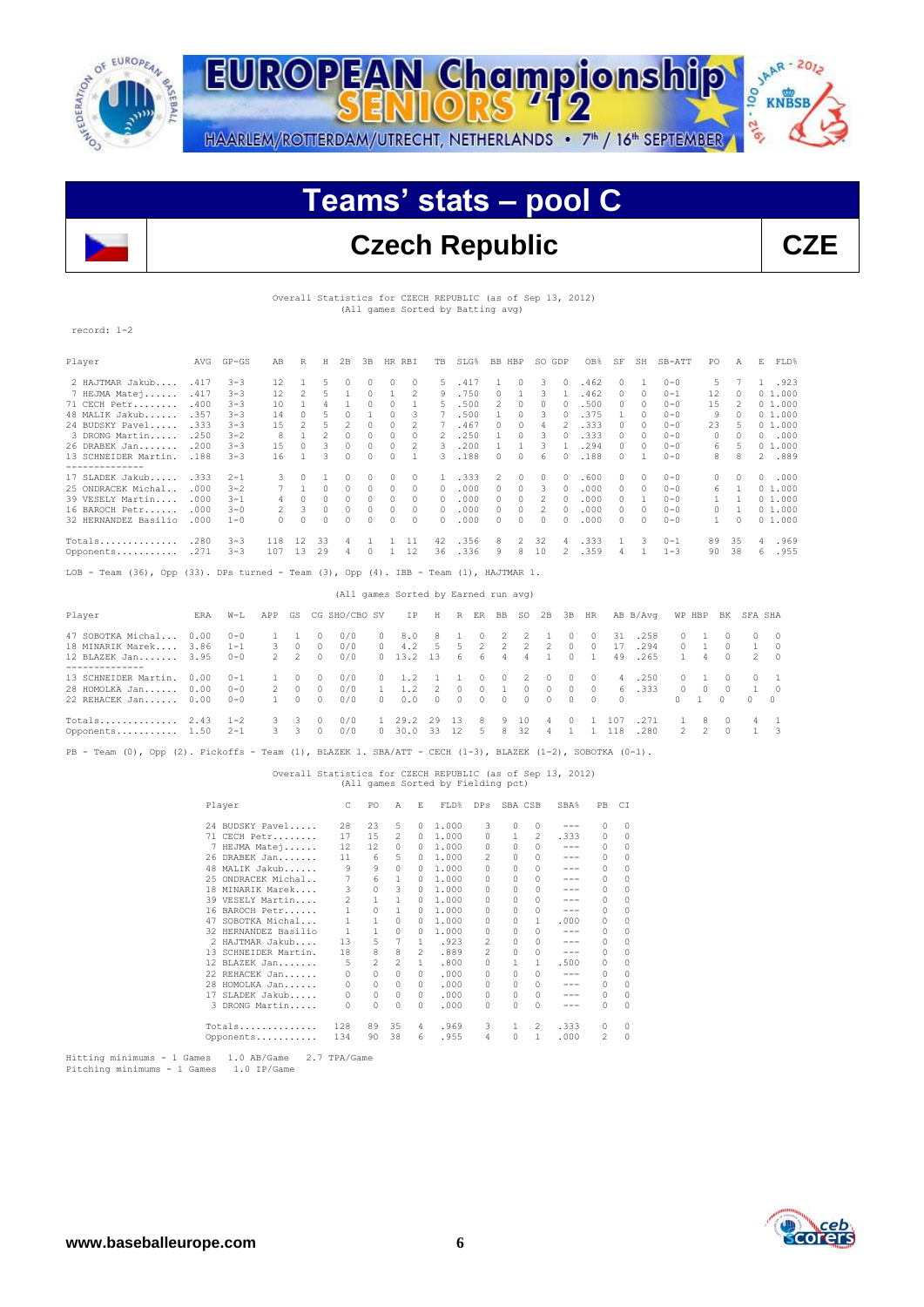# Teams' stats – pool C

## Czech Republic

**CZE**

Overall Statistics for CZECH REPUBLIC (as of Sep 13, 2012)
(All games Sorted by Batting avg)

record: 1-2

| Player | AVG | GP-GS | AB | R | H | 2B | 3B | HR | RBI | TB | SLG% | BB | HBP | SO | GDP | OB% | SF | SH | SB-ATT | PO | A | E | FLD% |
|---|---|---|---|---|---|---|---|---|---|---|---|---|---|---|---|---|---|---|---|---|---|---|---|
| 2 HAJTMAR Jakub.... | .417 | 3-3 | 12 | 1 | 5 | 0 | 0 | 0 | 0 | 5 | .417 | 1 | 0 | 3 | 0 | .462 | 0 | 1 | 0-0 | 5 | 7 | 1 | .923 |
| 7 HEJMA Matej...... | .417 | 3-3 | 12 | 2 | 5 | 1 | 0 | 1 | 2 | 9 | .750 | 0 | 1 | 3 | 1 | .462 | 0 | 0 | 0-1 | 12 | 0 | 0 | 1.000 |
| 71 CECH Petr........ | .400 | 3-3 | 10 | 1 | 4 | 1 | 0 | 0 | 1 | 5 | .500 | 2 | 0 | 0 | 0 | .500 | 0 | 0 | 0-0 | 15 | 2 | 0 | 1.000 |
| 48 MALIK Jakub...... | .357 | 3-3 | 14 | 0 | 5 | 0 | 1 | 0 | 3 | 7 | .500 | 1 | 0 | 3 | 0 | .375 | 1 | 0 | 0-0 | 9 | 0 | 0 | 1.000 |
| 24 BUDSKY Pavel..... | .333 | 3-3 | 15 | 2 | 5 | 2 | 0 | 0 | 2 | 7 | .467 | 0 | 0 | 4 | 2 | .333 | 0 | 0 | 0-0 | 23 | 5 | 0 | 1.000 |
| 3 DRONG Martin..... | .250 | 3-2 | 8 | 1 | 2 | 0 | 0 | 0 | 0 | 2 | .250 | 1 | 0 | 3 | 0 | .333 | 0 | 0 | 0-0 | 0 | 0 | 0 | .000 |
| 26 DRABEK Jan....... | .200 | 3-3 | 15 | 0 | 3 | 0 | 0 | 0 | 2 | 3 | .200 | 1 | 1 | 3 | 1 | .294 | 0 | 0 | 0-0 | 6 | 5 | 0 | 1.000 |
| 13 SCHNEIDER Martin. | .188 | 3-3 | 16 | 1 | 3 | 0 | 0 | 0 | 1 | 3 | .188 | 0 | 0 | 6 | 0 | .188 | 0 | 1 | 0-0 | 8 | 8 | 2 | .889 |
| 17 SLADEK Jakub..... | .333 | 2-1 | 3 | 0 | 1 | 0 | 0 | 0 | 0 | 1 | .333 | 2 | 0 | 0 | 0 | .600 | 0 | 0 | 0-0 | 0 | 0 | 0 | .000 |
| 25 ONDRACEK Michal.. | .000 | 3-2 | 7 | 1 | 0 | 0 | 0 | 0 | 0 | 0 | .000 | 0 | 0 | 3 | 0 | .000 | 0 | 0 | 0-0 | 6 | 1 | 0 | 1.000 |
| 39 VESELY Martin.... | .000 | 3-1 | 4 | 0 | 0 | 0 | 0 | 0 | 0 | 0 | .000 | 0 | 0 | 2 | 0 | .000 | 0 | 1 | 0-0 | 1 | 1 | 0 | 1.000 |
| 16 BAROCH Petr...... | .000 | 3-0 | 2 | 3 | 0 | 0 | 0 | 0 | 0 | 0 | .000 | 0 | 0 | 2 | 0 | .000 | 0 | 0 | 0-0 | 0 | 1 | 0 | 1.000 |
| 32 HERNANDEZ Basilio | .000 | 1-0 | 0 | 0 | 0 | 0 | 0 | 0 | 0 | 0 | .000 | 0 | 0 | 0 | 0 | .000 | 0 | 0 | 0-0 | 1 | 0 | 0 | 1.000 |
| Totals.............. | .280 | 3-3 | 118 | 12 | 33 | 4 | 1 | 1 | 11 | 42 | .356 | 8 | 2 | 32 | 4 | .333 | 1 | 3 | 0-1 | 89 | 35 | 4 | .969 |
| Opponents........... | .271 | 3-3 | 107 | 13 | 29 | 4 | 0 | 1 | 12 | 36 | .336 | 9 | 8 | 10 | 2 | .359 | 4 | 1 | 1-3 | 90 | 38 | 6 | .955 |

LOB - Team (36), Opp (33). DPs turned - Team (3), Opp (4). IBB - Team (1), HAJTMAR 1.

(All games Sorted by Earned run avg)

| Player | ERA | W-L | APP | GS | CG | SHO/CBO | SV | IP | H | R | ER | BB | SO | 2B | 3B | HR | AB | B/Avg | WP | HBP | BK | SFA | SHA |
|---|---|---|---|---|---|---|---|---|---|---|---|---|---|---|---|---|---|---|---|---|---|---|---|
| 47 SOBOTKA Michal... | 0.00 | 0-0 | 1 | 1 | 0 | 0/0 | 0 | 8.0 | 8 | 1 | 0 | 2 | 2 | 1 | 0 | 0 | 31 | .258 | 0 | 1 | 0 | 0 | 0 |
| 18 MINARIK Marek.... | 3.86 | 1-1 | 3 | 0 | 0 | 0/0 | 0 | 4.2 | 5 | 2 | 2 | 2 | 2 | 2 | 0 | 0 | 17 | .294 | 0 | 1 | 0 | 1 | 0 |
| 12 BLAZEK Jan....... | 3.95 | 0-0 | 2 | 2 | 0 | 0/0 | 0 | 13.2 | 13 | 6 | 6 | 4 | 4 | 1 | 0 | 1 | 49 | .265 | 1 | 4 | 0 | 2 | 0 |
| 13 SCHNEIDER Martin. | 0.00 | 0-1 | 1 | 0 | 0 | 0/0 | 0 | 1.2 | 1 | 1 | 0 | 0 | 2 | 0 | 0 | 0 | 4 | .250 | 0 | 1 | 0 | 0 | 1 |
| 28 HOMOLKA Jan...... | 0.00 | 0-0 | 2 | 0 | 0 | 0/0 | 1 | 1.2 | 2 | 0 | 0 | 1 | 0 | 0 | 0 | 0 | 6 | .333 | 0 | 0 | 0 | 1 | 0 |
| 22 REHACEK Jan...... | 0.00 | 0-0 | 1 | 0 | 0 | 0/0 | 0 | 0.0 | 0 | 0 | 0 | 0 | 0 | 0 | 0 | 0 | 0 | | 0 | 1 | 0 | 0 | 0 |
| Totals.............. | 2.43 | 1-2 | 3 | 3 | 0 | 0/0 | 1 | 29.2 | 29 | 13 | 8 | 9 | 10 | 4 | 0 | 1 | 107 | .271 | 1 | 8 | 0 | 4 | 1 |
| Opponents........... | 1.50 | 2-1 | 3 | 3 | 0 | 0/0 | 0 | 30.0 | 33 | 12 | 5 | 8 | 32 | 4 | 1 | 1 | 118 | .280 | 2 | 2 | 0 | 1 | 3 |

PB - Team (0), Opp (2). Pickoffs - Team (1), BLAZEK 1. SBA/ATT - CECH (1-3), BLAZEK (1-2), SOBOTKA (0-1).

Overall Statistics for CZECH REPUBLIC (as of Sep 13, 2012)
(All games Sorted by Fielding pct)

| Player | C | PO | A | E | FLD% | DPs | SBA | CSB | SBA% | PB | CI |
|---|---|---|---|---|---|---|---|---|---|---|---|
| 24 BUDSKY Pavel..... | 28 | 23 | 5 | 0 | 1.000 | 3 | 0 | 0 | --- | 0 | 0 |
| 71 CECH Petr........ | 17 | 15 | 2 | 0 | 1.000 | 0 | 1 | 2 | .333 | 0 | 0 |
| 7 HEJMA Matej...... | 12 | 12 | 0 | 0 | 1.000 | 0 | 0 | 0 | --- | 0 | 0 |
| 26 DRABEK Jan....... | 11 | 6 | 5 | 0 | 1.000 | 2 | 0 | 0 | --- | 0 | 0 |
| 48 MALIK Jakub...... | 9 | 9 | 0 | 0 | 1.000 | 0 | 0 | 0 | --- | 0 | 0 |
| 25 ONDRACEK Michal.. | 7 | 6 | 1 | 0 | 1.000 | 0 | 0 | 0 | --- | 0 | 0 |
| 18 MINARIK Marek.... | 3 | 0 | 3 | 0 | 1.000 | 0 | 0 | 0 | --- | 0 | 0 |
| 39 VESELY Martin.... | 2 | 1 | 1 | 0 | 1.000 | 0 | 0 | 0 | --- | 0 | 0 |
| 16 BAROCH Petr...... | 1 | 0 | 1 | 0 | 1.000 | 0 | 0 | 0 | --- | 0 | 0 |
| 47 SOBOTKA Michal... | 1 | 1 | 0 | 0 | 1.000 | 0 | 0 | 1 | .000 | 0 | 0 |
| 32 HERNANDEZ Basilio | 1 | 1 | 0 | 0 | 1.000 | 0 | 0 | 0 | --- | 0 | 0 |
| 2 HAJTMAR Jakub.... | 13 | 5 | 7 | 1 | .923 | 2 | 0 | 0 | --- | 0 | 0 |
| 13 SCHNEIDER Martin. | 18 | 8 | 8 | 2 | .889 | 2 | 0 | 0 | --- | 0 | 0 |
| 12 BLAZEK Jan....... | 5 | 2 | 2 | 1 | .800 | 0 | 1 | 1 | .500 | 0 | 0 |
| 22 REHACEK Jan...... | 0 | 0 | 0 | 0 | .000 | 0 | 0 | 0 | --- | 0 | 0 |
| 28 HOMOLKA Jan...... | 0 | 0 | 0 | 0 | .000 | 0 | 0 | 0 | --- | 0 | 0 |
| 17 SLADEK Jakub..... | 0 | 0 | 0 | 0 | .000 | 0 | 0 | 0 | --- | 0 | 0 |
| 3 DRONG Martin..... | 0 | 0 | 0 | 0 | .000 | 0 | 0 | 0 | --- | 0 | 0 |
| Totals.............. | 128 | 89 | 35 | 4 | .969 | 3 | 1 | 2 | .333 | 0 | 0 |
| Opponents........... | 134 | 90 | 38 | 6 | .955 | 4 | 0 | 1 | .000 | 2 | 0 |

Hitting minimums - 1 Games 1.0 AB/Game 2.7 TPA/Game
Pitching minimums - 1 Games 1.0 IP/Game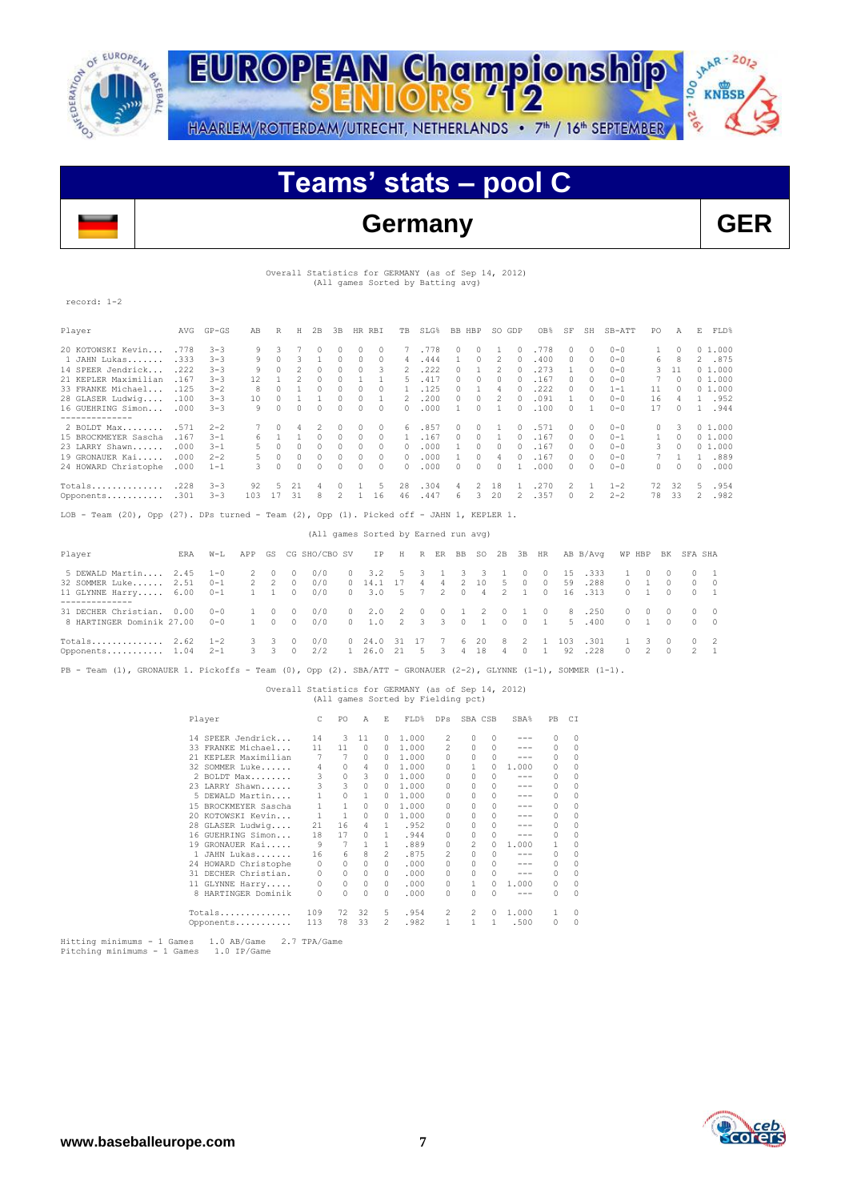# Teams' stats – pool C

## Germany GER

Overall Statistics for GERMANY (as of Sep 14, 2012)
(All games Sorted by Batting avg)

record: 1-2

| Player | AVG | GP-GS | AB | R | H | 2B | 3B | HR | RBI | TB | SLG% | BB | HBP | SO | GDP | OB% | SF | SH | SB-ATT | PO | A | E | FLD% |
|---|---|---|---|---|---|---|---|---|---|---|---|---|---|---|---|---|---|---|---|---|---|---|---|
| 20 KOTOWSKI Kevin... | .778 | 3-3 | 9 | 3 | 7 | 0 | 0 | 0 | 0 | 7 | .778 | 0 | 0 | 1 | 0 | .778 | 0 | 0 | 0-0 | 1 | 0 | 0 | 1.000 |
| 1 JAHN Lukas....... | .333 | 3-3 | 9 | 0 | 3 | 1 | 0 | 0 | 0 | 4 | .444 | 1 | 0 | 2 | 0 | .400 | 0 | 0 | 0-0 | 6 | 8 | 2 | .875 |
| 14 SPEER Jendrick... | .222 | 3-3 | 9 | 0 | 2 | 0 | 0 | 0 | 3 | 2 | .222 | 0 | 1 | 2 | 0 | .273 | 1 | 0 | 0-0 | 3 | 11 | 0 | 1.000 |
| 21 KEPLER Maximilian | .167 | 3-3 | 12 | 1 | 2 | 0 | 0 | 1 | 1 | 5 | .417 | 0 | 0 | 0 | 0 | .167 | 0 | 0 | 0-0 | 7 | 0 | 0 | 1.000 |
| 33 FRANKE Michael... | .125 | 3-2 | 8 | 0 | 1 | 0 | 0 | 0 | 0 | 1 | .125 | 0 | 1 | 4 | 0 | .222 | 0 | 0 | 1-1 | 11 | 0 | 0 | 1.000 |
| 28 GLASER Ludwig.... | .100 | 3-3 | 10 | 0 | 1 | 1 | 0 | 0 | 1 | 2 | .200 | 0 | 0 | 2 | 0 | .091 | 1 | 0 | 0-0 | 16 | 4 | 1 | .952 |
| 16 GUEHRING Simon... | .000 | 3-3 | 9 | 0 | 0 | 0 | 0 | 0 | 0 | 0 | .000 | 1 | 0 | 1 | 0 | .100 | 0 | 1 | 0-0 | 17 | 0 | 1 | .944 |
| 2 BOLDT Max........ | .571 | 2-2 | 7 | 0 | 4 | 2 | 0 | 0 | 0 | 6 | .857 | 0 | 0 | 1 | 0 | .571 | 0 | 0 | 0-0 | 0 | 3 | 0 | 1.000 |
| 15 BROCKMEYER Sascha | .167 | 3-1 | 6 | 1 | 1 | 0 | 0 | 0 | 0 | 1 | .167 | 0 | 0 | 1 | 0 | .167 | 0 | 0 | 0-1 | 1 | 0 | 0 | 1.000 |
| 23 LARRY Shawn...... | .000 | 3-1 | 5 | 0 | 0 | 0 | 0 | 0 | 0 | 0 | .000 | 1 | 0 | 0 | 0 | .167 | 0 | 0 | 0-0 | 3 | 0 | 0 | 1.000 |
| 19 GRONAUER Kai..... | .000 | 2-2 | 5 | 0 | 0 | 0 | 0 | 0 | 0 | 0 | .000 | 1 | 0 | 4 | 0 | .167 | 0 | 0 | 0-0 | 7 | 1 | 1 | .889 |
| 24 HOWARD Christophe | .000 | 1-1 | 3 | 0 | 0 | 0 | 0 | 0 | 0 | 0 | .000 | 0 | 0 | 0 | 1 | .000 | 0 | 0 | 0-0 | 0 | 0 | 0 | .000 |
| Totals.............. | .228 | 3-3 | 92 | 5 | 21 | 4 | 0 | 1 | 5 | 28 | .304 | 4 | 2 | 18 | 1 | .270 | 2 | 1 | 1-2 | 72 | 32 | 5 | .954 |
| Opponents........... | .301 | 3-3 | 103 | 17 | 31 | 8 | 2 | 1 | 16 | 46 | .447 | 6 | 3 | 20 | 2 | .357 | 0 | 2 | 2-2 | 78 | 33 | 2 | .982 |

LOB - Team (20), Opp (27). DPs turned - Team (2), Opp (1). Picked off - JAHN 1, KEPLER 1.

(All games Sorted by Earned run avg)

| Player | ERA | W-L | APP | GS | CG | SHO/CBO | SV | IP | H | R | ER | BB | SO | 2B | 3B | HR | AB | B/Avg | WP | HBP | BK | SFA | SHA |
|---|---|---|---|---|---|---|---|---|---|---|---|---|---|---|---|---|---|---|---|---|---|---|---|
| 5 DEWALD Martin.... | 2.45 | 1-0 | 2 | 0 | 0 | 0/0 | 0 | 3.2 | 5 | 3 | 1 | 3 | 3 | 1 | 0 | 0 | 15 | .333 | 1 | 0 | 0 | 0 | 1 |
| 32 SOMMER Luke...... | 2.51 | 0-1 | 2 | 2 | 0 | 0/0 | 0 | 14.1 | 17 | 4 | 4 | 2 | 10 | 5 | 0 | 0 | 59 | .288 | 0 | 1 | 0 | 0 | 0 |
| 11 GLYNNE Harry..... | 6.00 | 0-1 | 1 | 1 | 0 | 0/0 | 0 | 3.0 | 5 | 7 | 2 | 0 | 4 | 2 | 1 | 0 | 16 | .313 | 0 | 1 | 0 | 0 | 1 |
| 31 DECHER Christian. | 0.00 | 0-0 | 1 | 0 | 0 | 0/0 | 0 | 2.0 | 2 | 0 | 0 | 1 | 2 | 0 | 1 | 0 | 8 | .250 | 0 | 0 | 0 | 0 | 0 |
| 8 HARTINGER Dominik | 27.00 | 0-0 | 1 | 0 | 0 | 0/0 | 0 | 1.0 | 2 | 3 | 3 | 0 | 1 | 0 | 0 | 1 | 5 | .400 | 0 | 1 | 0 | 0 | 0 |
| Totals.............. | 2.62 | 1-2 | 3 | 3 | 0 | 0/0 | 0 | 24.0 | 31 | 17 | 7 | 6 | 20 | 8 | 2 | 1 | 103 | .301 | 1 | 3 | 0 | 0 | 2 |
| Opponents........... | 1.04 | 2-1 | 3 | 3 | 0 | 2/2 | 1 | 26.0 | 21 | 5 | 3 | 4 | 18 | 4 | 0 | 1 | 92 | .228 | 0 | 2 | 0 | 2 | 1 |

PB - Team (1), GRONAUER 1. Pickoffs - Team (0), Opp (2). SBA/ATT - GRONAUER (2-2), GLYNNE (1-1), SOMMER (1-1).

Overall Statistics for GERMANY (as of Sep 14, 2012)
(All games Sorted by Fielding pct)

| Player | C | PO | A | E | FLD% | DPs | SBA | CSB | SBA% | PB | CI |
|---|---|---|---|---|---|---|---|---|---|---|---|
| 14 SPEER Jendrick... | 14 | 3 | 11 | 0 | 1.000 | 2 | 0 | 0 | --- | 0 | 0 |
| 33 FRANKE Michael... | 11 | 11 | 0 | 0 | 1.000 | 2 | 0 | 0 | --- | 0 | 0 |
| 21 KEPLER Maximilian | 7 | 7 | 0 | 0 | 1.000 | 0 | 0 | 0 | --- | 0 | 0 |
| 32 SOMMER Luke...... | 4 | 0 | 4 | 0 | 1.000 | 0 | 1 | 0 | 1.000 | 0 | 0 |
| 2 BOLDT Max........ | 3 | 0 | 3 | 0 | 1.000 | 0 | 0 | 0 | --- | 0 | 0 |
| 23 LARRY Shawn...... | 3 | 3 | 0 | 0 | 1.000 | 0 | 0 | 0 | --- | 0 | 0 |
| 5 DEWALD Martin.... | 1 | 0 | 1 | 0 | 1.000 | 0 | 0 | 0 | --- | 0 | 0 |
| 15 BROCKMEYER Sascha | 1 | 1 | 0 | 0 | 1.000 | 0 | 0 | 0 | --- | 0 | 0 |
| 20 KOTOWSKI Kevin... | 1 | 1 | 0 | 0 | 1.000 | 0 | 0 | 0 | --- | 0 | 0 |
| 28 GLASER Ludwig.... | 21 | 16 | 4 | 1 | .952 | 0 | 0 | 0 | --- | 0 | 0 |
| 16 GUEHRING Simon... | 18 | 17 | 0 | 1 | .944 | 0 | 0 | 0 | --- | 0 | 0 |
| 19 GRONAUER Kai..... | 9 | 7 | 1 | 1 | .889 | 0 | 2 | 0 | 1.000 | 1 | 0 |
| 1 JAHN Lukas....... | 16 | 6 | 8 | 2 | .875 | 2 | 0 | 0 | --- | 0 | 0 |
| 24 HOWARD Christophe | 0 | 0 | 0 | 0 | .000 | 0 | 0 | 0 | --- | 0 | 0 |
| 31 DECHER Christian. | 0 | 0 | 0 | 0 | .000 | 0 | 0 | 0 | --- | 0 | 0 |
| 11 GLYNNE Harry..... | 0 | 0 | 0 | 0 | .000 | 0 | 1 | 0 | 1.000 | 0 | 0 |
| 8 HARTINGER Dominik | 0 | 0 | 0 | 0 | .000 | 0 | 0 | 0 | --- | 0 | 0 |
| Totals.............. | 109 | 72 | 32 | 5 | .954 | 2 | 2 | 0 | 1.000 | 1 | 0 |
| Opponents........... | 113 | 78 | 33 | 2 | .982 | 1 | 1 | 1 | .500 | 0 | 0 |

Hitting minimums - 1 Games 1.0 AB/Game 2.7 TPA/Game
Pitching minimums - 1 Games 1.0 IP/Game

www.baseballeurope.com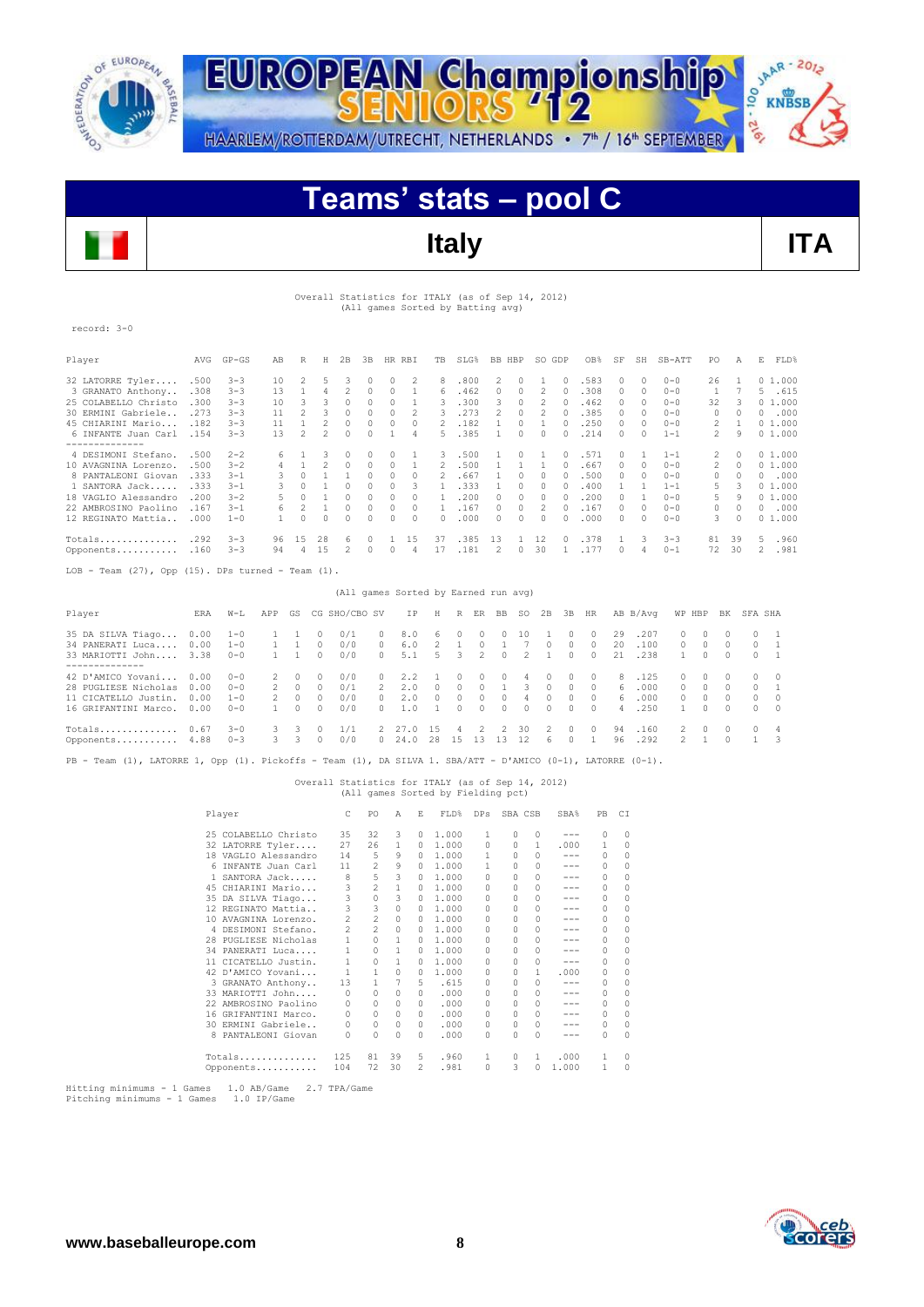# EUROPEAN Championship SENIORS '12

HAARLEM/ROTTERDAM/UTRECHT, NETHERLANDS • 7th / 16th SEPTEMBER

## Teams' stats – pool C

## Italy ITA

Overall Statistics for ITALY (as of Sep 14, 2012)
(All games Sorted by Batting avg)

record: 3-0

| Player | AVG | GP-GS | AB | R | H | 2B | 3B | HR | RBI | TB | SLG% | BB | HBP | SO | GDP | OB% | SF | SH | SB-ATT | PO | A | E | FLD% |
|---|---|---|---|---|---|---|---|---|---|---|---|---|---|---|---|---|---|---|---|---|---|---|---|
| 32 LATORRE Tyler.... | .500 | 3-3 | 10 | 2 | 5 | 3 | 0 | 0 | 2 | 8 | .800 | 2 | 0 | 1 | 0 | .583 | 0 | 0 | 0-0 | 26 | 1 | 0 | 1.000 |
| 3 GRANATO Anthony.. | .308 | 3-3 | 13 | 1 | 4 | 2 | 0 | 0 | 1 | 6 | .462 | 0 | 0 | 2 | 0 | .308 | 0 | 0 | 0-0 | 1 | 7 | 5 | .615 |
| 25 COLABELLO Christo | .300 | 3-3 | 10 | 3 | 3 | 0 | 0 | 0 | 1 | 3 | .300 | 3 | 0 | 2 | 0 | .462 | 0 | 0 | 0-0 | 32 | 3 | 0 | 1.000 |
| 30 ERMINI Gabriele... | .273 | 3-3 | 11 | 2 | 3 | 0 | 0 | 0 | 2 | 3 | .273 | 2 | 0 | 2 | 0 | .385 | 0 | 0 | 0-0 | 0 | 0 | 0 | .000 |
| 45 CHIARINI Mario.... | .182 | 3-3 | 11 | 1 | 2 | 0 | 0 | 0 | 0 | 2 | .182 | 1 | 0 | 1 | 0 | .250 | 0 | 0 | 0-0 | 2 | 1 | 0 | 1.000 |
| 6 INFANTE Juan Carl | .154 | 3-3 | 13 | 2 | 2 | 0 | 0 | 1 | 4 | 5 | .385 | 1 | 0 | 0 | 0 | .214 | 0 | 0 | 1-1 | 2 | 9 | 0 | 1.000 |
| 4 DESIMONI Stefano. | .500 | 2-2 | 6 | 1 | 3 | 0 | 0 | 0 | 1 | 3 | .500 | 1 | 0 | 1 | 0 | .571 | 0 | 1 | 1-1 | 2 | 0 | 0 | 1.000 |
| 10 AVAGNINA Lorenzo. | .500 | 3-2 | 4 | 1 | 2 | 0 | 0 | 0 | 1 | 2 | .500 | 1 | 1 | 1 | 0 | .667 | 0 | 0 | 0-0 | 2 | 0 | 0 | 1.000 |
| 8 PANTALEONI Giovan | .333 | 3-1 | 3 | 0 | 1 | 1 | 0 | 0 | 0 | 2 | .667 | 1 | 0 | 0 | 0 | .500 | 0 | 0 | 0-0 | 0 | 0 | 0 | .000 |
| 1 SANTORA Jack..... | .333 | 3-1 | 3 | 0 | 1 | 0 | 0 | 0 | 3 | 1 | .333 | 1 | 0 | 0 | 0 | .400 | 1 | 1 | 1-1 | 5 | 3 | 0 | 1.000 |
| 18 VAGLIO Alessandro | .200 | 3-2 | 5 | 0 | 1 | 0 | 0 | 0 | 0 | 1 | .200 | 0 | 0 | 0 | 0 | .200 | 0 | 1 | 0-0 | 5 | 9 | 0 | 1.000 |
| 22 AMBROSINO Paolino | .167 | 3-1 | 6 | 2 | 1 | 0 | 0 | 0 | 0 | 1 | .167 | 0 | 0 | 2 | 0 | .167 | 0 | 0 | 0-0 | 0 | 0 | 0 | .000 |
| 12 REGINATO Mattia.. | .000 | 1-0 | 1 | 0 | 0 | 0 | 0 | 0 | 0 | 0 | .000 | 0 | 0 | 0 | 0 | .000 | 0 | 0 | 0-0 | 3 | 0 | 0 | 1.000 |
| Totals.............. | .292 | 3-3 | 96 | 15 | 28 | 6 | 0 | 1 | 15 | 37 | .385 | 13 | 1 | 12 | 0 | .378 | 1 | 3 | 3-3 | 81 | 39 | 5 | .960 |
| Opponents........... | .160 | 3-3 | 94 | 4 | 15 | 2 | 0 | 0 | 4 | 17 | .181 | 2 | 0 | 30 | 1 | .177 | 0 | 4 | 0-1 | 72 | 30 | 2 | .981 |

LOB - Team (27), Opp (15). DPs turned - Team (1).

(All games Sorted by Earned run avg)

| Player | ERA | W-L | APP | GS | CG | SHO/CBO | SV | IP | H | R | ER | BB | SO | 2B | 3B | HR | AB | B/Avg | WP | HBP | BK | SFA | SHA |
|---|---|---|---|---|---|---|---|---|---|---|---|---|---|---|---|---|---|---|---|---|---|---|---|
| 35 DA SILVA Tiago... | 0.00 | 1-0 | 1 | 1 | 0 | 0/1 | 0 | 8.0 | 6 | 0 | 0 | 0 | 10 | 1 | 0 | 0 | 29 | .207 | 0 | 0 | 0 | 0 | 1 |
| 34 PANERATI Luca.... | 0.00 | 1-0 | 1 | 1 | 0 | 0/0 | 0 | 6.0 | 2 | 1 | 0 | 1 | 7 | 0 | 0 | 0 | 20 | .100 | 0 | 0 | 0 | 0 | 1 |
| 33 MARIOTTI John.... | 3.38 | 0-0 | 1 | 1 | 0 | 0/0 | 0 | 5.1 | 5 | 3 | 2 | 0 | 2 | 1 | 0 | 0 | 21 | .238 | 1 | 0 | 0 | 0 | 1 |
| 42 D'AMICO Yovani... | 0.00 | 0-0 | 2 | 0 | 0 | 0/0 | 0 | 2.2 | 1 | 0 | 0 | 0 | 4 | 0 | 0 | 0 | 8 | .125 | 0 | 0 | 0 | 0 | 0 |
| 28 PUGLIESE Nicholas | 0.00 | 0-0 | 2 | 0 | 0 | 0/1 | 2 | 2.0 | 0 | 0 | 0 | 1 | 3 | 0 | 0 | 0 | 6 | .000 | 0 | 0 | 0 | 0 | 1 |
| 11 CICATELLO Justin. | 0.00 | 1-0 | 2 | 0 | 0 | 0/0 | 0 | 2.0 | 0 | 0 | 0 | 0 | 4 | 0 | 0 | 0 | 6 | .000 | 0 | 0 | 0 | 0 | 0 |
| 16 GRIFANTINI Marco. | 0.00 | 0-0 | 1 | 0 | 0 | 0/0 | 0 | 1.0 | 1 | 0 | 0 | 0 | 0 | 0 | 0 | 0 | 4 | .250 | 1 | 0 | 0 | 0 | 0 |
| Totals.............. | 0.67 | 3-0 | 3 | 3 | 0 | 1/1 | 2 | 27.0 | 15 | 4 | 2 | 2 | 30 | 2 | 0 | 0 | 94 | .160 | 2 | 0 | 0 | 0 | 4 |
| Opponents........... | 4.88 | 0-3 | 3 | 3 | 0 | 0/0 | 0 | 24.0 | 28 | 15 | 13 | 13 | 12 | 6 | 0 | 1 | 96 | .292 | 2 | 1 | 0 | 1 | 3 |

PB - Team (1), LATORRE 1, Opp (1). Pickoffs - Team (1), DA SILVA 1. SBA/ATT - D'AMICO (0-1), LATORRE (0-1).

Overall Statistics for ITALY (as of Sep 14, 2012)
(All games Sorted by Fielding pct)

| Player | C | PO | A | E | FLD% | DPs | SBA | CSB | SBA% | PB | CI |
|---|---|---|---|---|---|---|---|---|---|---|---|
| 25 COLABELLO Christo | 35 | 32 | 3 | 0 | 1.000 | 1 | 0 | 0 | --- | 0 | 0 |
| 32 LATORRE Tyler.... | 27 | 26 | 1 | 0 | 1.000 | 0 | 0 | 1 | .000 | 1 | 0 |
| 18 VAGLIO Alessandro | 14 | 5 | 9 | 0 | 1.000 | 1 | 0 | 0 | --- | 0 | 0 |
| 6 INFANTE Juan Carl | 11 | 2 | 9 | 0 | 1.000 | 1 | 0 | 0 | --- | 0 | 0 |
| 1 SANTORA Jack..... | 8 | 5 | 3 | 0 | 1.000 | 0 | 0 | 0 | --- | 0 | 0 |
| 45 CHIARINI Mario... | 3 | 2 | 1 | 0 | 1.000 | 0 | 0 | 0 | --- | 0 | 0 |
| 35 DA SILVA Tiago... | 3 | 0 | 3 | 0 | 1.000 | 0 | 0 | 0 | --- | 0 | 0 |
| 12 REGINATO Mattia.. | 3 | 3 | 0 | 0 | 1.000 | 0 | 0 | 0 | --- | 0 | 0 |
| 10 AVAGNINA Lorenzo. | 2 | 2 | 0 | 0 | 1.000 | 0 | 0 | 0 | --- | 0 | 0 |
| 4 DESIMONI Stefano. | 2 | 2 | 0 | 0 | 1.000 | 0 | 0 | 0 | --- | 0 | 0 |
| 28 PUGLIESE Nicholas | 1 | 0 | 1 | 0 | 1.000 | 0 | 0 | 0 | --- | 0 | 0 |
| 34 PANERATI Luca.... | 1 | 0 | 1 | 0 | 1.000 | 0 | 0 | 0 | --- | 0 | 0 |
| 11 CICATELLO Justin. | 1 | 0 | 1 | 0 | 1.000 | 0 | 0 | 0 | --- | 0 | 0 |
| 42 D'AMICO Yovani... | 1 | 1 | 0 | 0 | 1.000 | 0 | 0 | 1 | .000 | 0 | 0 |
| 3 GRANATO Anthony.. | 13 | 1 | 7 | 5 | .615 | 0 | 0 | 0 | --- | 0 | 0 |
| 33 MARIOTTI John.... | 0 | 0 | 0 | 0 | .000 | 0 | 0 | 0 | --- | 0 | 0 |
| 22 AMBROSINO Paolino | 0 | 0 | 0 | 0 | .000 | 0 | 0 | 0 | --- | 0 | 0 |
| 16 GRIFANTINI Marco. | 0 | 0 | 0 | 0 | .000 | 0 | 0 | 0 | --- | 0 | 0 |
| 30 ERMINI Gabriele.. | 0 | 0 | 0 | 0 | .000 | 0 | 0 | 0 | --- | 0 | 0 |
| 8 PANTALEONI Giovan | 0 | 0 | 0 | 0 | .000 | 0 | 0 | 0 | --- | 0 | 0 |
| Totals.............. | 125 | 81 | 39 | 5 | .960 | 1 | 0 | 1 | .000 | 1 | 0 |
| Opponents........... | 104 | 72 | 30 | 2 | .981 | 0 | 3 | 0 | 1.000 | 1 | 0 |

Hitting minimums - 1 Games 1.0 AB/Game 2.7 TPA/Game
Pitching minimums - 1 Games 1.0 IP/Game

www.baseballeurope.com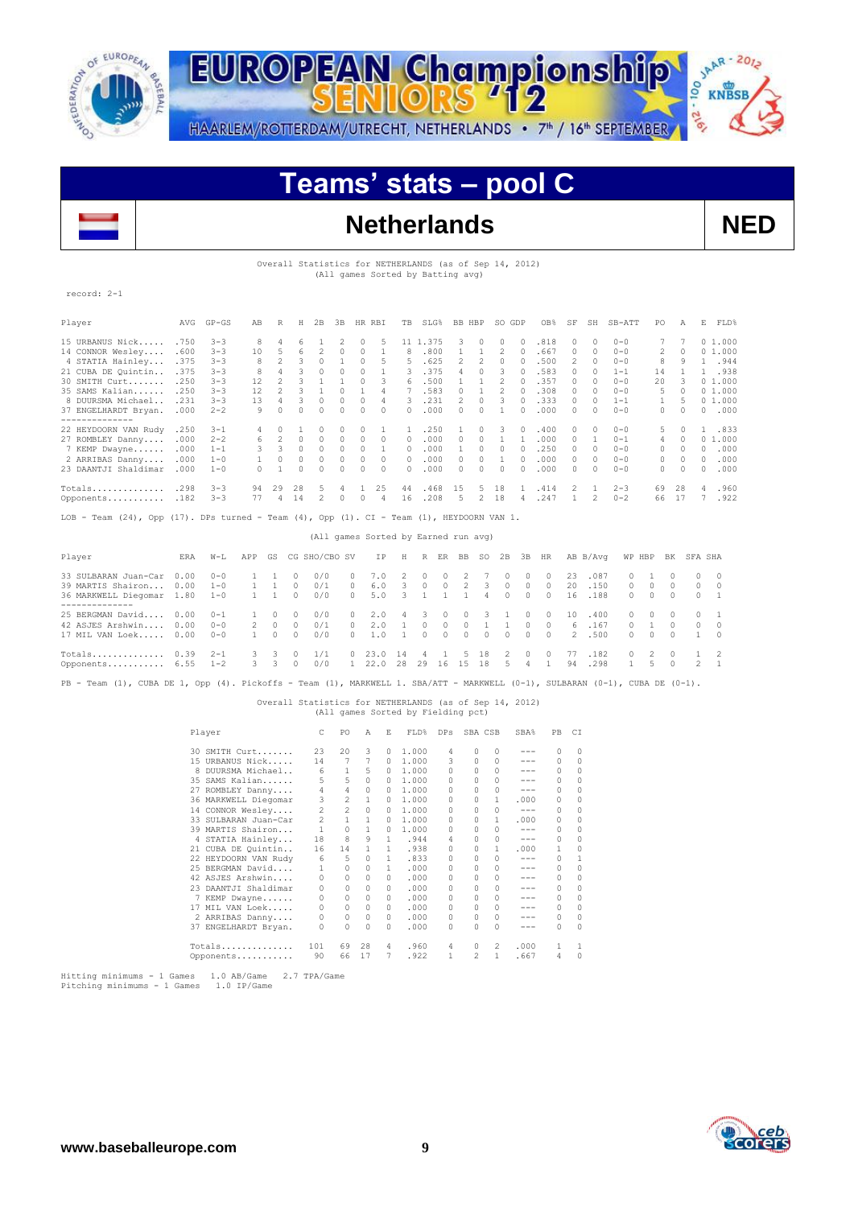# Teams' stats – pool C

## Netherlands NED

Overall Statistics for NETHERLANDS (as of Sep 14, 2012)
(All games Sorted by Batting avg)

record: 2-1

| Player | AVG | GP-GS | AB | R | H | 2B | 3B | HR | RBI | TB | SLG% | BB | HBP | SO | GDP | OB% | SF | SH | SB-ATT | PO | A | E | FLD% |
|---|---|---|---|---|---|---|---|---|---|---|---|---|---|---|---|---|---|---|---|---|---|---|---|
| 15 URBANUS Nick | .750 | 3-3 | 8 | 4 | 6 | 1 | 2 | 0 | 5 | 11 | 1.375 | 3 | 0 | 0 | 0 | .818 | 0 | 0 | 0-0 | 7 | 7 | 0 | 1.000 |
| 14 CONNOR Wesley | .600 | 3-3 | 10 | 5 | 6 | 2 | 0 | 0 | 1 | 8 | .800 | 1 | 1 | 2 | 0 | .667 | 0 | 0 | 0-0 | 2 | 0 | 0 | 1.000 |
| 4 STATIA Hainley | .375 | 3-3 | 8 | 2 | 3 | 0 | 1 | 0 | 5 | 5 | .625 | 2 | 2 | 0 | 0 | .500 | 2 | 0 | 0-0 | 8 | 9 | 1 | .944 |
| 21 CUBA DE Quintin | .375 | 3-3 | 8 | 4 | 3 | 0 | 0 | 0 | 1 | 3 | .375 | 4 | 0 | 3 | 0 | .583 | 0 | 0 | 1-1 | 14 | 1 | 1 | .938 |
| 30 SMITH Curt | .250 | 3-3 | 12 | 2 | 3 | 1 | 1 | 0 | 3 | 6 | .500 | 1 | 1 | 2 | 0 | .357 | 0 | 0 | 0-0 | 20 | 3 | 0 | 1.000 |
| 35 SAMS Kalian | .250 | 3-3 | 12 | 2 | 3 | 1 | 0 | 1 | 4 | 7 | .583 | 0 | 1 | 2 | 0 | .308 | 0 | 0 | 0-0 | 5 | 0 | 0 | 1.000 |
| 8 DUURSMA Michael | .231 | 3-3 | 13 | 4 | 3 | 0 | 0 | 0 | 4 | 3 | .231 | 2 | 0 | 3 | 0 | .333 | 0 | 0 | 1-1 | 1 | 5 | 0 | 1.000 |
| 37 ENGELHARDT Bryan | .000 | 2-2 | 9 | 0 | 0 | 0 | 0 | 0 | 0 | 0 | .000 | 0 | 0 | 1 | 0 | .000 | 0 | 0 | 0-0 | 0 | 0 | 0 | .000 |
| 22 HEYDOORN VAN Rudy | .250 | 3-1 | 4 | 0 | 1 | 0 | 0 | 0 | 1 | 1 | .250 | 1 | 0 | 3 | 0 | .400 | 0 | 0 | 0-0 | 5 | 0 | 1 | .833 |
| 27 ROMBLEY Danny | .000 | 2-2 | 6 | 2 | 0 | 0 | 0 | 0 | 0 | 0 | .000 | 0 | 0 | 1 | 1 | .000 | 0 | 1 | 0-1 | 4 | 0 | 0 | 1.000 |
| 7 KEMP Dwayne | .000 | 1-1 | 3 | 3 | 0 | 0 | 0 | 0 | 1 | 0 | .000 | 1 | 0 | 0 | 0 | .250 | 0 | 0 | 0-0 | 0 | 0 | 0 | .000 |
| 2 ARRIBAS Danny | .000 | 1-0 | 1 | 0 | 0 | 0 | 0 | 0 | 0 | 0 | .000 | 0 | 0 | 1 | 0 | .000 | 0 | 0 | 0-0 | 0 | 0 | 0 | .000 |
| 23 DAANTJI Shaldimar | .000 | 1-0 | 0 | 1 | 0 | 0 | 0 | 0 | 0 | 0 | .000 | 0 | 0 | 0 | 0 | .000 | 0 | 0 | 0-0 | 0 | 0 | 0 | .000 |
| Totals | .298 | 3-3 | 94 | 29 | 28 | 5 | 4 | 1 | 25 | 44 | .468 | 15 | 5 | 18 | 1 | .414 | 2 | 1 | 2-3 | 69 | 28 | 4 | .960 |
| Opponents | .182 | 3-3 | 77 | 4 | 14 | 2 | 0 | 0 | 4 | 16 | .208 | 5 | 2 | 18 | 4 | .247 | 1 | 2 | 0-2 | 66 | 17 | 7 | .922 |

LOB - Team (24), Opp (17). DPs turned - Team (4), Opp (1). CI - Team (1), HEYDOORN VAN 1.

(All games Sorted by Earned run avg)

| Player | ERA | W-L | APP | GS | CG | SHO/CBO | SV | IP | H | R | ER | BB | SO | 2B | 3B | HR | AB | B/Avg | WP | HBP | BK | SFA | SHA |
|---|---|---|---|---|---|---|---|---|---|---|---|---|---|---|---|---|---|---|---|---|---|---|---|
| 33 SULBARAN Juan-Car | 0.00 | 0-0 | 1 | 1 | 0 | 0/0 | 0 | 7.0 | 2 | 0 | 0 | 2 | 7 | 0 | 0 | 0 | 23 | .087 | 0 | 1 | 0 | 0 | 0 |
| 39 MARTIS Shairon | 0.00 | 1-0 | 1 | 1 | 0 | 0/1 | 0 | 6.0 | 3 | 0 | 0 | 2 | 3 | 0 | 0 | 0 | 20 | .150 | 0 | 0 | 0 | 0 | 0 |
| 36 MARKWELL Diegomar | 1.80 | 1-0 | 1 | 1 | 0 | 0/0 | 0 | 5.0 | 3 | 1 | 1 | 1 | 4 | 0 | 0 | 0 | 16 | .188 | 0 | 0 | 0 | 0 | 1 |
| 25 BERGMAN David | 0.00 | 0-1 | 1 | 0 | 0 | 0/0 | 0 | 2.0 | 4 | 3 | 0 | 0 | 3 | 1 | 0 | 0 | 10 | .400 | 0 | 0 | 0 | 0 | 1 |
| 42 ASJES Arshwin | 0.00 | 0-0 | 2 | 0 | 0 | 0/1 | 0 | 2.0 | 1 | 0 | 0 | 0 | 1 | 1 | 0 | 0 | 6 | .167 | 0 | 1 | 0 | 0 | 0 |
| 17 MIL VAN Loek | 0.00 | 0-0 | 1 | 0 | 0 | 0/0 | 0 | 1.0 | 1 | 0 | 0 | 0 | 0 | 0 | 0 | 0 | 2 | .500 | 0 | 0 | 0 | 1 | 0 |
| Totals | 0.39 | 2-1 | 3 | 3 | 0 | 1/1 | 0 | 23.0 | 14 | 4 | 1 | 5 | 18 | 2 | 0 | 0 | 77 | .182 | 0 | 2 | 0 | 1 | 2 |
| Opponents | 6.55 | 1-2 | 3 | 3 | 0 | 0/0 | 1 | 22.0 | 28 | 29 | 16 | 15 | 18 | 5 | 4 | 1 | 94 | .298 | 1 | 5 | 0 | 2 | 1 |

PB - Team (1), CUBA DE 1, Opp (4). Pickoffs - Team (1), MARKWELL 1. SBA/ATT - MARKWELL (0-1), SULBARAN (0-1), CUBA DE (0-1).

Overall Statistics for NETHERLANDS (as of Sep 14, 2012)
(All games Sorted by Fielding pct)

| Player | C | PO | A | E | FLD% | DPs | SBA | CSB | SBA% | PB | CI |
|---|---|---|---|---|---|---|---|---|---|---|---|
| 30 SMITH Curt | 23 | 20 | 3 | 0 | 1.000 | 4 | 0 | 0 | --- | 0 | 0 |
| 15 URBANUS Nick | 14 | 7 | 7 | 0 | 1.000 | 3 | 0 | 0 | --- | 0 | 0 |
| 8 DUURSMA Michael | 6 | 1 | 5 | 0 | 1.000 | 0 | 0 | 0 | --- | 0 | 0 |
| 35 SAMS Kalian | 5 | 5 | 0 | 0 | 1.000 | 0 | 0 | 0 | --- | 0 | 0 |
| 27 ROMBLEY Danny | 4 | 4 | 0 | 0 | 1.000 | 0 | 0 | 0 | --- | 0 | 0 |
| 36 MARKWELL Diegomar | 3 | 2 | 1 | 0 | 1.000 | 0 | 0 | 1 | .000 | 0 | 0 |
| 14 CONNOR Wesley | 2 | 2 | 0 | 0 | 1.000 | 0 | 0 | 0 | --- | 0 | 0 |
| 33 SULBARAN Juan-Car | 2 | 1 | 1 | 0 | 1.000 | 0 | 0 | 1 | .000 | 0 | 0 |
| 39 MARTIS Shairon | 1 | 0 | 1 | 0 | 1.000 | 0 | 0 | 0 | --- | 0 | 0 |
| 4 STATIA Hainley | 18 | 8 | 9 | 1 | .944 | 4 | 0 | 0 | --- | 0 | 0 |
| 21 CUBA DE Quintin | 16 | 14 | 1 | 1 | .938 | 0 | 0 | 1 | .000 | 1 | 0 |
| 22 HEYDOORN VAN Rudy | 6 | 5 | 0 | 1 | .833 | 0 | 0 | 0 | --- | 0 | 1 |
| 25 BERGMAN David | 1 | 0 | 0 | 1 | .000 | 0 | 0 | 0 | --- | 0 | 0 |
| 42 ASJES Arshwin | 0 | 0 | 0 | 0 | .000 | 0 | 0 | 0 | --- | 0 | 0 |
| 23 DAANTJI Shaldimar | 0 | 0 | 0 | 0 | .000 | 0 | 0 | 0 | --- | 0 | 0 |
| 7 KEMP Dwayne | 0 | 0 | 0 | 0 | .000 | 0 | 0 | 0 | --- | 0 | 0 |
| 17 MIL VAN Loek | 0 | 0 | 0 | 0 | .000 | 0 | 0 | 0 | --- | 0 | 0 |
| 2 ARRIBAS Danny | 0 | 0 | 0 | 0 | .000 | 0 | 0 | 0 | --- | 0 | 0 |
| 37 ENGELHARDT Bryan | 0 | 0 | 0 | 0 | .000 | 0 | 0 | 0 | --- | 0 | 0 |
| Totals | 101 | 69 | 28 | 4 | .960 | 4 | 0 | 2 | .000 | 1 | 1 |
| Opponents | 90 | 66 | 17 | 7 | .922 | 1 | 2 | 1 | .667 | 4 | 0 |

Hitting minimums - 1 Games 1.0 AB/Game 2.7 TPA/Game
Pitching minimums - 1 Games 1.0 IP/Game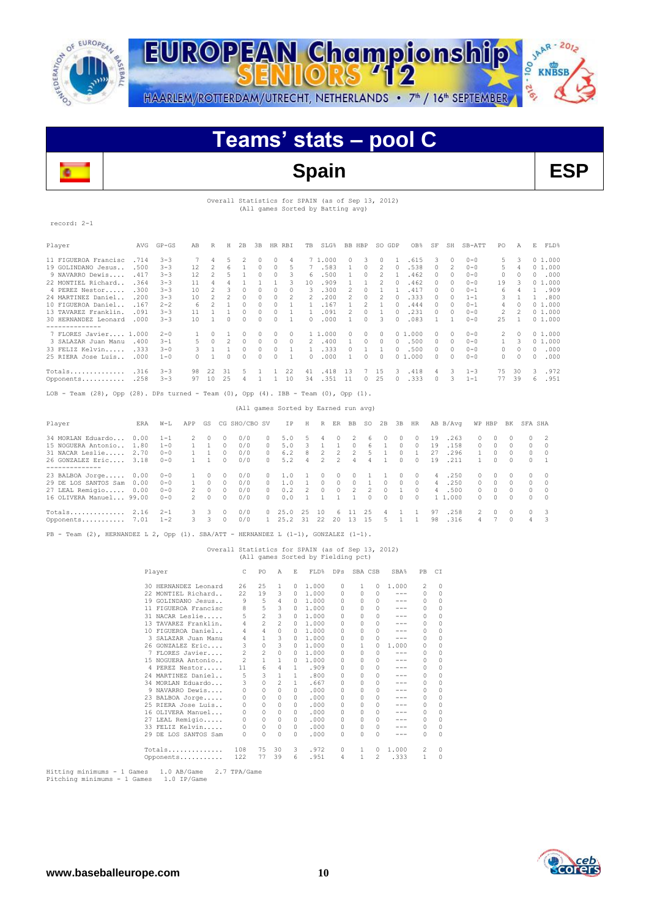# Teams' stats – pool C

## Spain ESP

Overall Statistics for SPAIN (as of Sep 13, 2012)
(All games Sorted by Batting avg)

record: 2-1

| Player | AVG | GP-GS | AB | R | H | 2B | 3B | HR | RBI | TB | SLG% | BB | HBP | SO | GDP | OB% | SF | SH | SB-ATT | PO | A | E | FLD% |
|---|---|---|---|---|---|---|---|---|---|---|---|---|---|---|---|---|---|---|---|---|---|---|---|
| 11 FIGUEROA Francisc | .714 | 3-3 | 7 | 4 | 5 | 2 | 0 | 0 | 4 | 7 | 1.000 | 0 | 3 | 0 | 1 | .615 | 3 | 0 | 0-0 | 5 | 3 | 0 | 1.000 |
| 19 GOLINDANO Jesus.. | .500 | 3-3 | 12 | 2 | 6 | 1 | 0 | 0 | 5 | 7 | .583 | 1 | 0 | 2 | 0 | .538 | 0 | 2 | 0-0 | 5 | 4 | 0 | 1.000 |
| 9 NAVARRO Dewis..... | .417 | 3-3 | 12 | 2 | 5 | 1 | 0 | 0 | 3 | 6 | .500 | 1 | 0 | 2 | 1 | .462 | 0 | 0 | 0-0 | 0 | 0 | 0 | .000 |
| 22 MONTIEL Richard.. | .364 | 3-3 | 11 | 4 | 4 | 1 | 1 | 1 | 3 | 10 | .909 | 1 | 1 | 2 | 0 | .462 | 0 | 0 | 0-0 | 19 | 3 | 0 | 1.000 |
| 4 PEREZ Nestor...... | .300 | 3-3 | 10 | 2 | 3 | 0 | 0 | 0 | 0 | 3 | .300 | 2 | 0 | 1 | 1 | .417 | 0 | 0 | 0-1 | 6 | 4 | 1 | .909 |
| 24 MARTINEZ Daniel.. | .200 | 3-3 | 10 | 2 | 2 | 0 | 0 | 0 | 2 | 2 | .200 | 2 | 0 | 2 | 0 | .333 | 0 | 0 | 1-1 | 3 | 1 | 1 | .800 |
| 10 FIGUEROA Daniel.. | .167 | 2-2 | 6 | 2 | 1 | 0 | 0 | 0 | 1 | 1 | .167 | 1 | 2 | 1 | 0 | .444 | 0 | 0 | 0-1 | 4 | 0 | 0 | 1.000 |
| 13 TAVAREZ Franklin. | .091 | 3-3 | 11 | 1 | 1 | 0 | 0 | 0 | 1 | 1 | .091 | 2 | 0 | 1 | 0 | .231 | 0 | 0 | 0-0 | 2 | 2 | 0 | 1.000 |
| 30 HERNANDEZ Leonard | .000 | 3-3 | 10 | 1 | 0 | 0 | 0 | 0 | 1 | 0 | .000 | 1 | 0 | 3 | 0 | .083 | 1 | 1 | 0-0 | 25 | 1 | 0 | 1.000 |
| 7 FLORES Javier..... | 1.000 | 2-0 | 1 | 0 | 1 | 0 | 0 | 0 | 0 | 1 | 1.000 | 0 | 0 | 0 | 0 | 1.000 | 0 | 0 | 0-0 | 2 | 0 | 0 | 1.000 |
| 3 SALAZAR Juan Manu | .400 | 3-1 | 5 | 0 | 2 | 0 | 0 | 0 | 0 | 2 | .400 | 1 | 0 | 0 | 0 | .500 | 0 | 0 | 0-0 | 1 | 3 | 0 | 1.000 |
| 33 FELIZ Kelvin..... | .333 | 3-0 | 3 | 1 | 1 | 0 | 0 | 0 | 1 | 1 | .333 | 0 | 1 | 1 | 0 | .500 | 0 | 0 | 0-0 | 0 | 0 | 0 | .000 |
| 25 RIERA Jose Luis... | .000 | 1-0 | 0 | 1 | 0 | 0 | 0 | 0 | 1 | 0 | .000 | 1 | 0 | 0 | 0 | 1.000 | 0 | 0 | 0-0 | 0 | 0 | 0 | .000 |
| Totals.............. | .316 | 3-3 | 98 | 22 | 31 | 5 | 1 | 1 | 22 | 41 | .418 | 13 | 7 | 15 | 3 | .418 | 4 | 3 | 1-3 | 75 | 30 | 3 | .972 |
| Opponents........... | .258 | 3-3 | 97 | 10 | 25 | 4 | 1 | 1 | 10 | 34 | .351 | 11 | 0 | 25 | 0 | .333 | 0 | 3 | 1-1 | 77 | 39 | 6 | .951 |

LOB - Team (28), Opp (28). DPs turned - Team (0), Opp (4). IBB - Team (0), Opp (1).

(All games Sorted by Earned run avg)

| Player | ERA | W-L | APP | GS | CG | SHO/CBO | SV | IP | H | R | ER | BB | SO | 2B | 3B | HR | AB | B/Avg | WP | HBP | BK | SFA | SHA |
|---|---|---|---|---|---|---|---|---|---|---|---|---|---|---|---|---|---|---|---|---|---|---|---|
| 34 MORLAN Eduardo... | 0.00 | 1-1 | 2 | 0 | 0 | 0/0 | 0 | 5.0 | 5 | 4 | 0 | 2 | 6 | 0 | 0 | 0 | 19 | .263 | 0 | 0 | 0 | 0 | 2 |
| 15 NOGUERA Antonio.. | 1.80 | 1-0 | 1 | 1 | 0 | 0/0 | 0 | 5.0 | 3 | 1 | 1 | 0 | 6 | 1 | 0 | 0 | 19 | .158 | 0 | 0 | 0 | 0 | 0 |
| 31 NACAR Leslie..... | 2.70 | 0-0 | 1 | 1 | 0 | 0/0 | 0 | 6.2 | 8 | 2 | 2 | 2 | 5 | 1 | 0 | 1 | 27 | .296 | 1 | 0 | 0 | 0 | 0 |
| 26 GONZALEZ Eric..... | 3.18 | 0-0 | 1 | 1 | 0 | 0/0 | 0 | 5.2 | 4 | 2 | 2 | 4 | 4 | 1 | 0 | 0 | 19 | .211 | 1 | 0 | 0 | 0 | 1 |
| 23 BALBOA Jorge..... | 0.00 | 0-0 | 1 | 0 | 0 | 0/0 | 0 | 1.0 | 1 | 0 | 0 | 0 | 1 | 1 | 0 | 0 | 4 | .250 | 0 | 0 | 0 | 0 | 0 |
| 29 DE LOS SANTOS Sam | 0.00 | 0-0 | 1 | 0 | 0 | 0/0 | 0 | 1.0 | 1 | 0 | 0 | 0 | 1 | 0 | 0 | 0 | 4 | .250 | 0 | 0 | 0 | 0 | 0 |
| 27 LEAL Remigio..... | 0.00 | 0-0 | 2 | 0 | 0 | 0/0 | 0 | 0.2 | 2 | 0 | 0 | 2 | 2 | 0 | 1 | 0 | 4 | .500 | 0 | 0 | 0 | 0 | 0 |
| 16 OLIVERA Manuel... | 99.00 | 0-0 | 2 | 0 | 0 | 0/0 | 0 | 0.0 | 1 | 1 | 1 | 1 | 0 | 0 | 0 | 0 | 1 | 1.000 | 0 | 0 | 0 | 0 | 0 |
| Totals.............. | 2.16 | 2-1 | 3 | 3 | 0 | 0/0 | 0 | 25.0 | 25 | 10 | 6 | 11 | 25 | 4 | 1 | 1 | 97 | .258 | 2 | 0 | 0 | 0 | 3 |
| Opponents........... | 7.01 | 1-2 | 3 | 3 | 0 | 0/0 | 1 | 25.2 | 31 | 22 | 20 | 13 | 15 | 5 | 1 | 1 | 98 | .316 | 4 | 7 | 0 | 4 | 3 |

PB - Team (2), HERNANDEZ L 2, Opp (1). SBA/ATT - HERNANDEZ L (1-1), GONZALEZ (1-1).

Overall Statistics for SPAIN (as of Sep 13, 2012)
(All games Sorted by Fielding pct)

| Player | C | PO | A | E | FLD% | DPs | SBA | CSB | SBA% | PB | CI |
|---|---|---|---|---|---|---|---|---|---|---|---|
| 30 HERNANDEZ Leonard | 26 | 25 | 1 | 0 | 1.000 | 0 | 1 | 0 | 1.000 | 2 | 0 |
| 22 MONTIEL Richard.. | 22 | 19 | 3 | 0 | 1.000 | 0 | 0 | 0 | --- | 0 | 0 |
| 19 GOLINDANO Jesus.. | 9 | 5 | 4 | 0 | 1.000 | 0 | 0 | 0 | --- | 0 | 0 |
| 11 FIGUEROA Francisc | 8 | 5 | 3 | 0 | 1.000 | 0 | 0 | 0 | --- | 0 | 0 |
| 31 NACAR Leslie..... | 5 | 2 | 3 | 0 | 1.000 | 0 | 0 | 0 | --- | 0 | 0 |
| 13 TAVAREZ Franklin. | 4 | 2 | 2 | 0 | 1.000 | 0 | 0 | 0 | --- | 0 | 0 |
| 10 FIGUEROA Daniel.. | 4 | 4 | 0 | 0 | 1.000 | 0 | 0 | 0 | --- | 0 | 0 |
| 3 SALAZAR Juan Manu | 4 | 1 | 3 | 0 | 1.000 | 0 | 0 | 0 | --- | 0 | 0 |
| 26 GONZALEZ Eric.... | 3 | 0 | 3 | 0 | 1.000 | 0 | 1 | 0 | 1.000 | 0 | 0 |
| 7 FLORES Javier.... | 2 | 2 | 0 | 0 | 1.000 | 0 | 0 | 0 | --- | 0 | 0 |
| 15 NOGUERA Antonio.. | 2 | 1 | 1 | 0 | 1.000 | 0 | 0 | 0 | --- | 0 | 0 |
| 4 PEREZ Nestor..... | 11 | 6 | 4 | 1 | .909 | 0 | 0 | 0 | --- | 0 | 0 |
| 24 MARTINEZ Daniel.. | 5 | 3 | 1 | 1 | .800 | 0 | 0 | 0 | --- | 0 | 0 |
| 34 MORLAN Eduardo... | 3 | 0 | 2 | 1 | .667 | 0 | 0 | 0 | --- | 0 | 0 |
| 9 NAVARRO Dewis.... | 0 | 0 | 0 | 0 | .000 | 0 | 0 | 0 | --- | 0 | 0 |
| 23 BALBOA Jorge..... | 0 | 0 | 0 | 0 | .000 | 0 | 0 | 0 | --- | 0 | 0 |
| 25 RIERA Jose Luis.. | 0 | 0 | 0 | 0 | .000 | 0 | 0 | 0 | --- | 0 | 0 |
| 16 OLIVERA Manuel... | 0 | 0 | 0 | 0 | .000 | 0 | 0 | 0 | --- | 0 | 0 |
| 27 LEAL Remigio..... | 0 | 0 | 0 | 0 | .000 | 0 | 0 | 0 | --- | 0 | 0 |
| 33 FELIZ Kelvin..... | 0 | 0 | 0 | 0 | .000 | 0 | 0 | 0 | --- | 0 | 0 |
| 29 DE LOS SANTOS Sam | 0 | 0 | 0 | 0 | .000 | 0 | 0 | 0 | --- | 0 | 0 |
| Totals.............. | 108 | 75 | 30 | 3 | .972 | 0 | 1 | 0 | 1.000 | 2 | 0 |
| Opponents........... | 122 | 77 | 39 | 6 | .951 | 4 | 1 | 2 | .333 | 1 | 0 |

Hitting minimums - 1 Games 1.0 AB/Game 2.7 TPA/Game
Pitching minimums - 1 Games 1.0 IP/Game

www.baseballeurope.com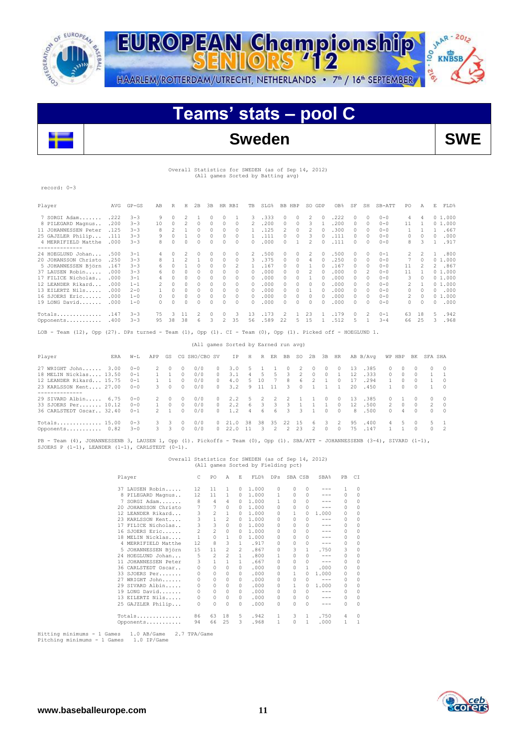# EUROPEAN Championship SENIORS '12

HAARLEM/ROTTERDAM/UTRECHT, NETHERLANDS • 7th / 16th SEPTEMBER

## Teams' stats – pool C

## Sweden SWE

Overall Statistics for SWEDEN (as of Sep 14, 2012)
(All games Sorted by Batting avg)

record: 0-3

| Player | AVG | GP-GS | AB | R | H | 2B | 3B | HR | RBI | TB | SLG% | BB | HBP | SO | GDP | OB% | SF | SH | SB-ATT | PO | A | E | FLD% |
|---|---|---|---|---|---|---|---|---|---|---|---|---|---|---|---|---|---|---|---|---|---|---|---|
| 7 SORGI Adam....... | .222 | 3-3 | 9 | 0 | 2 | 1 | 0 | 0 | 1 | 3 | .333 | 0 | 0 | 2 | 0 | .222 | 0 | 0 | 0-0 | 4 | 4 | 0 | 1.000 |
| 8 PILEGARD Magnus.. | .200 | 3-3 | 10 | 0 | 2 | 0 | 0 | 0 | 0 | 2 | .200 | 0 | 0 | 3 | 1 | .200 | 0 | 0 | 0-0 | 11 | 1 | 0 | 1.000 |
| 11 JOHANNESSEN Peter | .125 | 3-3 | 8 | 2 | 1 | 0 | 0 | 0 | 0 | 1 | .125 | 2 | 0 | 2 | 0 | .300 | 0 | 0 | 0-0 | 1 | 1 | 1 | .667 |
| 25 GAJZLER Philip.... | .111 | 3-3 | 9 | 0 | 1 | 0 | 0 | 0 | 0 | 1 | .111 | 0 | 0 | 3 | 0 | .111 | 0 | 0 | 0-0 | 0 | 0 | 0 | .000 |
| 4 MERRIFIELD Matthe | .000 | 3-3 | 8 | 0 | 0 | 0 | 0 | 0 | 0 | 0 | .000 | 0 | 1 | 2 | 0 | .111 | 0 | 0 | 0-0 | 8 | 3 | 1 | .917 |
| 24 HOEGLUND Johan... | .500 | 3-1 | 4 | 0 | 2 | 0 | 0 | 0 | 0 | 2 | .500 | 0 | 0 | 2 | 0 | .500 | 0 | 0 | 0-1 | 2 | 2 | 1 | .800 |
| 20 JOHANSSON Christo | .250 | 3-3 | 8 | 1 | 2 | 1 | 0 | 0 | 0 | 3 | .375 | 0 | 0 | 4 | 0 | .250 | 0 | 0 | 0-0 | 7 | 0 | 0 | 1.000 |
| 5 JOHANNESSEN Björn | .167 | 3-3 | 6 | 0 | 1 | 0 | 0 | 0 | 2 | 1 | .167 | 0 | 0 | 1 | 0 | .167 | 0 | 0 | 0-0 | 11 | 2 | 2 | .867 |
| 37 LAUSEN Robin..... | .000 | 3-3 | 6 | 0 | 0 | 0 | 0 | 0 | 0 | 0 | .000 | 0 | 0 | 2 | 0 | .000 | 0 | 2 | 0-0 | 11 | 1 | 0 | 1.000 |
| 17 FILICE Nicholas.. | .000 | 3-1 | 4 | 0 | 0 | 0 | 0 | 0 | 0 | 0 | .000 | 0 | 0 | 1 | 0 | .000 | 0 | 0 | 0-0 | 3 | 0 | 0 | 1.000 |
| 12 LEANDER Rikard... | .000 | 1-1 | 2 | 0 | 0 | 0 | 0 | 0 | 0 | 0 | .000 | 0 | 0 | 0 | 0 | .000 | 0 | 0 | 0-0 | 2 | 1 | 0 | 1.000 |
| 13 EILERTZ Nils..... | .000 | 2-0 | 1 | 0 | 0 | 0 | 0 | 0 | 0 | 0 | .000 | 0 | 0 | 1 | 0 | .000 | 0 | 0 | 0-0 | 0 | 0 | 0 | .000 |
| 16 SJOERS Eric...... | .000 | 1-0 | 0 | 0 | 0 | 0 | 0 | 0 | 0 | 0 | .000 | 0 | 0 | 0 | 0 | .000 | 0 | 0 | 0-0 | 2 | 0 | 0 | 1.000 |
| 19 LONG David....... | .000 | 1-0 | 0 | 0 | 0 | 0 | 0 | 0 | 0 | 0 | .000 | 0 | 0 | 0 | 0 | .000 | 0 | 0 | 0-0 | 0 | 0 | 0 | .000 |
| Totals.............. | .147 | 3-3 | 75 | 3 | 11 | 2 | 0 | 0 | 3 | 13 | .173 | 2 | 1 | 23 | 1 | .179 | 0 | 2 | 0-1 | 63 | 18 | 5 | .942 |
| Opponents........... | .400 | 3-3 | 95 | 38 | 38 | 6 | 3 | 2 | 35 | 56 | .589 | 22 | 5 | 15 | 1 | .512 | 5 | 1 | 3-4 | 66 | 25 | 3 | .968 |

LOB - Team (12), Opp (27). DPs turned - Team (1), Opp (1). CI - Team (0), Opp (1). Picked off - HOEGLUND 1.

(All games Sorted by Earned run avg)

| Player | ERA | W-L | APP | GS | CG | SHO/CBO | SV | IP | H | R | ER | BB | SO | 2B | 3B | HR | AB | B/Avg | WP | HBP | BK | SFA | SHA |
|---|---|---|---|---|---|---|---|---|---|---|---|---|---|---|---|---|---|---|---|---|---|---|---|
| 27 WRIGHT John...... | 3.00 | 0-0 | 2 | 0 | 0 | 0/0 | 0 | 3.0 | 5 | 1 | 1 | 0 | 2 | 0 | 0 | 0 | 13 | .385 | 0 | 0 | 0 | 0 | 0 |
| 18 MELIN Nicklas.... | 13.50 | 0-1 | 1 | 1 | 0 | 0/0 | 0 | 3.1 | 4 | 5 | 5 | 3 | 2 | 0 | 0 | 1 | 12 | .333 | 0 | 0 | 0 | 1 | 1 |
| 12 LEANDER Rikard... | 15.75 | 0-1 | 1 | 1 | 0 | 0/0 | 0 | 4.0 | 5 | 10 | 7 | 8 | 6 | 2 | 1 | 0 | 17 | .294 | 1 | 0 | 0 | 1 | 0 |
| 23 KARLSSON Kent.... | 27.00 | 0-0 | 3 | 0 | 0 | 0/0 | 0 | 3.2 | 9 | 11 | 11 | 3 | 0 | 1 | 1 | 1 | 20 | .450 | 1 | 0 | 0 | 1 | 0 |
| 29 SIVARD Albin..... | 6.75 | 0-0 | 2 | 0 | 0 | 0/0 | 0 | 2.2 | 5 | 2 | 2 | 2 | 1 | 1 | 0 | 0 | 13 | .385 | 0 | 1 | 0 | 0 | 0 |
| 33 SJOERS Per....... | 10.12 | 0-0 | 1 | 0 | 0 | 0/0 | 0 | 2.2 | 6 | 3 | 3 | 3 | 1 | 1 | 1 | 0 | 12 | .500 | 2 | 0 | 0 | 2 | 0 |
| 36 CARLSTEDT Oscar.. | 32.40 | 0-1 | 2 | 1 | 0 | 0/0 | 0 | 1.2 | 4 | 6 | 6 | 3 | 3 | 1 | 0 | 0 | 8 | .500 | 0 | 4 | 0 | 0 | 0 |
| Totals.............. | 15.00 | 0-3 | 3 | 3 | 0 | 0/0 | 0 | 21.0 | 38 | 38 | 35 | 22 | 15 | 6 | 3 | 2 | 95 | .400 | 4 | 5 | 0 | 5 | 1 |
| Opponents........... | 0.82 | 3-0 | 3 | 3 | 0 | 0/0 | 0 | 22.0 | 11 | 3 | 2 | 2 | 23 | 2 | 0 | 0 | 75 | .147 | 1 | 1 | 0 | 0 | 2 |

PB - Team (4), JOHANNESSENB 3, LAUSEN 1, Opp (1). Pickoffs - Team (0), Opp (1). SBA/ATT - JOHANNESSENB (3-4), SIVARD (1-1), SJOERS P (1-1), LEANDER (1-1), CARLSTEDT (0-1).

Overall Statistics for SWEDEN (as of Sep 14, 2012)
(All games Sorted by Fielding pct)

| Player | C | PO | A | E | FLD% | DPs | SBA | CSB | SBA% | PB | CI |
|---|---|---|---|---|---|---|---|---|---|---|---|
| 37 LAUSEN Robin..... | 12 | 11 | 1 | 0 | 1.000 | 0 | 0 | 0 | --- | 1 | 0 |
| 8 PILEGARD Magnus.. | 12 | 11 | 1 | 0 | 1.000 | 1 | 0 | 0 | --- | 0 | 0 |
| 7 SORGI Adam....... | 8 | 4 | 4 | 0 | 1.000 | 1 | 0 | 0 | --- | 0 | 0 |
| 20 JOHANSSON Christo | 7 | 7 | 0 | 0 | 1.000 | 0 | 0 | 0 | --- | 0 | 0 |
| 12 LEANDER Rikard... | 3 | 2 | 1 | 0 | 1.000 | 0 | 1 | 0 | 1.000 | 0 | 0 |
| 23 KARLSSON Kent.... | 3 | 1 | 2 | 0 | 1.000 | 0 | 0 | 0 | --- | 0 | 0 |
| 17 FILICE Nicholas.. | 3 | 3 | 0 | 0 | 1.000 | 0 | 0 | 0 | --- | 0 | 0 |
| 16 SJOERS Eric...... | 2 | 2 | 0 | 0 | 1.000 | 0 | 0 | 0 | --- | 0 | 0 |
| 18 MELIN Nicklas.... | 1 | 0 | 1 | 0 | 1.000 | 0 | 0 | 0 | --- | 0 | 0 |
| 4 MERRIFIELD Matthe | 12 | 8 | 3 | 1 | .917 | 0 | 0 | 0 | --- | 0 | 0 |
| 5 JOHANNESSEN Björn | 15 | 11 | 2 | 2 | .867 | 0 | 3 | 1 | .750 | 3 | 0 |
| 24 HOEGLUND Johan... | 5 | 2 | 2 | 1 | .800 | 1 | 0 | 0 | --- | 0 | 0 |
| 11 JOHANNESSEN Peter | 3 | 1 | 1 | 1 | .667 | 0 | 0 | 0 | --- | 0 | 0 |
| 36 CARLSTEDT Oscar.. | 0 | 0 | 0 | 0 | .000 | 0 | 0 | 1 | .000 | 0 | 0 |
| 33 SJOERS Per....... | 0 | 0 | 0 | 0 | .000 | 0 | 1 | 0 | 1.000 | 0 | 0 |
| 27 WRIGHT John...... | 0 | 0 | 0 | 0 | .000 | 0 | 0 | 0 | --- | 0 | 0 |
| 29 SIVARD Albin..... | 0 | 0 | 0 | 0 | .000 | 0 | 1 | 0 | 1.000 | 0 | 0 |
| 19 LONG David....... | 0 | 0 | 0 | 0 | .000 | 0 | 0 | 0 | --- | 0 | 0 |
| 13 EILERTZ Nils..... | 0 | 0 | 0 | 0 | .000 | 0 | 0 | 0 | --- | 0 | 0 |
| 25 GAJZLER Philip... | 0 | 0 | 0 | 0 | .000 | 0 | 0 | 0 | --- | 0 | 0 |
| Totals.............. | 86 | 63 | 18 | 5 | .942 | 1 | 3 | 1 | .750 | 4 | 0 |
| Opponents........... | 94 | 66 | 25 | 3 | .968 | 1 | 0 | 1 | .000 | 1 | 1 |

Hitting minimums - 1 Games 1.0 AB/Game 2.7 TPA/Game
Pitching minimums - 1 Games 1.0 IP/Game

www.baseballeurope.com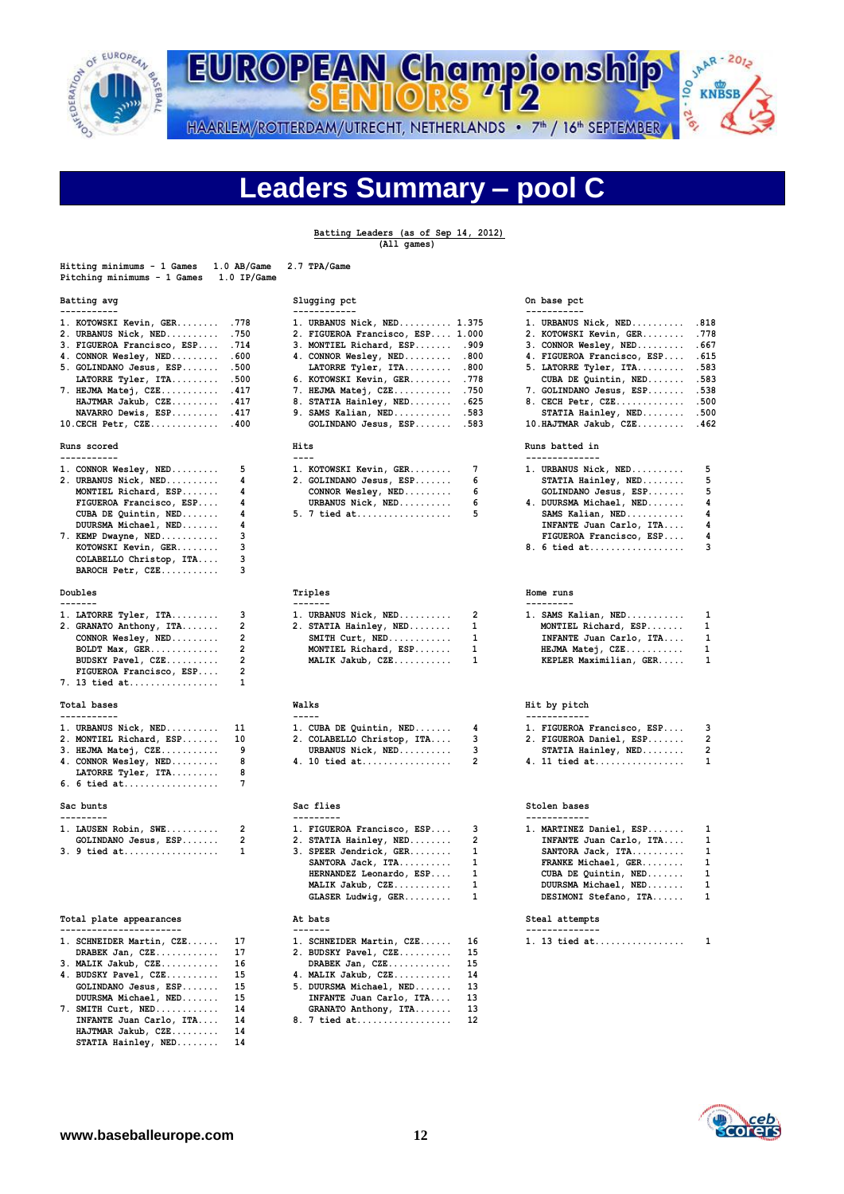# Leaders Summary – pool C

Batting Leaders (as of Sep 14, 2012)
(All games)

Hitting minimums - 1 Games 1.0 AB/Game 2.7 TPA/Game
Pitching minimums - 1 Games 1.0 IP/Game

### Batting avg

| Rank | Player | Value |
|---|---|---|
| 1. | KOTOWSKI Kevin, GER | .778 |
| 2. | URBANUS Nick, NED | .750 |
| 3. | FIGUEROA Francisco, ESP | .714 |
| 4. | CONNOR Wesley, NED | .600 |
| 5. | GOLINDANO Jesus, ESP | .500 |
| | LATORRE Tyler, ITA | .500 |
| 7. | HEJMA Matej, CZE | .417 |
| | HAJTMAR Jakub, CZE | .417 |
| | NAVARRO Dewis, ESP | .417 |
| 10. | CECH Petr, CZE | .400 |

### Slugging pct

| Rank | Player | Value |
|---|---|---|
| 1. | URBANUS Nick, NED | 1.375 |
| 2. | FIGUEROA Francisco, ESP | 1.000 |
| 3. | MONTIEL Richard, ESP | .909 |
| 4. | CONNOR Wesley, NED | .800 |
| | LATORRE Tyler, ITA | .800 |
| 6. | KOTOWSKI Kevin, GER | .778 |
| 7. | HEJMA Matej, CZE | .750 |
| 8. | STATIA Hainley, NED | .625 |
| 9. | SAMS Kalian, NED | .583 |
| | GOLINDANO Jesus, ESP | .583 |

### On base pct

| Rank | Player | Value |
|---|---|---|
| 1. | URBANUS Nick, NED | .818 |
| 2. | KOTOWSKI Kevin, GER | .778 |
| 3. | CONNOR Wesley, NED | .667 |
| 4. | FIGUEROA Francisco, ESP | .615 |
| 5. | LATORRE Tyler, ITA | .583 |
| | CUBA DE Quintin, NED | .583 |
| 7. | GOLINDANO Jesus, ESP | .538 |
| 8. | CECH Petr, CZE | .500 |
| | STATIA Hainley, NED | .500 |
| 10. | HAJTMAR Jakub, CZE | .462 |

### Runs scored

| Rank | Player | Value |
|---|---|---|
| 1. | CONNOR Wesley, NED | 5 |
| 2. | URBANUS Nick, NED | 4 |
| | MONTIEL Richard, ESP | 4 |
| | FIGUEROA Francisco, ESP | 4 |
| | CUBA DE Quintin, NED | 4 |
| | DUURSMA Michael, NED | 4 |
| 7. | KEMP Dwayne, NED | 3 |
| | KOTOWSKI Kevin, GER | 3 |
| | COLABELLO Christop, ITA | 3 |
| | BAROCH Petr, CZE | 3 |

### Hits

| Rank | Player | Value |
|---|---|---|
| 1. | KOTOWSKI Kevin, GER | 7 |
| 2. | GOLINDANO Jesus, ESP | 6 |
| | CONNOR Wesley, NED | 6 |
| | URBANUS Nick, NED | 6 |
| 5. | 7 tied at | 5 |

### Runs batted in

| Rank | Player | Value |
|---|---|---|
| 1. | URBANUS Nick, NED | 5 |
| | STATIA Hainley, NED | 5 |
| | GOLINDANO Jesus, ESP | 5 |
| 4. | DUURSMA Michael, NED | 4 |
| | SAMS Kalian, NED | 4 |
| | INFANTE Juan Carlo, ITA | 4 |
| | FIGUEROA Francisco, ESP | 4 |
| 8. | 6 tied at | 3 |

### Doubles

| Rank | Player | Value |
|---|---|---|
| 1. | LATORRE Tyler, ITA | 3 |
| 2. | GRANATO Anthony, ITA | 2 |
| | CONNOR Wesley, NED | 2 |
| | BOLDT Max, GER | 2 |
| | BUDSKY Pavel, CZE | 2 |
| | FIGUEROA Francisco, ESP | 2 |
| 7. | 13 tied at | 1 |

### Triples

| Rank | Player | Value |
|---|---|---|
| 1. | URBANUS Nick, NED | 2 |
| 2. | STATIA Hainley, NED | 1 |
| | SMITH Curt, NED | 1 |
| | MONTIEL Richard, ESP | 1 |
| | MALIK Jakub, CZE | 1 |

### Home runs

| Rank | Player | Value |
|---|---|---|
| 1. | SAMS Kalian, NED | 1 |
| | MONTIEL Richard, ESP | 1 |
| | INFANTE Juan Carlo, ITA | 1 |
| | HEJMA Matej, CZE | 1 |
| | KEPLER Maximilian, GER | 1 |

### Total bases

| Rank | Player | Value |
|---|---|---|
| 1. | URBANUS Nick, NED | 11 |
| 2. | MONTIEL Richard, ESP | 10 |
| 3. | HEJMA Matej, CZE | 9 |
| 4. | CONNOR Wesley, NED | 8 |
| | LATORRE Tyler, ITA | 8 |
| 6. | 6 tied at | 7 |

### Walks

| Rank | Player | Value |
|---|---|---|
| 1. | CUBA DE Quintin, NED | 4 |
| 2. | COLABELLO Christop, ITA | 3 |
| | URBANUS Nick, NED | 3 |
| 4. | 10 tied at | 2 |

### Hit by pitch

| Rank | Player | Value |
|---|---|---|
| 1. | FIGUEROA Francisco, ESP | 3 |
| 2. | FIGUEROA Daniel, ESP | 2 |
| | STATIA Hainley, NED | 2 |
| 4. | 11 tied at | 1 |

### Sac bunts

| Rank | Player | Value |
|---|---|---|
| 1. | LAUSEN Robin, SWE | 2 |
| | GOLINDANO Jesus, ESP | 2 |
| 3. | 9 tied at | 1 |

### Sac flies

| Rank | Player | Value |
|---|---|---|
| 1. | FIGUEROA Francisco, ESP | 3 |
| 2. | STATIA Hainley, NED | 2 |
| 3. | SPEER Jendrick, GER | 1 |
| | SANTORA Jack, ITA | 1 |
| | HERNANDEZ Leonardo, ESP | 1 |
| | MALIK Jakub, CZE | 1 |
| | GLASER Ludwig, GER | 1 |

### Stolen bases

| Rank | Player | Value |
|---|---|---|
| 1. | MARTINEZ Daniel, ESP | 1 |
| | INFANTE Juan Carlo, ITA | 1 |
| | SANTORA Jack, ITA | 1 |
| | FRANKE Michael, GER | 1 |
| | CUBA DE Quintin, NED | 1 |
| | DUURSMA Michael, NED | 1 |
| | DESIMONI Stefano, ITA | 1 |

### Total plate appearances

| Rank | Player | Value |
|---|---|---|
| 1. | SCHNEIDER Martin, CZE | 17 |
| | DRABEK Jan, CZE | 17 |
| 3. | MALIK Jakub, CZE | 16 |
| 4. | BUDSKY Pavel, CZE | 15 |
| | GOLINDANO Jesus, ESP | 15 |
| | DUURSMA Michael, NED | 15 |
| 7. | SMITH Curt, NED | 14 |
| | INFANTE Juan Carlo, ITA | 14 |
| | HAJTMAR Jakub, CZE | 14 |
| | STATIA Hainley, NED | 14 |

### At bats

| Rank | Player | Value |
|---|---|---|
| 1. | SCHNEIDER Martin, CZE | 16 |
| 2. | BUDSKY Pavel, CZE | 15 |
| | DRABEK Jan, CZE | 15 |
| 4. | MALIK Jakub, CZE | 14 |
| 5. | DUURSMA Michael, NED | 13 |
| | INFANTE Juan Carlo, ITA | 13 |
| | GRANATO Anthony, ITA | 13 |
| 8. | 7 tied at | 12 |

### Steal attempts

| Rank | Player | Value |
|---|---|---|
| 1. | 13 tied at | 1 |

www.baseballeurope.com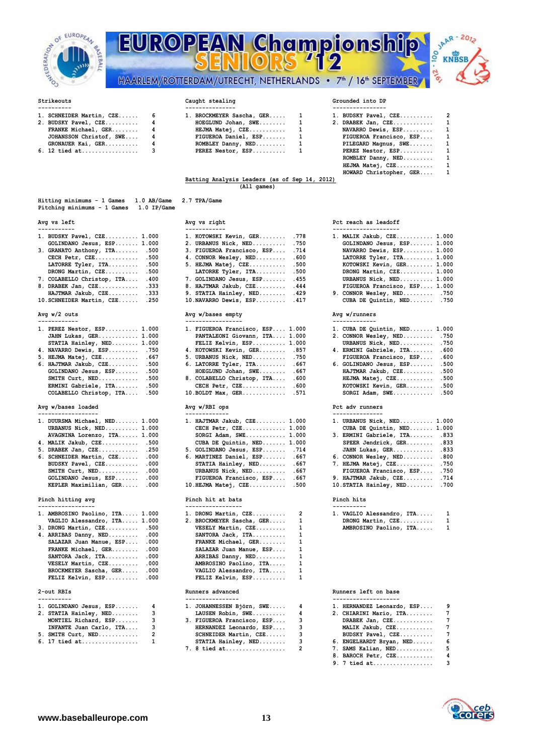### Strikeouts

| Rank | Player | |
|---|---|---|
| 1. | SCHNEIDER Martin, CZE | 6 |
| 2. | BUDSKY Pavel, CZE | 4 |
| | FRANKE Michael, GER | 4 |
| | JOHANSSON Christof, SWE | 4 |
| | GRONAUER Kai, GER | 4 |
| 6. | 12 tied at | 3 |

### Caught stealing

| Rank | Player | |
|---|---|---|
| 1. | BROCKMEYER Sascha, GER | 1 |
| | HOEGLUND Johan, SWE | 1 |
| | HEJMA Matej, CZE | 1 |
| | FIGUEROA Daniel, ESP | 1 |
| | ROMBLEY Danny, NED | 1 |
| | PEREZ Nestor, ESP | 1 |

### Grounded into DP

| Rank | Player | |
|---|---|---|
| 1. | BUDSKY Pavel, CZE | 2 |
| 2. | DRABEK Jan, CZE | 1 |
| | NAVARRO Dewis, ESP | 1 |
| | FIGUEROA Francisco, ESP | 1 |
| | PILEGARD Magnus, SWE | 1 |
| | PEREZ Nestor, ESP | 1 |
| | ROMBLEY Danny, NED | 1 |
| | HEJMA Matej, CZE | 1 |
| | HOWARD Christopher, GER | 1 |

## Batting Analysis Leaders (as of Sep 14, 2012)
(All games)

Hitting minimums - 1 Games 1.0 AB/Game 2.7 TPA/Game
Pitching minimums - 1 Games 1.0 IP/Game

### Avg vs left

| Rank | Player | |
|---|---|---|
| 1. | BUDSKY Pavel, CZE | 1.000 |
| | GOLINDANO Jesus, ESP | 1.000 |
| 3. | GRANATO Anthony, ITA | .500 |
| | CECH Petr, CZE | .500 |
| | LATORRE Tyler, ITA | .500 |
| | DRONG Martin, CZE | .500 |
| 7. | COLABELLO Christop, ITA | .400 |
| 8. | DRABEK Jan, CZE | .333 |
| | HAJTMAR Jakub, CZE | .333 |
| 10. | SCHNEIDER Martin, CZE | .250 |

### Avg vs right

| Rank | Player | |
|---|---|---|
| 1. | KOTOWSKI Kevin, GER | .778 |
| 2. | URBANUS Nick, NED | .750 |
| 3. | FIGUEROA Francisco, ESP | .714 |
| 4. | CONNOR Wesley, NED | .600 |
| 5. | HEJMA Matej, CZE | .500 |
| | LATORRE Tyler, ITA | .500 |
| 7. | GOLINDANO Jesus, ESP | .455 |
| 8. | HAJTMAR Jakub, CZE | .444 |
| 9. | STATIA Hainley, NED | .429 |
| 10. | NAVARRO Dewis, ESP | .417 |

### Pct reach as leadoff

| Rank | Player | |
|---|---|---|
| 1. | MALIK Jakub, CZE | 1.000 |
| | GOLINDANO Jesus, ESP | 1.000 |
| | NAVARRO Dewis, ESP | 1.000 |
| | LATORRE Tyler, ITA | 1.000 |
| | KOTOWSKI Kevin, GER | 1.000 |
| | DRONG Martin, CZE | 1.000 |
| | URBANUS Nick, NED | 1.000 |
| | FIGUEROA Francisco, ESP | 1.000 |
| 9. | CONNOR Wesley, NED | .750 |
| | CUBA DE Quintin, NED | .750 |

### Avg w/2 outs

| Rank | Player | |
|---|---|---|
| 1. | PEREZ Nestor, ESP | 1.000 |
| | JAHN Lukas, GER | 1.000 |
| | STATIA Hainley, NED | 1.000 |
| 4. | NAVARRO Dewis, ESP | .750 |
| 5. | HEJMA Matej, CZE | .667 |
| 6. | HAJTMAR Jakub, CZE | .500 |
| | GOLINDANO Jesus, ESP | .500 |
| | SMITH Curt, NED | .500 |
| | ERMINI Gabriele, ITA | .500 |
| | COLABELLO Christop, ITA | .500 |

### Avg w/bases empty

| Rank | Player | |
|---|---|---|
| 1. | FIGUEROA Francisco, ESP | 1.000 |
| | PANTALEONI Giovann, ITA | 1.000 |
| | FELIZ Kelvin, ESP | 1.000 |
| 4. | KOTOWSKI Kevin, GER | .857 |
| 5. | URBANUS Nick, NED | .750 |
| 6. | LATORRE Tyler, ITA | .667 |
| | HOEGLUND Johan, SWE | .667 |
| 8. | COLABELLO Christop, ITA | .600 |
| | CECH Petr, CZE | .600 |
| 10. | BOLDT Max, GER | .571 |

### Avg w/runners

| Rank | Player | |
|---|---|---|
| 1. | CUBA DE Quintin, NED | 1.000 |
| 2. | CONNOR Wesley, NED | .750 |
| | URBANUS Nick, NED | .750 |
| 4. | ERMINI Gabriele, ITA | .600 |
| | FIGUEROA Francisco, ESP | .600 |
| 6. | GOLINDANO Jesus, ESP | .500 |
| | HAJTMAR Jakub, CZE | .500 |
| | HEJMA Matej, CZE | .500 |
| | KOTOWSKI Kevin, GER | .500 |
| | SORGI Adam, SWE | .500 |

### Avg w/bases loaded

| Rank | Player | |
|---|---|---|
| 1. | DUURSMA Michael, NED | 1.000 |
| | URBANUS Nick, NED | 1.000 |
| | AVAGNINA Lorenzo, ITA | 1.000 |
| 4. | MALIK Jakub, CZE | .500 |
| 5. | DRABEK Jan, CZE | .250 |
| 6. | SCHNEIDER Martin, CZE | .000 |
| | BUDSKY Pavel, CZE | .000 |
| | SMITH Curt, NED | .000 |
| | GOLINDANO Jesus, ESP | .000 |
| | KEPLER Maximilian, GER | .000 |

### Avg w/RBI ops

| Rank | Player | |
|---|---|---|
| 1. | HAJTMAR Jakub, CZE | 1.000 |
| | CECH Petr, CZE | 1.000 |
| | SORGI Adam, SWE | 1.000 |
| | CUBA DE Quintin, NED | 1.000 |
| 5. | GOLINDANO Jesus, ESP | .714 |
| 6. | MARTINEZ Daniel, ESP | .667 |
| | STATIA Hainley, NED | .667 |
| | URBANUS Nick, NED | .667 |
| | FIGUEROA Francisco, ESP | .667 |
| 10. | HEJMA Matej, CZE | .500 |

### Pct adv runners

| Rank | Player | |
|---|---|---|
| 1. | URBANUS Nick, NED | 1.000 |
| | CUBA DE Quintin, NED | 1.000 |
| 3. | ERMINI Gabriele, ITA | .833 |
| | SPEER Jendrick, GER | .833 |
| | JAHN Lukas, GER | .833 |
| 6. | CONNOR Wesley, NED | .800 |
| 7. | HEJMA Matej, CZE | .750 |
| | FIGUEROA Francisco, ESP | .750 |
| 9. | HAJTMAR Jakub, CZE | .714 |
| 10. | STATIA Hainley, NED | .700 |

### Pinch hitting avg

| Rank | Player | |
|---|---|---|
| 1. | AMBROSINO Paolino, ITA | 1.000 |
| | VAGLIO Alessandro, ITA | 1.000 |
| 3. | DRONG Martin, CZE | .500 |
| 4. | ARRIBAS Danny, NED | .000 |
| | SALAZAR Juan Manue, ESP | .000 |
| | FRANKE Michael, GER | .000 |
| | SANTORA Jack, ITA | .000 |
| | VESELY Martin, CZE | .000 |
| | BROCKMEYER Sascha, GER | .000 |
| | FELIZ Kelvin, ESP | .000 |

### Pinch hit at bats

| Rank | Player | |
|---|---|---|
| 1. | DRONG Martin, CZE | 2 |
| 2. | BROCKMEYER Sascha, GER | 1 |
| | VESELY Martin, CZE | 1 |
| | SANTORA Jack, ITA | 1 |
| | FRANKE Michael, GER | 1 |
| | SALAZAR Juan Manue, ESP | 1 |
| | ARRIBAS Danny, NED | 1 |
| | AMBROSINO Paolino, ITA | 1 |
| | VAGLIO Alessandro, ITA | 1 |
| | FELIZ Kelvin, ESP | 1 |

### Pinch hits

| Rank | Player | |
|---|---|---|
| 1. | VAGLIO Alessandro, ITA | 1 |
| | DRONG Martin, CZE | 1 |
| | AMBROSINO Paolino, ITA | 1 |

### 2-out RBIs

| Rank | Player | |
|---|---|---|
| 1. | GOLINDANO Jesus, ESP | 4 |
| 2. | STATIA Hainley, NED | 3 |
| | MONTIEL Richard, ESP | 3 |
| | INFANTE Juan Carlo, ITA | 3 |
| 5. | SMITH Curt, NED | 2 |
| 6. | 17 tied at | 1 |

### Runners advanced

| Rank | Player | |
|---|---|---|
| 1. | JOHANNESSEN Björn, SWE | 4 |
| | LAUSEN Robin, SWE | 4 |
| 3. | FIGUEROA Francisco, ESP | 3 |
| | HERNANDEZ Leonardo, ESP | 3 |
| | SCHNEIDER Martin, CZE | 3 |
| | STATIA Hainley, NED | 3 |
| 7. | 8 tied at | 2 |

### Runners left on base

| Rank | Player | |
|---|---|---|
| 1. | HERNANDEZ Leonardo, ESP | 9 |
| 2. | CHIARINI Mario, ITA | 7 |
| | DRABEK Jan, CZE | 7 |
| | MALIK Jakub, CZE | 7 |
| | BUDSKY Pavel, CZE | 7 |
| 6. | ENGELHARDT Bryan, NED | 6 |
| 7. | SAMS Kalian, NED | 5 |
| 8. | BAROCH Petr, CZE | 4 |
| 9. | 7 tied at | 3 |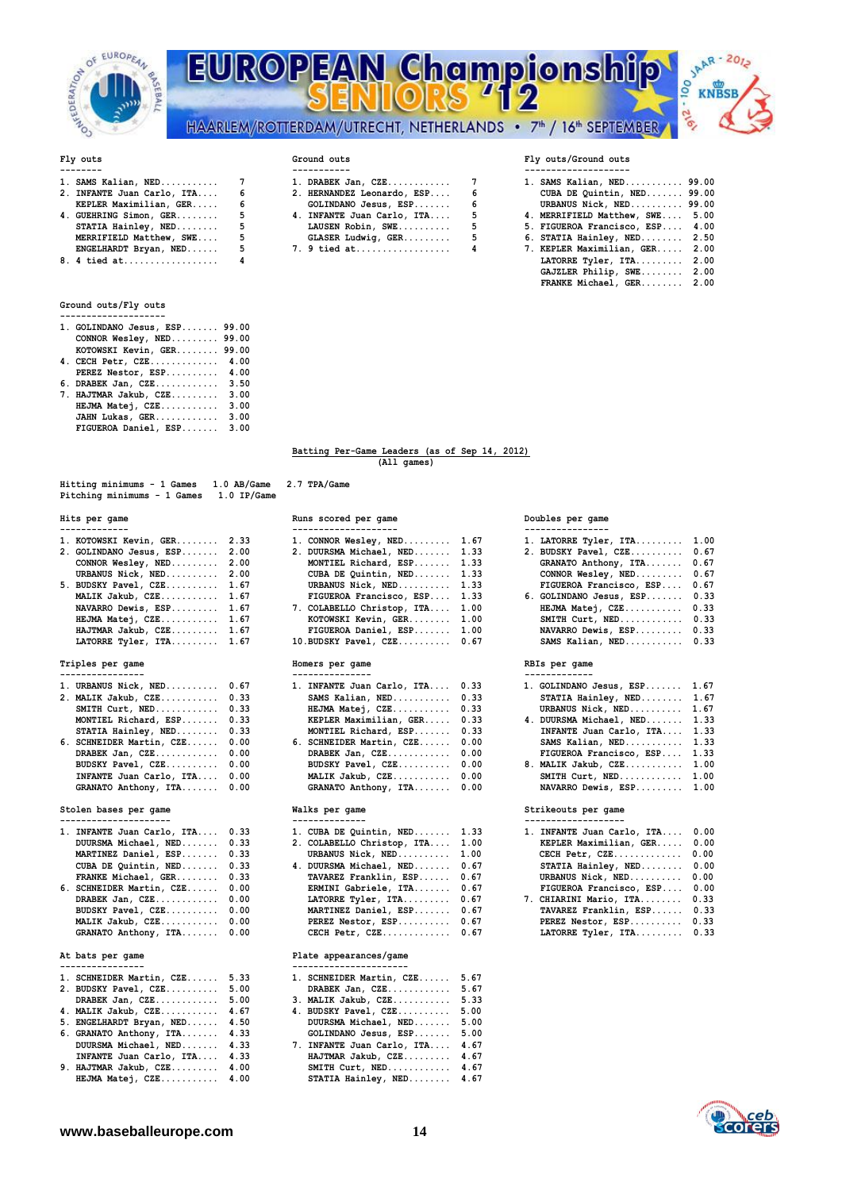### Fly outs

| Rank | Player | Value |
|---|---|---|
| 1. | SAMS Kalian, NED | 7 |
| 2. | INFANTE Juan Carlo, ITA | 6 |
| | KEPLER Maximilian, GER | 6 |
| 4. | GUEHRING Simon, GER | 5 |
| | STATIA Hainley, NED | 5 |
| | MERRIFIELD Matthew, SWE | 5 |
| | ENGELHARDT Bryan, NED | 5 |
| 8. | 4 tied at | 4 |

### Ground outs

| Rank | Player | Value |
|---|---|---|
| 1. | DRABEK Jan, CZE | 7 |
| 2. | HERNANDEZ Leonardo, ESP | 6 |
| | GOLINDANO Jesus, ESP | 6 |
| 4. | INFANTE Juan Carlo, ITA | 5 |
| | LAUSEN Robin, SWE | 5 |
| | GLASER Ludwig, GER | 5 |
| 7. | 9 tied at | 4 |

### Fly outs/Ground outs

| Rank | Player | Value |
|---|---|---|
| 1. | SAMS Kalian, NED | 99.00 |
| | CUBA DE Quintin, NED | 99.00 |
| | URBANUS Nick, NED | 99.00 |
| 4. | MERRIFIELD Matthew, SWE | 5.00 |
| 5. | FIGUEROA Francisco, ESP | 4.00 |
| 6. | STATIA Hainley, NED | 2.50 |
| 7. | KEPLER Maximilian, GER | 2.00 |
| | LATORRE Tyler, ITA | 2.00 |
| | GAJZLER Philip, SWE | 2.00 |
| | FRANKE Michael, GER | 2.00 |

### Ground outs/Fly outs

| Rank | Player | Value |
|---|---|---|
| 1. | GOLINDANO Jesus, ESP | 99.00 |
| | CONNOR Wesley, NED | 99.00 |
| | KOTOWSKI Kevin, GER | 99.00 |
| 4. | CECH Petr, CZE | 4.00 |
| | PEREZ Nestor, ESP | 4.00 |
| 6. | DRABEK Jan, CZE | 3.50 |
| 7. | HAJTMAR Jakub, CZE | 3.00 |
| | HEJMA Matej, CZE | 3.00 |
| | JAHN Lukas, GER | 3.00 |
| | FIGUEROA Daniel, ESP | 3.00 |

## Batting Per-Game Leaders (as of Sep 14, 2012)

(All games)

Hitting minimums - 1 Games 1.0 AB/Game 2.7 TPA/Game
Pitching minimums - 1 Games 1.0 IP/Game

### Hits per game

| Rank | Player | Value |
|---|---|---|
| 1. | KOTOWSKI Kevin, GER | 2.33 |
| 2. | GOLINDANO Jesus, ESP | 2.00 |
| | CONNOR Wesley, NED | 2.00 |
| | URBANUS Nick, NED | 2.00 |
| 5. | BUDSKY Pavel, CZE | 1.67 |
| | MALIK Jakub, CZE | 1.67 |
| | NAVARRO Dewis, ESP | 1.67 |
| | HEJMA Matej, CZE | 1.67 |
| | HAJTMAR Jakub, CZE | 1.67 |
| | LATORRE Tyler, ITA | 1.67 |

### Runs scored per game

| Rank | Player | Value |
|---|---|---|
| 1. | CONNOR Wesley, NED | 1.67 |
| 2. | DUURSMA Michael, NED | 1.33 |
| | MONTIEL Richard, ESP | 1.33 |
| | CUBA DE Quintin, NED | 1.33 |
| | URBANUS Nick, NED | 1.33 |
| | FIGUEROA Francisco, ESP | 1.33 |
| 7. | COLABELLO Christop, ITA | 1.00 |
| | KOTOWSKI Kevin, GER | 1.00 |
| | FIGUEROA Daniel, ESP | 1.00 |
| 10. | BUDSKY Pavel, CZE | 0.67 |

### Doubles per game

| Rank | Player | Value |
|---|---|---|
| 1. | LATORRE Tyler, ITA | 1.00 |
| 2. | BUDSKY Pavel, CZE | 0.67 |
| | GRANATO Anthony, ITA | 0.67 |
| | CONNOR Wesley, NED | 0.67 |
| | FIGUEROA Francisco, ESP | 0.67 |
| 6. | GOLINDANO Jesus, ESP | 0.33 |
| | HEJMA Matej, CZE | 0.33 |
| | SMITH Curt, NED | 0.33 |
| | NAVARRO Dewis, ESP | 0.33 |
| | SAMS Kalian, NED | 0.33 |

### Triples per game

| Rank | Player | Value |
|---|---|---|
| 1. | URBANUS Nick, NED | 0.67 |
| 2. | MALIK Jakub, CZE | 0.33 |
| | SMITH Curt, NED | 0.33 |
| | MONTIEL Richard, ESP | 0.33 |
| | STATIA Hainley, NED | 0.33 |
| 6. | SCHNEIDER Martin, CZE | 0.00 |
| | DRABEK Jan, CZE | 0.00 |
| | BUDSKY Pavel, CZE | 0.00 |
| | INFANTE Juan Carlo, ITA | 0.00 |
| | GRANATO Anthony, ITA | 0.00 |

### Homers per game

| Rank | Player | Value |
|---|---|---|
| 1. | INFANTE Juan Carlo, ITA | 0.33 |
| | SAMS Kalian, NED | 0.33 |
| | HEJMA Matej, CZE | 0.33 |
| | KEPLER Maximilian, GER | 0.33 |
| | MONTIEL Richard, ESP | 0.33 |
| 6. | SCHNEIDER Martin, CZE | 0.00 |
| | DRABEK Jan, CZE | 0.00 |
| | BUDSKY Pavel, CZE | 0.00 |
| | MALIK Jakub, CZE | 0.00 |
| | GRANATO Anthony, ITA | 0.00 |

### RBIs per game

| Rank | Player | Value |
|---|---|---|
| 1. | GOLINDANO Jesus, ESP | 1.67 |
| | STATIA Hainley, NED | 1.67 |
| | URBANUS Nick, NED | 1.67 |
| 4. | DUURSMA Michael, NED | 1.33 |
| | INFANTE Juan Carlo, ITA | 1.33 |
| | SAMS Kalian, NED | 1.33 |
| | FIGUEROA Francisco, ESP | 1.33 |
| 8. | MALIK Jakub, CZE | 1.00 |
| | SMITH Curt, NED | 1.00 |
| | NAVARRO Dewis, ESP | 1.00 |

### Stolen bases per game

| Rank | Player | Value |
|---|---|---|
| 1. | INFANTE Juan Carlo, ITA | 0.33 |
| | DUURSMA Michael, NED | 0.33 |
| | MARTINEZ Daniel, ESP | 0.33 |
| | CUBA DE Quintin, NED | 0.33 |
| | FRANKE Michael, GER | 0.33 |
| 6. | SCHNEIDER Martin, CZE | 0.00 |
| | DRABEK Jan, CZE | 0.00 |
| | BUDSKY Pavel, CZE | 0.00 |
| | MALIK Jakub, CZE | 0.00 |
| | GRANATO Anthony, ITA | 0.00 |

### Walks per game

| Rank | Player | Value |
|---|---|---|
| 1. | CUBA DE Quintin, NED | 1.33 |
| 2. | COLABELLO Christop, ITA | 1.00 |
| | URBANUS Nick, NED | 1.00 |
| 4. | DUURSMA Michael, NED | 0.67 |
| | TAVAREZ Franklin, ESP | 0.67 |
| | ERMINI Gabriele, ITA | 0.67 |
| | LATORRE Tyler, ITA | 0.67 |
| | MARTINEZ Daniel, ESP | 0.67 |
| | PEREZ Nestor, ESP | 0.67 |
| | CECH Petr, CZE | 0.67 |

### Strikeouts per game

| Rank | Player | Value |
|---|---|---|
| 1. | INFANTE Juan Carlo, ITA | 0.00 |
| | KEPLER Maximilian, GER | 0.00 |
| | CECH Petr, CZE | 0.00 |
| | STATIA Hainley, NED | 0.00 |
| | URBANUS Nick, NED | 0.00 |
| | FIGUEROA Francisco, ESP | 0.00 |
| 7. | CHIARINI Mario, ITA | 0.33 |
| | TAVAREZ Franklin, ESP | 0.33 |
| | PEREZ Nestor, ESP | 0.33 |
| | LATORRE Tyler, ITA | 0.33 |

### At bats per game

| Rank | Player | Value |
|---|---|---|
| 1. | SCHNEIDER Martin, CZE | 5.33 |
| 2. | BUDSKY Pavel, CZE | 5.00 |
| | DRABEK Jan, CZE | 5.00 |
| 4. | MALIK Jakub, CZE | 4.67 |
| 5. | ENGELHARDT Bryan, NED | 4.50 |
| 6. | GRANATO Anthony, ITA | 4.33 |
| | DUURSMA Michael, NED | 4.33 |
| | INFANTE Juan Carlo, ITA | 4.33 |
| 9. | HAJTMAR Jakub, CZE | 4.00 |
| | HEJMA Matej, CZE | 4.00 |

### Plate appearances/game

| Rank | Player | Value |
|---|---|---|
| 1. | SCHNEIDER Martin, CZE | 5.67 |
| | DRABEK Jan, CZE | 5.67 |
| 3. | MALIK Jakub, CZE | 5.33 |
| 4. | BUDSKY Pavel, CZE | 5.00 |
| | DUURSMA Michael, NED | 5.00 |
| | GOLINDANO Jesus, ESP | 5.00 |
| 7. | INFANTE Juan Carlo, ITA | 4.67 |
| | HAJTMAR Jakub, CZE | 4.67 |
| | SMITH Curt, NED | 4.67 |
| | STATIA Hainley, NED | 4.67 |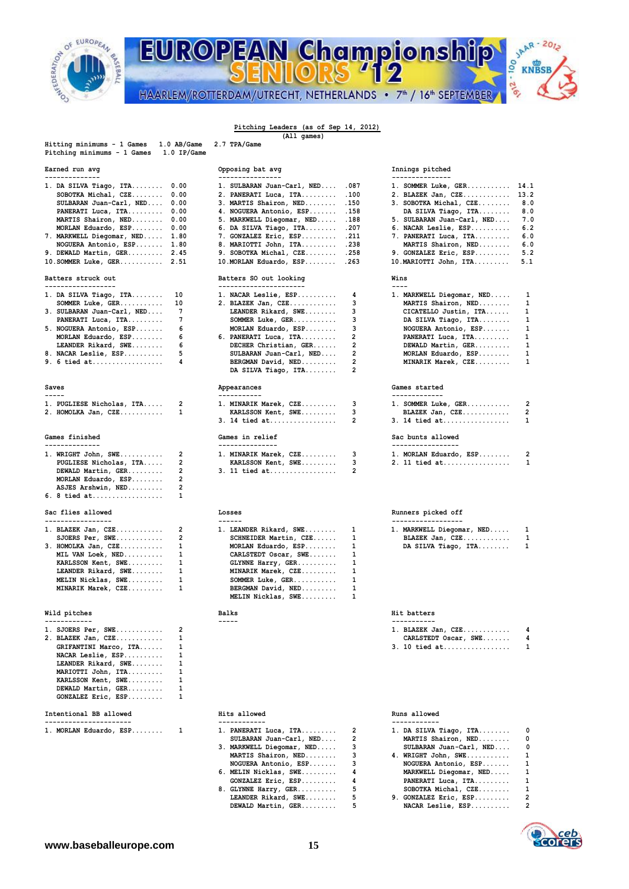# Pitching Leaders (as of Sep 14, 2012)

(All games)

Hitting minimums - 1 Games 1.0 AB/Game 2.7 TPA/Game
Pitching minimums - 1 Games 1.0 IP/Game

### Earned run avg

| Rank | Player | ERA |
|---|---|---|
| 1. | DA SILVA Tiago, ITA | 0.00 |
| | SOBOTKA Michal, CZE | 0.00 |
| | SULBARAN Juan-Carl, NED | 0.00 |
| | PANERATI Luca, ITA | 0.00 |
| | MARTIS Shairon, NED | 0.00 |
| | MORLAN Eduardo, ESP | 0.00 |
| 7. | MARKWELL Diegomar, NED | 1.80 |
| | NOGUERA Antonio, ESP | 1.80 |
| 9. | DEWALD Martin, GER | 2.45 |
| 10. | SOMMER Luke, GER | 2.51 |

### Opposing bat avg

| Rank | Player | Avg |
|---|---|---|
| 1. | SULBARAN Juan-Carl, NED | .087 |
| 2. | PANERATI Luca, ITA | .100 |
| 3. | MARTIS Shairon, NED | .150 |
| 4. | NOGUERA Antonio, ESP | .158 |
| 5. | MARKWELL Diegomar, NED | .188 |
| 6. | DA SILVA Tiago, ITA | .207 |
| 7. | GONZALEZ Eric, ESP | .211 |
| 8. | MARIOTTI John, ITA | .238 |
| 9. | SOBOTKA Michal, CZE | .258 |
| 10. | MORLAN Eduardo, ESP | .263 |

### Innings pitched

| Rank | Player | IP |
|---|---|---|
| 1. | SOMMER Luke, GER | 14.1 |
| 2. | BLAZEK Jan, CZE | 13.2 |
| 3. | SOBOTKA Michal, CZE | 8.0 |
| | DA SILVA Tiago, ITA | 8.0 |
| 5. | SULBARAN Juan-Carl, NED | 7.0 |
| 6. | NACAR Leslie, ESP | 6.2 |
| 7. | PANERATI Luca, ITA | 6.0 |
| | MARTIS Shairon, NED | 6.0 |
| 9. | GONZALEZ Eric, ESP | 5.2 |
| 10. | MARIOTTI John, ITA | 5.1 |

### Batters struck out

| Rank | Player | SO |
|---|---|---|
| 1. | DA SILVA Tiago, ITA | 10 |
| | SOMMER Luke, GER | 10 |
| 3. | SULBARAN Juan-Carl, NED | 7 |
| | PANERATI Luca, ITA | 7 |
| 5. | NOGUERA Antonio, ESP | 6 |
| | MORLAN Eduardo, ESP | 6 |
| | LEANDER Rikard, SWE | 6 |
| 8. | NACAR Leslie, ESP | 5 |
| 9. | 6 tied at | 4 |

### Batters SO out looking

| Rank | Player | SO |
|---|---|---|
| 1. | NACAR Leslie, ESP | 4 |
| 2. | BLAZEK Jan, CZE | 3 |
| | LEANDER Rikard, SWE | 3 |
| | SOMMER Luke, GER | 3 |
| | MORLAN Eduardo, ESP | 3 |
| 6. | PANERATI Luca, ITA | 2 |
| | DECHER Christian, GER | 2 |
| | SULBARAN Juan-Carl, NED | 2 |
| | BERGMAN David, NED | 2 |
| | DA SILVA Tiago, ITA | 2 |

### Wins

| Rank | Player | W |
|---|---|---|
| 1. | MARKWELL Diegomar, NED | 1 |
| | MARTIS Shairon, NED | 1 |
| | CICATELLO Justin, ITA | 1 |
| | DA SILVA Tiago, ITA | 1 |
| | NOGUERA Antonio, ESP | 1 |
| | PANERATI Luca, ITA | 1 |
| | DEWALD Martin, GER | 1 |
| | MORLAN Eduardo, ESP | 1 |
| | MINARIK Marek, CZE | 1 |

### Saves

| Rank | Player | SV |
|---|---|---|
| 1. | PUGLIESE Nicholas, ITA | 2 |
| 2. | HOMOLKA Jan, CZE | 1 |

### Appearances

| Rank | Player | App |
|---|---|---|
| 1. | MINARIK Marek, CZE | 3 |
| | KARLSSON Kent, SWE | 3 |
| 3. | 14 tied at | 2 |

### Games started

| Rank | Player | GS |
|---|---|---|
| 1. | SOMMER Luke, GER | 2 |
| | BLAZEK Jan, CZE | 2 |
| 3. | 14 tied at | 1 |

### Games finished

| Rank | Player | GF |
|---|---|---|
| 1. | WRIGHT John, SWE | 2 |
| | PUGLIESE Nicholas, ITA | 2 |
| | DEWALD Martin, GER | 2 |
| | MORLAN Eduardo, ESP | 2 |
| | ASJES Arshwin, NED | 2 |
| 6. | 8 tied at | 1 |

### Games in relief

| Rank | Player | G |
|---|---|---|
| 1. | MINARIK Marek, CZE | 3 |
| | KARLSSON Kent, SWE | 3 |
| 3. | 11 tied at | 2 |

### Sac bunts allowed

| Rank | Player | SH |
|---|---|---|
| 1. | MORLAN Eduardo, ESP | 2 |
| 2. | 11 tied at | 1 |

### Sac flies allowed

| Rank | Player | SF |
|---|---|---|
| 1. | BLAZEK Jan, CZE | 2 |
| | SJOERS Per, SWE | 2 |
| 3. | HOMOLKA Jan, CZE | 1 |
| | MIL VAN Loek, NED | 1 |
| | KARLSSON Kent, SWE | 1 |
| | LEANDER Rikard, SWE | 1 |
| | MELIN Nicklas, SWE | 1 |
| | MINARIK Marek, CZE | 1 |

### Losses

| Rank | Player | L |
|---|---|---|
| 1. | LEANDER Rikard, SWE | 1 |
| | SCHNEIDER Martin, CZE | 1 |
| | MORLAN Eduardo, ESP | 1 |
| | CARLSTEDT Oscar, SWE | 1 |
| | GLYNNE Harry, GER | 1 |
| | MINARIK Marek, CZE | 1 |
| | SOMMER Luke, GER | 1 |
| | BERGMAN David, NED | 1 |
| | MELIN Nicklas, SWE | 1 |

### Runners picked off

| Rank | Player | PO |
|---|---|---|
| 1. | MARKWELL Diegomar, NED | 1 |
| | BLAZEK Jan, CZE | 1 |
| | DA SILVA Tiago, ITA | 1 |

### Wild pitches

| Rank | Player | WP |
|---|---|---|
| 1. | SJOERS Per, SWE | 2 |
| 2. | BLAZEK Jan, CZE | 1 |
| | GRIFANTINI Marco, ITA | 1 |
| | NACAR Leslie, ESP | 1 |
| | LEANDER Rikard, SWE | 1 |
| | MARIOTTI John, ITA | 1 |
| | KARLSSON Kent, SWE | 1 |
| | DEWALD Martin, GER | 1 |
| | GONZALEZ Eric, ESP | 1 |

### Balks

### Hit batters

| Rank | Player | HB |
|---|---|---|
| 1. | BLAZEK Jan, CZE | 4 |
| | CARLSTEDT Oscar, SWE | 4 |
| 3. | 10 tied at | 1 |

### Intentional BB allowed

| Rank | Player | IBB |
|---|---|---|
| 1. | MORLAN Eduardo, ESP | 1 |

### Hits allowed

| Rank | Player | H |
|---|---|---|
| 1. | PANERATI Luca, ITA | 2 |
| | SULBARAN Juan-Carl, NED | 2 |
| 3. | MARKWELL Diegomar, NED | 3 |
| | MARTIS Shairon, NED | 3 |
| | NOGUERA Antonio, ESP | 3 |
| 6. | MELIN Nicklas, SWE | 4 |
| | GONZALEZ Eric, ESP | 4 |
| 8. | GLYNNE Harry, GER | 5 |
| | LEANDER Rikard, SWE | 5 |
| | DEWALD Martin, GER | 5 |

### Runs allowed

| Rank | Player | R |
|---|---|---|
| 1. | DA SILVA Tiago, ITA | 0 |
| | MARTIS Shairon, NED | 0 |
| | SULBARAN Juan-Carl, NED | 0 |
| 4. | WRIGHT John, SWE | 1 |
| | NOGUERA Antonio, ESP | 1 |
| | MARKWELL Diegomar, NED | 1 |
| | PANERATI Luca, ITA | 1 |
| | SOBOTKA Michal, CZE | 1 |
| 9. | GONZALEZ Eric, ESP | 2 |
| | NACAR Leslie, ESP | 2 |

www.baseballeurope.com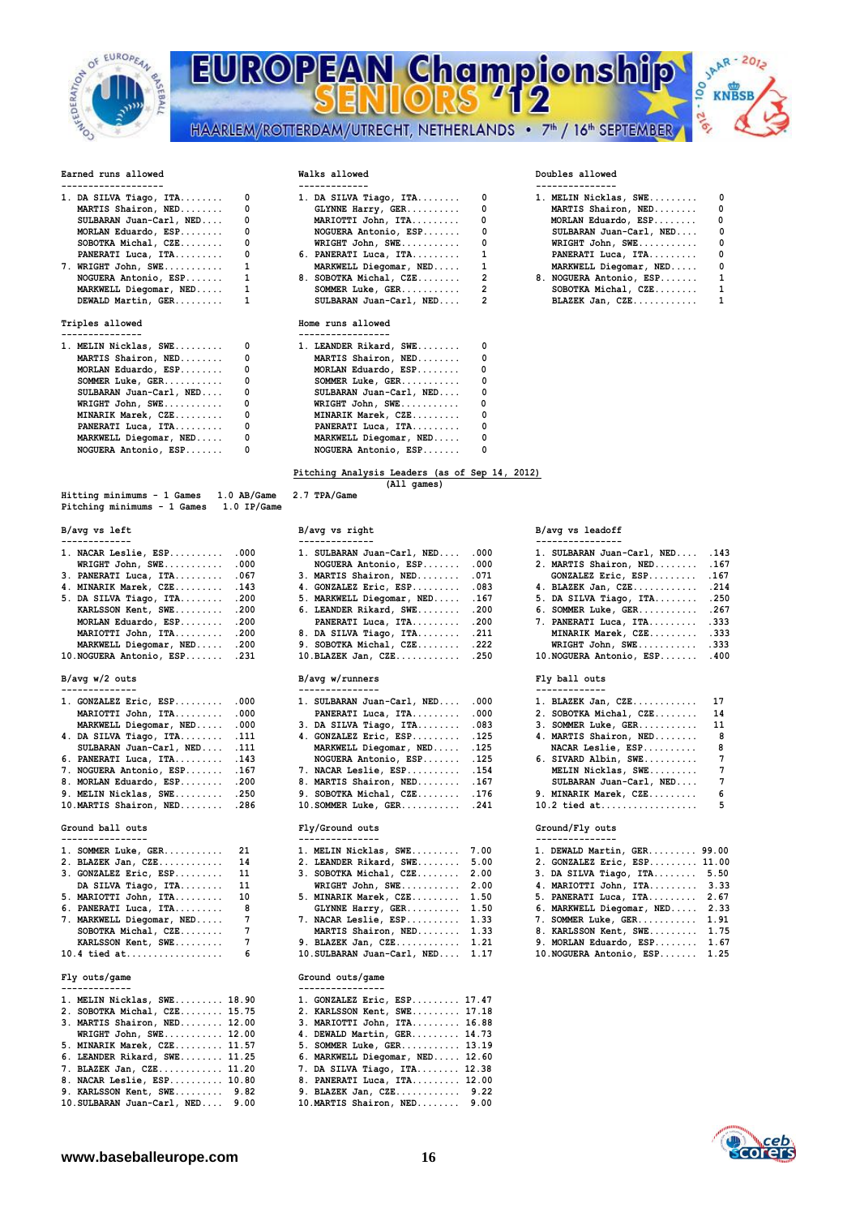### Earned runs allowed

| | Player | |
|---|---|---|
| 1. | DA SILVA Tiago, ITA | 0 |
| | MARTIS Shairon, NED | 0 |
| | SULBARAN Juan-Carl, NED | 0 |
| | MORLAN Eduardo, ESP | 0 |
| | SOBOTKA Michal, CZE | 0 |
| | PANERATI Luca, ITA | 0 |
| 7. | WRIGHT John, SWE | 1 |
| | NOGUERA Antonio, ESP | 1 |
| | MARKWELL Diegomar, NED | 1 |
| | DEWALD Martin, GER | 1 |

### Walks allowed

| | Player | |
|---|---|---|
| 1. | DA SILVA Tiago, ITA | 0 |
| | GLYNNE Harry, GER | 0 |
| | MARIOTTI John, ITA | 0 |
| | NOGUERA Antonio, ESP | 0 |
| | WRIGHT John, SWE | 0 |
| 6. | PANERATI Luca, ITA | 1 |
| | MARKWELL Diegomar, NED | 1 |
| 8. | SOBOTKA Michal, CZE | 2 |
| | SOMMER Luke, GER | 2 |
| | SULBARAN Juan-Carl, NED | 2 |

### Doubles allowed

| | Player | |
|---|---|---|
| 1. | MELIN Nicklas, SWE | 0 |
| | MARTIS Shairon, NED | 0 |
| | MORLAN Eduardo, ESP | 0 |
| | SULBARAN Juan-Carl, NED | 0 |
| | WRIGHT John, SWE | 0 |
| | PANERATI Luca, ITA | 0 |
| | MARKWELL Diegomar, NED | 0 |
| 8. | NOGUERA Antonio, ESP | 1 |
| | SOBOTKA Michal, CZE | 1 |
| | BLAZEK Jan, CZE | 1 |

### Triples allowed

| | Player | |
|---|---|---|
| 1. | MELIN Nicklas, SWE | 0 |
| | MARTIS Shairon, NED | 0 |
| | MORLAN Eduardo, ESP | 0 |
| | SOMMER Luke, GER | 0 |
| | SULBARAN Juan-Carl, NED | 0 |
| | WRIGHT John, SWE | 0 |
| | MINARIK Marek, CZE | 0 |
| | PANERATI Luca, ITA | 0 |
| | MARKWELL Diegomar, NED | 0 |
| | NOGUERA Antonio, ESP | 0 |

### Home runs allowed

| | Player | |
|---|---|---|
| 1. | LEANDER Rikard, SWE | 0 |
| | MARTIS Shairon, NED | 0 |
| | MORLAN Eduardo, ESP | 0 |
| | SOMMER Luke, GER | 0 |
| | SULBARAN Juan-Carl, NED | 0 |
| | WRIGHT John, SWE | 0 |
| | MINARIK Marek, CZE | 0 |
| | PANERATI Luca, ITA | 0 |
| | MARKWELL Diegomar, NED | 0 |
| | NOGUERA Antonio, ESP | 0 |

## Pitching Analysis Leaders (as of Sep 14, 2012)

**(All games)**

Hitting minimums - 1 Games 1.0 AB/Game 2.7 TPA/Game
Pitching minimums - 1 Games 1.0 IP/Game

### B/avg vs left

| | Player | |
|---|---|---|
| 1. | NACAR Leslie, ESP | .000 |
| | WRIGHT John, SWE | .000 |
| 3. | PANERATI Luca, ITA | .067 |
| 4. | MINARIK Marek, CZE | .143 |
| 5. | DA SILVA Tiago, ITA | .200 |
| | KARLSSON Kent, SWE | .200 |
| | MORLAN Eduardo, ESP | .200 |
| | MARIOTTI John, ITA | .200 |
| | MARKWELL Diegomar, NED | .200 |
| 10. | NOGUERA Antonio, ESP | .231 |

### B/avg vs right

| | Player | |
|---|---|---|
| 1. | SULBARAN Juan-Carl, NED | .000 |
| | NOGUERA Antonio, ESP | .000 |
| 3. | MARTIS Shairon, NED | .071 |
| 4. | GONZALEZ Eric, ESP | .083 |
| 5. | MARKWELL Diegomar, NED | .167 |
| 6. | LEANDER Rikard, SWE | .200 |
| | PANERATI Luca, ITA | .200 |
| 8. | DA SILVA Tiago, ITA | .211 |
| 9. | SOBOTKA Michal, CZE | .222 |
| 10. | BLAZEK Jan, CZE | .250 |

### B/avg vs leadoff

| | Player | |
|---|---|---|
| 1. | SULBARAN Juan-Carl, NED | .143 |
| 2. | MARTIS Shairon, NED | .167 |
| | GONZALEZ Eric, ESP | .167 |
| 4. | BLAZEK Jan, CZE | .214 |
| 5. | DA SILVA Tiago, ITA | .250 |
| 6. | SOMMER Luke, GER | .267 |
| 7. | PANERATI Luca, ITA | .333 |
| | MINARIK Marek, CZE | .333 |
| | WRIGHT John, SWE | .333 |
| 10. | NOGUERA Antonio, ESP | .400 |

### B/avg w/2 outs

| | Player | |
|---|---|---|
| 1. | GONZALEZ Eric, ESP | .000 |
| | MARIOTTI John, ITA | .000 |
| | MARKWELL Diegomar, NED | .000 |
| 4. | DA SILVA Tiago, ITA | .111 |
| | SULBARAN Juan-Carl, NED | .111 |
| 6. | PANERATI Luca, ITA | .143 |
| 7. | NOGUERA Antonio, ESP | .167 |
| 8. | MORLAN Eduardo, ESP | .200 |
| 9. | MELIN Nicklas, SWE | .250 |
| 10. | MARTIS Shairon, NED | .286 |

### B/avg w/runners

| | Player | |
|---|---|---|
| 1. | SULBARAN Juan-Carl, NED | .000 |
| | PANERATI Luca, ITA | .000 |
| 3. | DA SILVA Tiago, ITA | .083 |
| 4. | GONZALEZ Eric, ESP | .125 |
| | MARKWELL Diegomar, NED | .125 |
| | NOGUERA Antonio, ESP | .125 |
| 7. | NACAR Leslie, ESP | .154 |
| 8. | MARTIS Shairon, NED | .167 |
| 9. | SOBOTKA Michal, CZE | .176 |
| 10. | SOMMER Luke, GER | .241 |

### Fly ball outs

| | Player | |
|---|---|---|
| 1. | BLAZEK Jan, CZE | 17 |
| 2. | SOBOTKA Michal, CZE | 14 |
| 3. | SOMMER Luke, GER | 11 |
| 4. | MARTIS Shairon, NED | 8 |
| | NACAR Leslie, ESP | 8 |
| 6. | SIVARD Albin, SWE | 7 |
| | MELIN Nicklas, SWE | 7 |
| | SULBARAN Juan-Carl, NED | 7 |
| 9. | MINARIK Marek, CZE | 6 |
| 10. | 2 tied at | 5 |

### Ground ball outs

| | Player | |
|---|---|---|
| 1. | SOMMER Luke, GER | 21 |
| 2. | BLAZEK Jan, CZE | 14 |
| 3. | GONZALEZ Eric, ESP | 11 |
| | DA SILVA Tiago, ITA | 11 |
| 5. | MARIOTTI John, ITA | 10 |
| 6. | PANERATI Luca, ITA | 8 |
| 7. | MARKWELL Diegomar, NED | 7 |
| | SOBOTKA Michal, CZE | 7 |
| | KARLSSON Kent, SWE | 7 |
| 10. | 4 tied at | 6 |

### Fly/Ground outs

| | Player | |
|---|---|---|
| 1. | MELIN Nicklas, SWE | 7.00 |
| 2. | LEANDER Rikard, SWE | 5.00 |
| 3. | SOBOTKA Michal, CZE | 2.00 |
| | WRIGHT John, SWE | 2.00 |
| 5. | MINARIK Marek, CZE | 1.50 |
| | GLYNNE Harry, GER | 1.50 |
| 7. | NACAR Leslie, ESP | 1.33 |
| | MARTIS Shairon, NED | 1.33 |
| 9. | BLAZEK Jan, CZE | 1.21 |
| 10. | SULBARAN Juan-Carl, NED | 1.17 |

### Ground/Fly outs

| | Player | |
|---|---|---|
| 1. | DEWALD Martin, GER | 99.00 |
| 2. | GONZALEZ Eric, ESP | 11.00 |
| 3. | DA SILVA Tiago, ITA | 5.50 |
| 4. | MARIOTTI John, ITA | 3.33 |
| 5. | PANERATI Luca, ITA | 2.67 |
| 6. | MARKWELL Diegomar, NED | 2.33 |
| 7. | SOMMER Luke, GER | 1.91 |
| 8. | KARLSSON Kent, SWE | 1.75 |
| 9. | MORLAN Eduardo, ESP | 1.67 |
| 10. | NOGUERA Antonio, ESP | 1.25 |

### Fly outs/game

| | Player | |
|---|---|---|
| 1. | MELIN Nicklas, SWE | 18.90 |
| 2. | SOBOTKA Michal, CZE | 15.75 |
| 3. | MARTIS Shairon, NED | 12.00 |
| | WRIGHT John, SWE | 12.00 |
| 5. | MINARIK Marek, CZE | 11.57 |
| 6. | LEANDER Rikard, SWE | 11.25 |
| 7. | BLAZEK Jan, CZE | 11.20 |
| 8. | NACAR Leslie, ESP | 10.80 |
| 9. | KARLSSON Kent, SWE | 9.82 |
| 10. | SULBARAN Juan-Carl, NED | 9.00 |

### Ground outs/game

| | Player | |
|---|---|---|
| 1. | GONZALEZ Eric, ESP | 17.47 |
| 2. | KARLSSON Kent, SWE | 17.18 |
| 3. | MARIOTTI John, ITA | 16.88 |
| 4. | DEWALD Martin, GER | 14.73 |
| 5. | SOMMER Luke, GER | 13.19 |
| 6. | MARKWELL Diegomar, NED | 12.60 |
| 7. | DA SILVA Tiago, ITA | 12.38 |
| 8. | PANERATI Luca, ITA | 12.00 |
| 9. | BLAZEK Jan, CZE | 9.22 |
| 10. | MARTIS Shairon, NED | 9.00 |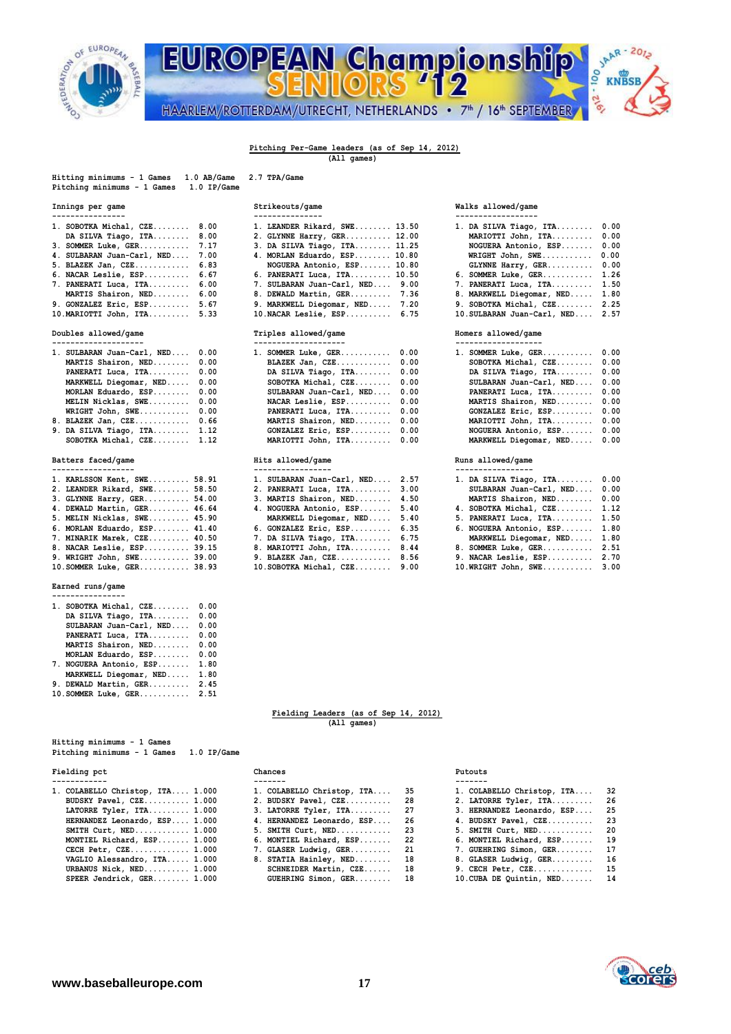## Pitching Per-Game leaders (as of Sep 14, 2012)

(All games)

Hitting minimums - 1 Games 1.0 AB/Game 2.7 TPA/Game
Pitching minimums - 1 Games 1.0 IP/Game

### Innings per game

| Rank | Player | Value |
|---|---|---|
| 1. | SOBOTKA Michal, CZE | 8.00 |
| | DA SILVA Tiago, ITA | 8.00 |
| 3. | SOMMER Luke, GER | 7.17 |
| 4. | SULBARAN Juan-Carl, NED | 7.00 |
| 5. | BLAZEK Jan, CZE | 6.83 |
| 6. | NACAR Leslie, ESP | 6.67 |
| 7. | PANERATI Luca, ITA | 6.00 |
| | MARTIS Shairon, NED | 6.00 |
| 9. | GONZALEZ Eric, ESP | 5.67 |
| 10. | MARIOTTI John, ITA | 5.33 |

### Strikeouts/game

| Rank | Player | Value |
|---|---|---|
| 1. | LEANDER Rikard, SWE | 13.50 |
| 2. | GLYNNE Harry, GER | 12.00 |
| 3. | DA SILVA Tiago, ITA | 11.25 |
| 4. | MORLAN Eduardo, ESP | 10.80 |
| | NOGUERA Antonio, ESP | 10.80 |
| 6. | PANERATI Luca, ITA | 10.50 |
| 7. | SULBARAN Juan-Carl, NED | 9.00 |
| 8. | DEWALD Martin, GER | 7.36 |
| 9. | MARKWELL Diegomar, NED | 7.20 |
| 10. | NACAR Leslie, ESP | 6.75 |

### Walks allowed/game

| Rank | Player | Value |
|---|---|---|
| 1. | DA SILVA Tiago, ITA | 0.00 |
| | MARIOTTI John, ITA | 0.00 |
| | NOGUERA Antonio, ESP | 0.00 |
| | WRIGHT John, SWE | 0.00 |
| | GLYNNE Harry, GER | 0.00 |
| 6. | SOMMER Luke, GER | 1.26 |
| 7. | PANERATI Luca, ITA | 1.50 |
| 8. | MARKWELL Diegomar, NED | 1.80 |
| 9. | SOBOTKA Michal, CZE | 2.25 |
| 10. | SULBARAN Juan-Carl, NED | 2.57 |

### Doubles allowed/game

| Rank | Player | Value |
|---|---|---|
| 1. | SULBARAN Juan-Carl, NED | 0.00 |
| | MARTIS Shairon, NED | 0.00 |
| | PANERATI Luca, ITA | 0.00 |
| | MARKWELL Diegomar, NED | 0.00 |
| | MORLAN Eduardo, ESP | 0.00 |
| | MELIN Nicklas, SWE | 0.00 |
| | WRIGHT John, SWE | 0.00 |
| 8. | BLAZEK Jan, CZE | 0.66 |
| 9. | DA SILVA Tiago, ITA | 1.12 |
| | SOBOTKA Michal, CZE | 1.12 |

### Triples allowed/game

| Rank | Player | Value |
|---|---|---|
| 1. | SOMMER Luke, GER | 0.00 |
| | BLAZEK Jan, CZE | 0.00 |
| | DA SILVA Tiago, ITA | 0.00 |
| | SOBOTKA Michal, CZE | 0.00 |
| | SULBARAN Juan-Carl, NED | 0.00 |
| | NACAR Leslie, ESP | 0.00 |
| | PANERATI Luca, ITA | 0.00 |
| | MARTIS Shairon, NED | 0.00 |
| | GONZALEZ Eric, ESP | 0.00 |
| | MARIOTTI John, ITA | 0.00 |

### Homers allowed/game

| Rank | Player | Value |
|---|---|---|
| 1. | SOMMER Luke, GER | 0.00 |
| | SOBOTKA Michal, CZE | 0.00 |
| | DA SILVA Tiago, ITA | 0.00 |
| | SULBARAN Juan-Carl, NED | 0.00 |
| | PANERATI Luca, ITA | 0.00 |
| | MARTIS Shairon, NED | 0.00 |
| | GONZALEZ Eric, ESP | 0.00 |
| | MARIOTTI John, ITA | 0.00 |
| | NOGUERA Antonio, ESP | 0.00 |
| | MARKWELL Diegomar, NED | 0.00 |

### Batters faced/game

| Rank | Player | Value |
|---|---|---|
| 1. | KARLSSON Kent, SWE | 58.91 |
| 2. | LEANDER Rikard, SWE | 58.50 |
| 3. | GLYNNE Harry, GER | 54.00 |
| 4. | DEWALD Martin, GER | 46.64 |
| 5. | MELIN Nicklas, SWE | 45.90 |
| 6. | MORLAN Eduardo, ESP | 41.40 |
| 7. | MINARIK Marek, CZE | 40.50 |
| 8. | NACAR Leslie, ESP | 39.15 |
| 9. | WRIGHT John, SWE | 39.00 |
| 10. | SOMMER Luke, GER | 38.93 |

### Hits allowed/game

| Rank | Player | Value |
|---|---|---|
| 1. | SULBARAN Juan-Carl, NED | 2.57 |
| 2. | PANERATI Luca, ITA | 3.00 |
| 3. | MARTIS Shairon, NED | 4.50 |
| 4. | NOGUERA Antonio, ESP | 5.40 |
| | MARKWELL Diegomar, NED | 5.40 |
| 6. | GONZALEZ Eric, ESP | 6.35 |
| 7. | DA SILVA Tiago, ITA | 6.75 |
| 8. | MARIOTTI John, ITA | 8.44 |
| 9. | BLAZEK Jan, CZE | 8.56 |
| 10. | SOBOTKA Michal, CZE | 9.00 |

### Runs allowed/game

| Rank | Player | Value |
|---|---|---|
| 1. | DA SILVA Tiago, ITA | 0.00 |
| | SULBARAN Juan-Carl, NED | 0.00 |
| | MARTIS Shairon, NED | 0.00 |
| 4. | SOBOTKA Michal, CZE | 1.12 |
| 5. | PANERATI Luca, ITA | 1.50 |
| 6. | NOGUERA Antonio, ESP | 1.80 |
| | MARKWELL Diegomar, NED | 1.80 |
| 8. | SOMMER Luke, GER | 2.51 |
| 9. | NACAR Leslie, ESP | 2.70 |
| 10. | WRIGHT John, SWE | 3.00 |

### Earned runs/game

| Rank | Player | Value |
|---|---|---|
| 1. | SOBOTKA Michal, CZE | 0.00 |
| | DA SILVA Tiago, ITA | 0.00 |
| | SULBARAN Juan-Carl, NED | 0.00 |
| | PANERATI Luca, ITA | 0.00 |
| | MARTIS Shairon, NED | 0.00 |
| | MORLAN Eduardo, ESP | 0.00 |
| 7. | NOGUERA Antonio, ESP | 1.80 |
| | MARKWELL Diegomar, NED | 1.80 |
| 9. | DEWALD Martin, GER | 2.45 |
| 10. | SOMMER Luke, GER | 2.51 |

## Fielding Leaders (as of Sep 14, 2012)

(All games)

Hitting minimums - 1 Games
Pitching minimums - 1 Games 1.0 IP/Game

### Fielding pct

| Rank | Player | Value |
|---|---|---|
| 1. | COLABELLO Christop, ITA | 1.000 |
| | BUDSKY Pavel, CZE | 1.000 |
| | LATORRE Tyler, ITA | 1.000 |
| | HERNANDEZ Leonardo, ESP | 1.000 |
| | SMITH Curt, NED | 1.000 |
| | MONTIEL Richard, ESP | 1.000 |
| | CECH Petr, CZE | 1.000 |
| | VAGLIO Alessandro, ITA | 1.000 |
| | URBANUS Nick, NED | 1.000 |
| | SPEER Jendrick, GER | 1.000 |

### Chances

| Rank | Player | Value |
|---|---|---|
| 1. | COLABELLO Christop, ITA | 35 |
| 2. | BUDSKY Pavel, CZE | 28 |
| 3. | LATORRE Tyler, ITA | 27 |
| 4. | HERNANDEZ Leonardo, ESP | 26 |
| 5. | SMITH Curt, NED | 23 |
| 6. | MONTIEL Richard, ESP | 22 |
| 7. | GLASER Ludwig, GER | 21 |
| 8. | STATIA Hainley, NED | 18 |
| | SCHNEIDER Martin, CZE | 18 |
| | GUEHRING Simon, GER | 18 |

### Putouts

| Rank | Player | Value |
|---|---|---|
| 1. | COLABELLO Christop, ITA | 32 |
| 2. | LATORRE Tyler, ITA | 26 |
| 3. | HERNANDEZ Leonardo, ESP | 25 |
| 4. | BUDSKY Pavel, CZE | 23 |
| 5. | SMITH Curt, NED | 20 |
| 6. | MONTIEL Richard, ESP | 19 |
| 7. | GUEHRING Simon, GER | 17 |
| 8. | GLASER Ludwig, GER | 16 |
| 9. | CECH Petr, CZE | 15 |
| 10. | CUBA DE Quintin, NED | 14 |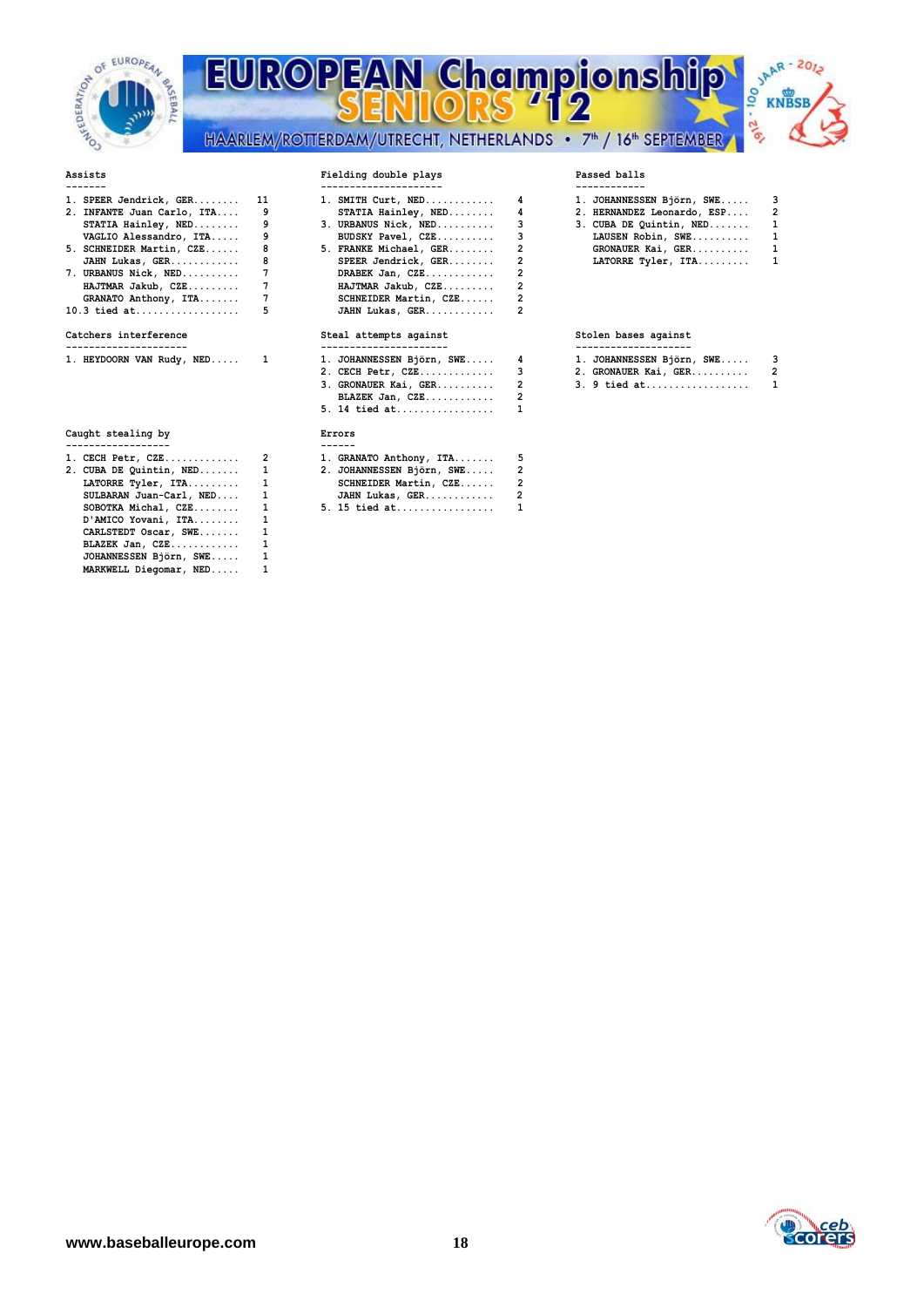**Assists**

| Rank | Player | Total |
|---|---|---|
| 1. | SPEER Jendrick, GER | 11 |
| 2. | INFANTE Juan Carlo, ITA | 9 |
| | STATIA Hainley, NED | 9 |
| | VAGLIO Alessandro, ITA | 9 |
| 5. | SCHNEIDER Martin, CZE | 8 |
| | JAHN Lukas, GER | 8 |
| 7. | URBANUS Nick, NED | 7 |
| | HAJTMAR Jakub, CZE | 7 |
| | GRANATO Anthony, ITA | 7 |
| 10. | 3 tied at | 5 |

**Fielding double plays**

| Rank | Player | Total |
|---|---|---|
| 1. | SMITH Curt, NED | 4 |
| | STATIA Hainley, NED | 4 |
| 3. | URBANUS Nick, NED | 3 |
| | BUDSKY Pavel, CZE | 3 |
| 5. | FRANKE Michael, GER | 2 |
| | SPEER Jendrick, GER | 2 |
| | DRABEK Jan, CZE | 2 |
| | HAJTMAR Jakub, CZE | 2 |
| | SCHNEIDER Martin, CZE | 2 |
| | JAHN Lukas, GER | 2 |

**Passed balls**

| Rank | Player | Total |
|---|---|---|
| 1. | JOHANNESSEN Björn, SWE | 3 |
| 2. | HERNANDEZ Leonardo, ESP | 2 |
| 3. | CUBA DE Quintin, NED | 1 |
| | LAUSEN Robin, SWE | 1 |
| | GRONAUER Kai, GER | 1 |
| | LATORRE Tyler, ITA | 1 |

**Catchers interference**

| Rank | Player | Total |
|---|---|---|
| 1. | HEYDOORN VAN Rudy, NED | 1 |

**Steal attempts against**

| Rank | Player | Total |
|---|---|---|
| 1. | JOHANNESSEN Björn, SWE | 4 |
| 2. | CECH Petr, CZE | 3 |
| 3. | GRONAUER Kai, GER | 2 |
| | BLAZEK Jan, CZE | 2 |
| 5. | 14 tied at | 1 |

**Stolen bases against**

| Rank | Player | Total |
|---|---|---|
| 1. | JOHANNESSEN Björn, SWE | 3 |
| 2. | GRONAUER Kai, GER | 2 |
| 3. | 9 tied at | 1 |

**Caught stealing by**

| Rank | Player | Total |
|---|---|---|
| 1. | CECH Petr, CZE | 2 |
| 2. | CUBA DE Quintin, NED | 1 |
| | LATORRE Tyler, ITA | 1 |
| | SULBARAN Juan-Carl, NED | 1 |
| | SOBOTKA Michal, CZE | 1 |
| | D'AMICO Yovani, ITA | 1 |
| | CARLSTEDT Oscar, SWE | 1 |
| | BLAZEK Jan, CZE | 1 |
| | JOHANNESSEN Björn, SWE | 1 |
| | MARKWELL Diegomar, NED | 1 |

**Errors**

| Rank | Player | Total |
|---|---|---|
| 1. | GRANATO Anthony, ITA | 5 |
| 2. | JOHANNESSEN Björn, SWE | 2 |
| | SCHNEIDER Martin, CZE | 2 |
| | JAHN Lukas, GER | 2 |
| 5. | 15 tied at | 1 |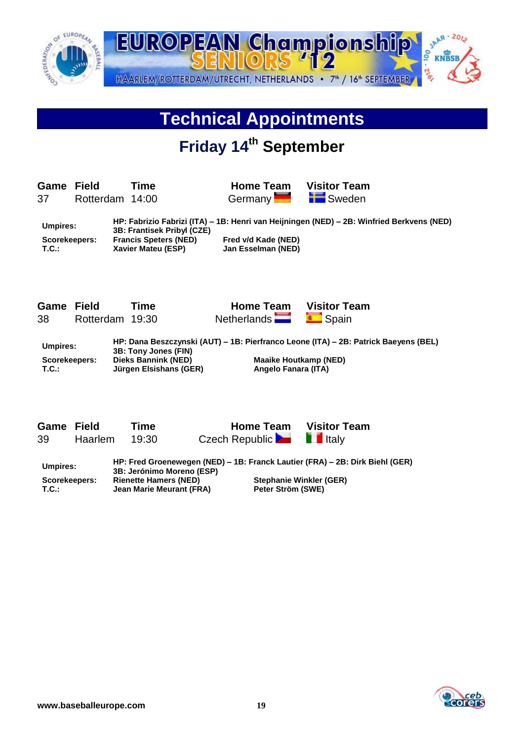# Technical Appointments

## Friday 14th September

| Game | Field | Time | Home Team | Visitor Team |
|---|---|---|---|---|
| 37 | Rotterdam | 14:00 | Germany | Sweden |

**Umpires:** HP: Fabrizio Fabrizi (ITA) – 1B: Henri van Heijningen (NED) – 2B: Winfried Berkvens (NED) 3B: Frantisek Pribyl (CZE)

**Scorekeepers:** Francis Speters (NED) | Fred v/d Kade (NED)

**T.C.:** Xavier Mateu (ESP) | Jan Esselman (NED)

| Game | Field | Time | Home Team | Visitor Team |
|---|---|---|---|---|
| 38 | Rotterdam | 19:30 | Netherlands | Spain |

**Umpires:** HP: Dana Beszczynski (AUT) – 1B: Pierfranco Leone (ITA) – 2B: Patrick Baeyens (BEL) 3B: Tony Jones (FIN)

**Scorekeepers:** Dieks Bannink (NED) | Maaike Houtkamp (NED)

**T.C.:** Jürgen Elsishans (GER) | Angelo Fanara (ITA)

| Game | Field | Time | Home Team | Visitor Team |
|---|---|---|---|---|
| 39 | Haarlem | 19:30 | Czech Republic | Italy |

**Umpires:** HP: Fred Groenewegen (NED) – 1B: Franck Lautier (FRA) – 2B: Dirk Biehl (GER) 3B: Jerónimo Moreno (ESP)

**Scorekeepers:** Rienette Hamers (NED) | Stephanie Winkler (GER)

**T.C.:** Jean Marie Meurant (FRA) | Peter Ström (SWE)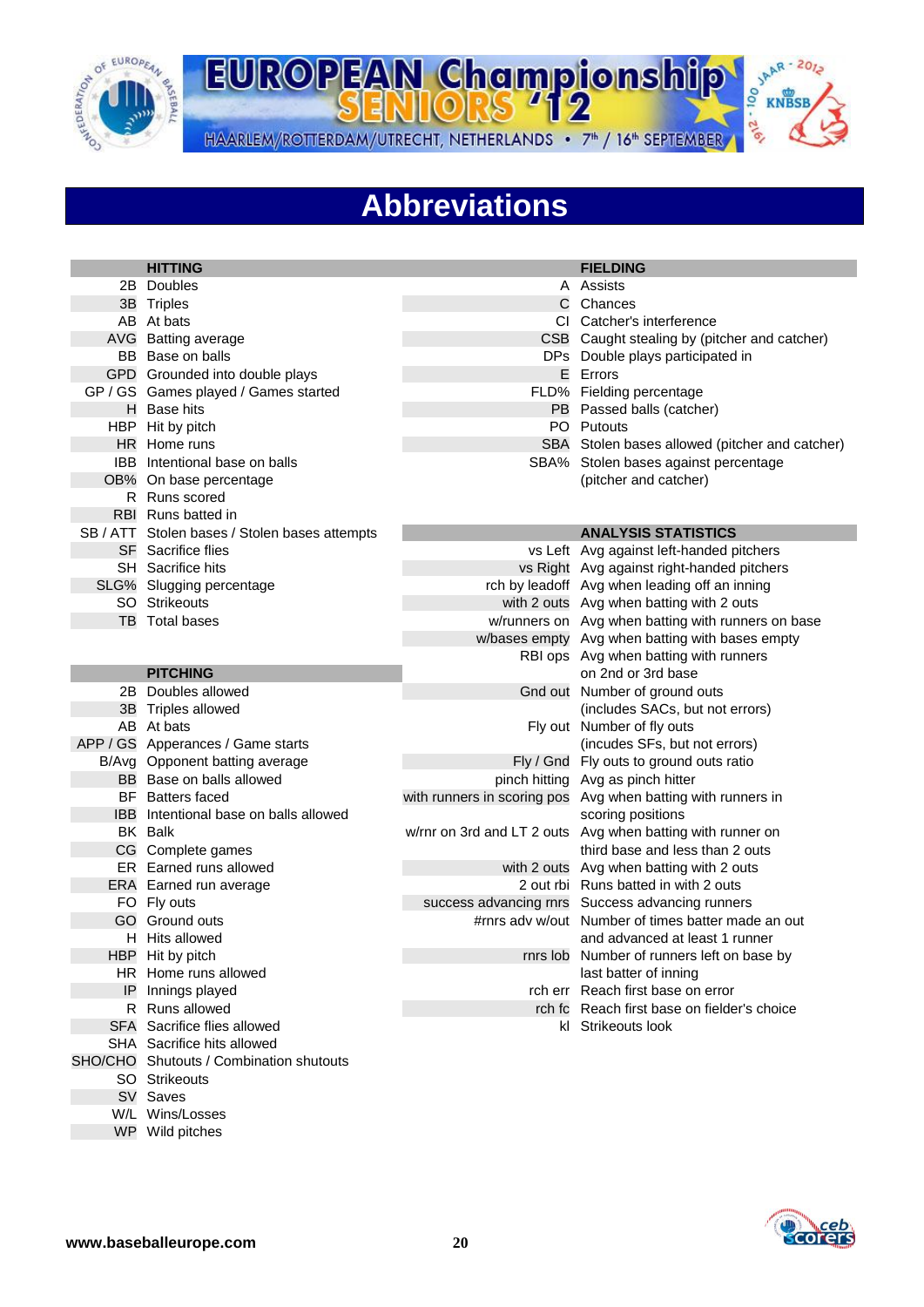# Abbreviations

## HITTING

| | |
|---|---|
| 2B | Doubles |
| 3B | Triples |
| AB | At bats |
| AVG | Batting average |
| BB | Base on balls |
| GPD | Grounded into double plays |
| GP / GS | Games played / Games started |
| H | Base hits |
| HBP | Hit by pitch |
| HR | Home runs |
| IBB | Intentional base on balls |
| OB% | On base percentage |
| R | Runs scored |
| RBI | Runs batted in |
| SB / ATT | Stolen bases / Stolen bases attempts |
| SF | Sacrifice flies |
| SH | Sacrifice hits |
| SLG% | Slugging percentage |
| SO | Strikeouts |
| TB | Total bases |

## PITCHING

| | |
|---|---|
| 2B | Doubles allowed |
| 3B | Triples allowed |
| AB | At bats |
| APP / GS | Apperances / Game starts |
| B/Avg | Opponent batting average |
| BB | Base on balls allowed |
| BF | Batters faced |
| IBB | Intentional base on balls allowed |
| BK | Balk |
| CG | Complete games |
| ER | Earned runs allowed |
| ERA | Earned run average |
| FO | Fly outs |
| GO | Ground outs |
| H | Hits allowed |
| HBP | Hit by pitch |
| HR | Home runs allowed |
| IP | Innings played |
| R | Runs allowed |
| SFA | Sacrifice flies allowed |
| SHA | Sacrifice hits allowed |
| SHO/CHO | Shutouts / Combination shutouts |
| SO | Strikeouts |
| SV | Saves |
| W/L | Wins/Losses |
| WP | Wild pitches |

## FIELDING

| | |
|---|---|
| A | Assists |
| C | Chances |
| CI | Catcher's interference |
| CSB | Caught stealing by (pitcher and catcher) |
| DPs | Double plays participated in |
| E | Errors |
| FLD% | Fielding percentage |
| PB | Passed balls (catcher) |
| PO | Putouts |
| SBA | Stolen bases allowed (pitcher and catcher) |
| SBA% | Stolen bases against percentage (pitcher and catcher) |

## ANALYSIS STATISTICS

| | |
|---|---|
| vs Left | Avg against left-handed pitchers |
| vs Right | Avg against right-handed pitchers |
| rch by leadoff | Avg when leading off an inning |
| with 2 outs | Avg when batting with 2 outs |
| w/runners on | Avg when batting with runners on base |
| w/bases empty | Avg when batting with bases empty |
| RBI ops | Avg when batting with runners on 2nd or 3rd base |
| Gnd out | Number of ground outs (includes SACs, but not errors) |
| Fly out | Number of fly outs (incudes SFs, but not errors) |
| Fly / Gnd | Fly outs to ground outs ratio |
| pinch hitting | Avg as pinch hitter |
| with runners in scoring pos | Avg when batting with runners in scoring positions |
| w/rnr on 3rd and LT 2 outs | Avg when batting with runner on third base and less than 2 outs |
| with 2 outs | Avg when batting with 2 outs |
| 2 out rbi | Runs batted in with 2 outs |
| success advancing rnrs | Success advancing runners |
| #rnrs adv w/out | Number of times batter made an out and advanced at least 1 runner |
| rnrs lob | Number of runners left on base by last batter of inning |
| rch err | Reach first base on error |
| rch fc | Reach first base on fielder's choice |
| kl | Strikeouts look |

www.baseballeurope.com